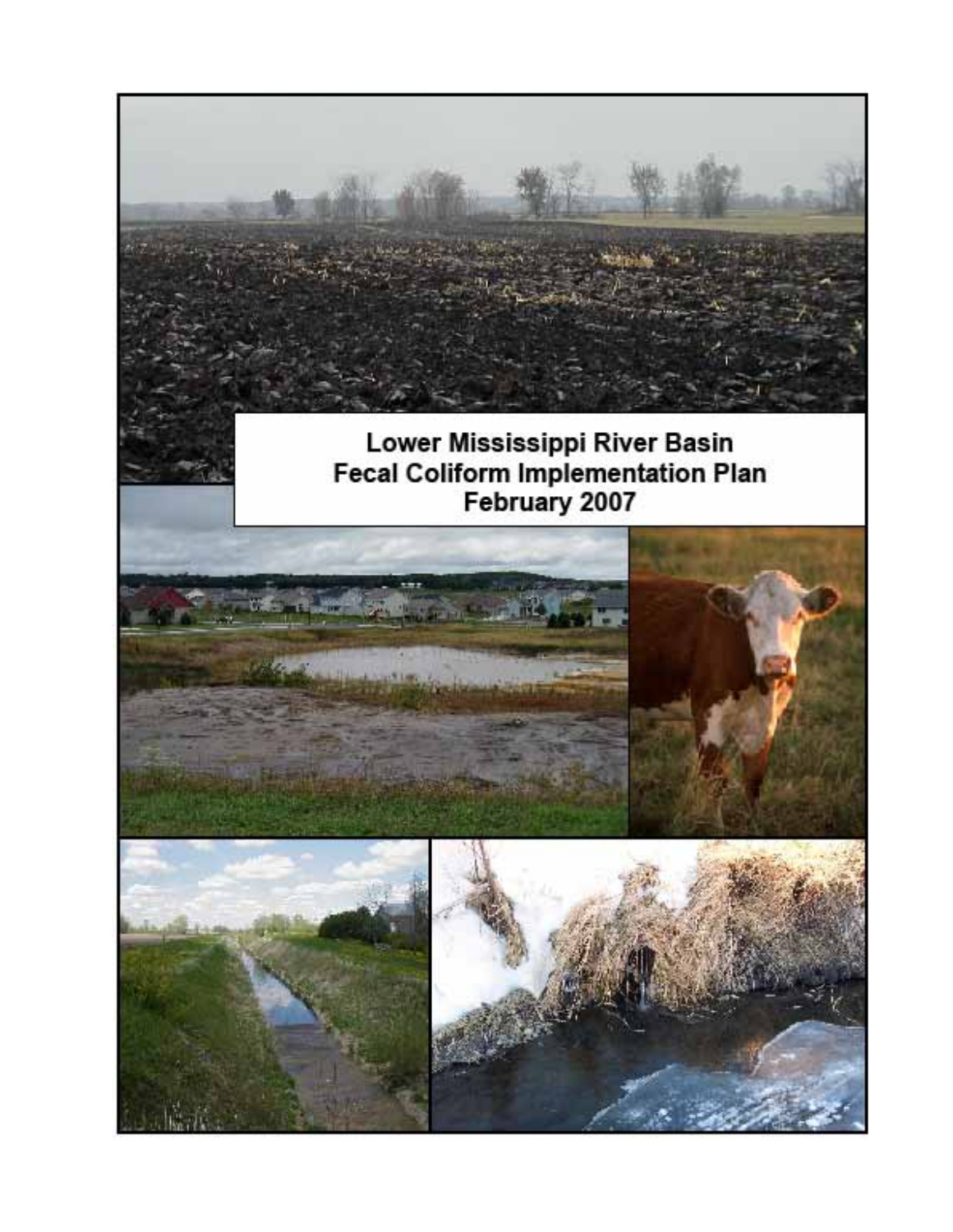# Lower Mississippi River Basin Fecal Coliform Implementation Plan February 2007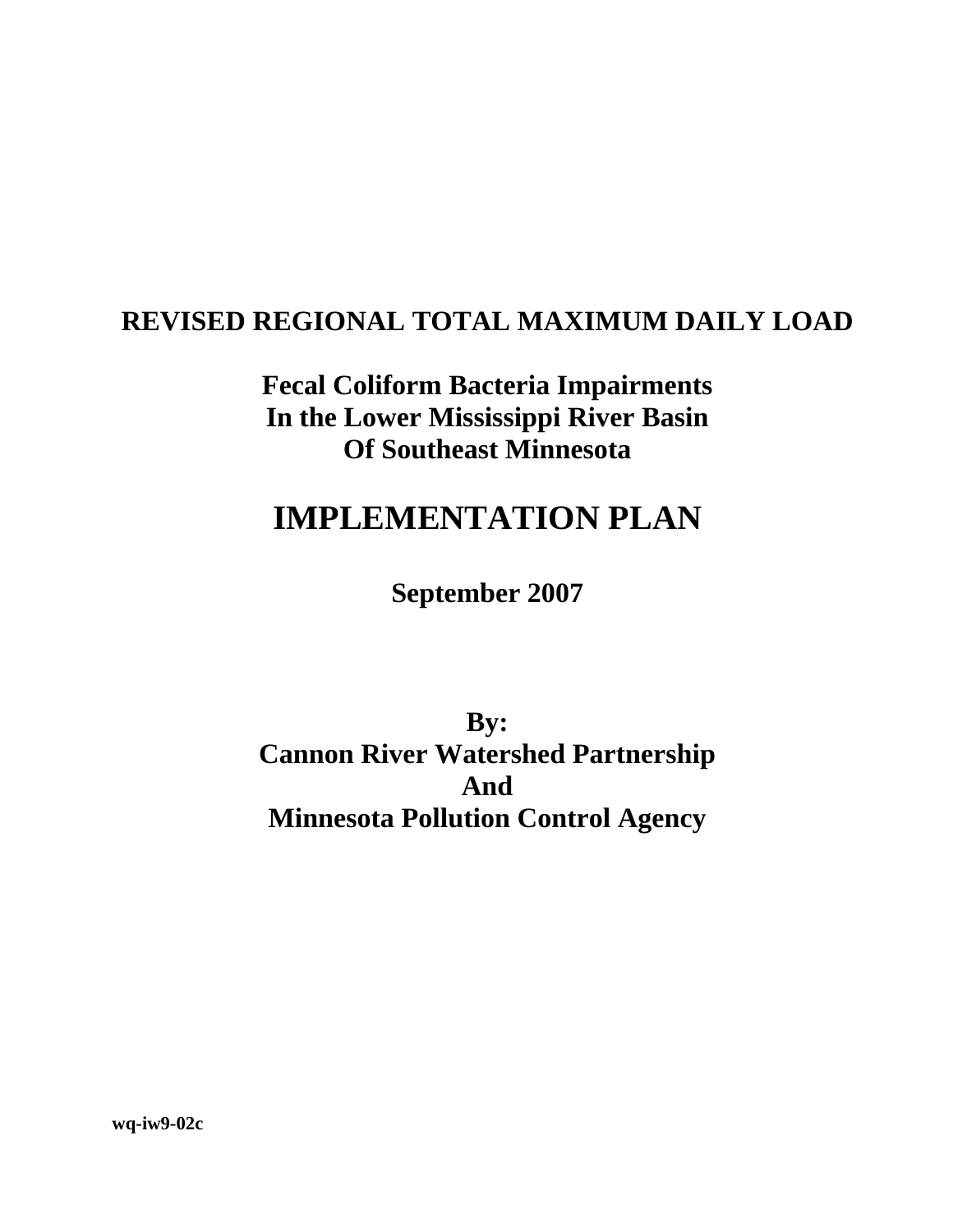# REVISED REGIONAL TOTAL MAXIMUM DAILY LOAD

## Fecal Coliform Bacteria Impairments In the Lower Mississippi River Basin Of Southeast Minnesota

# IMPLEMENTATION PLAN

**September 2007**

**By:**
**Cannon River Watershed Partnership**
**And**
**Minnesota Pollution Control Agency**

**wq-iw9-02c**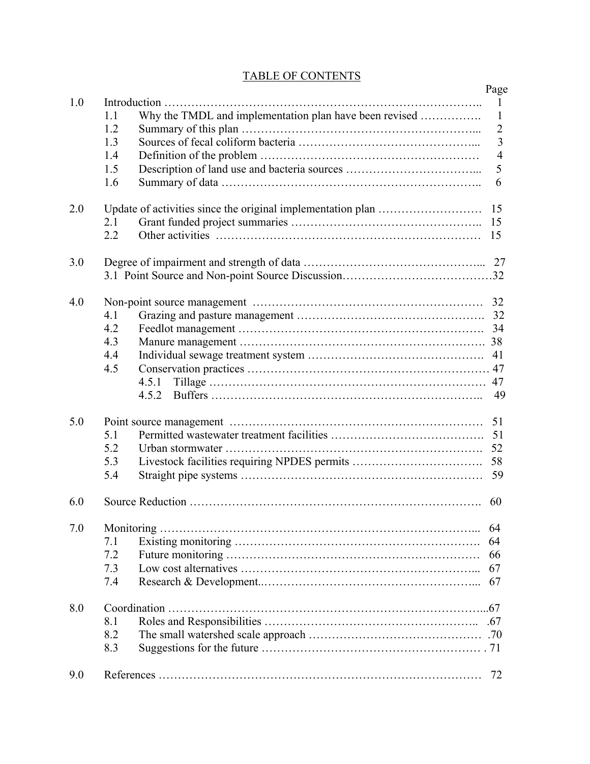# TABLE OF CONTENTS

| | | Page |
|---|---|---|
| 1.0 | Introduction | 1 |
| | 1.1 Why the TMDL and implementation plan have been revised | 1 |
| | 1.2 Summary of this plan | 2 |
| | 1.3 Sources of fecal coliform bacteria | 3 |
| | 1.4 Definition of the problem | 4 |
| | 1.5 Description of land use and bacteria sources | 5 |
| | 1.6 Summary of data | 6 |
| 2.0 | Update of activities since the original implementation plan | 15 |
| | 2.1 Grant funded project summaries | 15 |
| | 2.2 Other activities | 15 |
| 3.0 | Degree of impairment and strength of data | 27 |
| | 3.1 Point Source and Non-point Source Discussion | 32 |
| 4.0 | Non-point source management | 32 |
| | 4.1 Grazing and pasture management | 32 |
| | 4.2 Feedlot management | 34 |
| | 4.3 Manure management | 38 |
| | 4.4 Individual sewage treatment system | 41 |
| | 4.5 Conservation practices | 47 |
| | 4.5.1 Tillage | 47 |
| | 4.5.2 Buffers | 49 |
| 5.0 | Point source management | 51 |
| | 5.1 Permitted wastewater treatment facilities | 51 |
| | 5.2 Urban stormwater | 52 |
| | 5.3 Livestock facilities requiring NPDES permits | 58 |
| | 5.4 Straight pipe systems | 59 |
| 6.0 | Source Reduction | 60 |
| 7.0 | Monitoring | 64 |
| | 7.1 Existing monitoring | 64 |
| | 7.2 Future monitoring | 66 |
| | 7.3 Low cost alternatives | 67 |
| | 7.4 Research & Development | 67 |
| 8.0 | Coordination | 67 |
| | 8.1 Roles and Responsibilities | 67 |
| | 8.2 The small watershed scale approach | 70 |
| | 8.3 Suggestions for the future | 71 |
| 9.0 | References | 72 |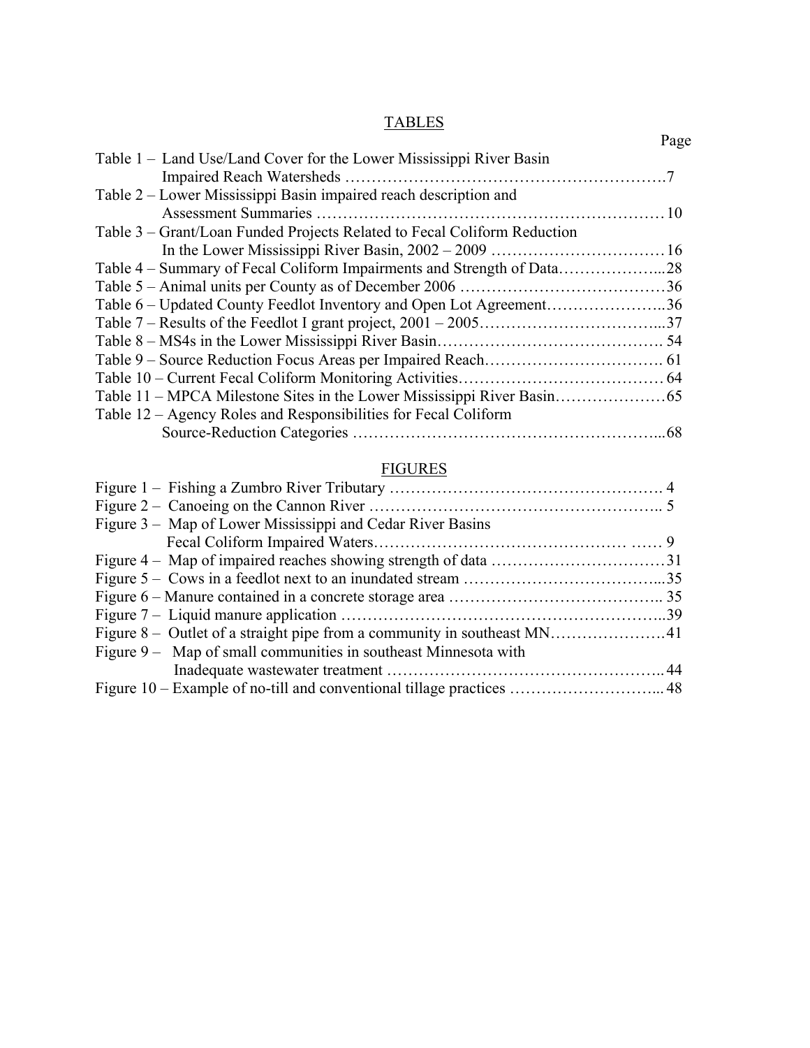## TABLES

Page

Table 1 – Land Use/Land Cover for the Lower Mississippi River Basin Impaired Reach Watersheds ……………………………………………………….7

Table 2 – Lower Mississippi Basin impaired reach description and Assessment Summaries ………………………………………………………… 10

Table 3 – Grant/Loan Funded Projects Related to Fecal Coliform Reduction In the Lower Mississippi River Basin, 2002 – 2009 …………………………… 16

Table 4 – Summary of Fecal Coliform Impairments and Strength of Data………………...28

Table 5 – Animal units per County as of December 2006 …………………………………36

Table 6 – Updated County Feedlot Inventory and Open Lot Agreement…………………..36

Table 7 – Results of the Feedlot I grant project, 2001 – 2005……………………………...37

Table 8 – MS4s in the Lower Mississippi River Basin……………………………………. 54

Table 9 – Source Reduction Focus Areas per Impaired Reach……………………………. 61

Table 10 – Current Fecal Coliform Monitoring Activities………………………………… 64

Table 11 – MPCA Milestone Sites in the Lower Mississippi River Basin…………………65

Table 12 – Agency Roles and Responsibilities for Fecal Coliform Source-Reduction Categories …………………………………………………...68

## FIGURES

Figure 1 – Fishing a Zumbro River Tributary ……………………………………………. 4

Figure 2 – Canoeing on the Cannon River ……………………………………………….. 5

Figure 3 – Map of Lower Mississippi and Cedar River Basins Fecal Coliform Impaired Waters………………………………………… …… 9

Figure 4 – Map of impaired reaches showing strength of data ……………………………31

Figure 5 – Cows in a feedlot next to an inundated stream ………………………………...35

Figure 6 – Manure contained in a concrete storage area ………………………………….. 35

Figure 7 – Liquid manure application ……………………………………………………..39

Figure 8 – Outlet of a straight pipe from a community in southeast MN…………………41

Figure 9 – Map of small communities in southeast Minnesota with Inadequate wastewater treatment …………………………………………….. 44

Figure 10 – Example of no-till and conventional tillage practices ……………………….. 48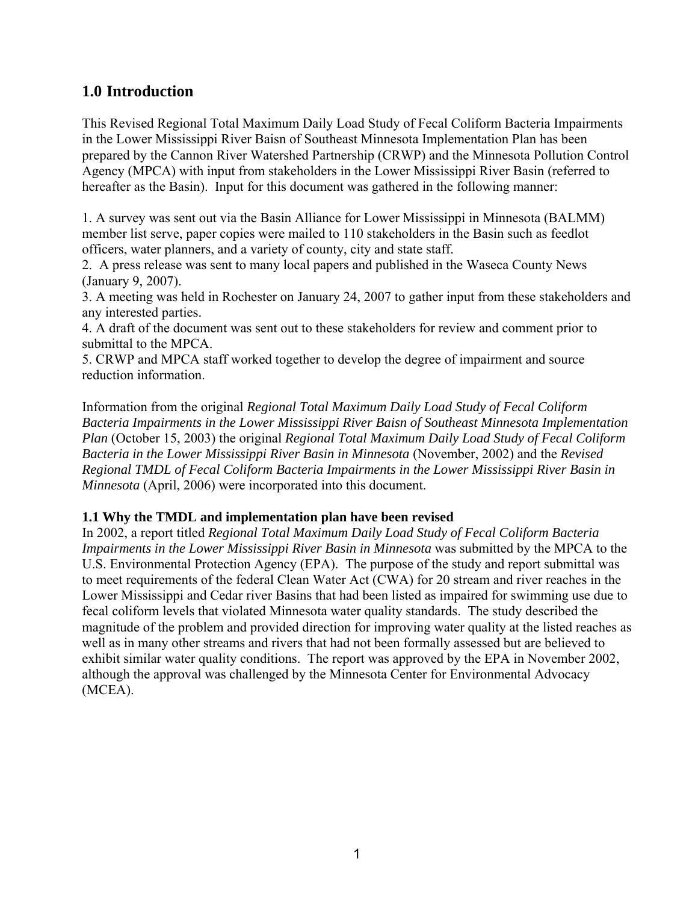## 1.0 Introduction

This Revised Regional Total Maximum Daily Load Study of Fecal Coliform Bacteria Impairments in the Lower Mississippi River Baisn of Southeast Minnesota Implementation Plan has been prepared by the Cannon River Watershed Partnership (CRWP) and the Minnesota Pollution Control Agency (MPCA) with input from stakeholders in the Lower Mississippi River Basin (referred to hereafter as the Basin). Input for this document was gathered in the following manner:

1. A survey was sent out via the Basin Alliance for Lower Mississippi in Minnesota (BALMM) member list serve, paper copies were mailed to 110 stakeholders in the Basin such as feedlot officers, water planners, and a variety of county, city and state staff.
2. A press release was sent to many local papers and published in the Waseca County News (January 9, 2007).
3. A meeting was held in Rochester on January 24, 2007 to gather input from these stakeholders and any interested parties.
4. A draft of the document was sent out to these stakeholders for review and comment prior to submittal to the MPCA.
5. CRWP and MPCA staff worked together to develop the degree of impairment and source reduction information.

Information from the original *Regional Total Maximum Daily Load Study of Fecal Coliform Bacteria Impairments in the Lower Mississippi River Baisn of Southeast Minnesota Implementation Plan* (October 15, 2003) the original *Regional Total Maximum Daily Load Study of Fecal Coliform Bacteria in the Lower Mississippi River Basin in Minnesota* (November, 2002) and the *Revised Regional TMDL of Fecal Coliform Bacteria Impairments in the Lower Mississippi River Basin in Minnesota* (April, 2006) were incorporated into this document.

### 1.1 Why the TMDL and implementation plan have been revised

In 2002, a report titled *Regional Total Maximum Daily Load Study of Fecal Coliform Bacteria Impairments in the Lower Mississippi River Basin in Minnesota* was submitted by the MPCA to the U.S. Environmental Protection Agency (EPA). The purpose of the study and report submittal was to meet requirements of the federal Clean Water Act (CWA) for 20 stream and river reaches in the Lower Mississippi and Cedar river Basins that had been listed as impaired for swimming use due to fecal coliform levels that violated Minnesota water quality standards. The study described the magnitude of the problem and provided direction for improving water quality at the listed reaches as well as in many other streams and rivers that had not been formally assessed but are believed to exhibit similar water quality conditions. The report was approved by the EPA in November 2002, although the approval was challenged by the Minnesota Center for Environmental Advocacy (MCEA).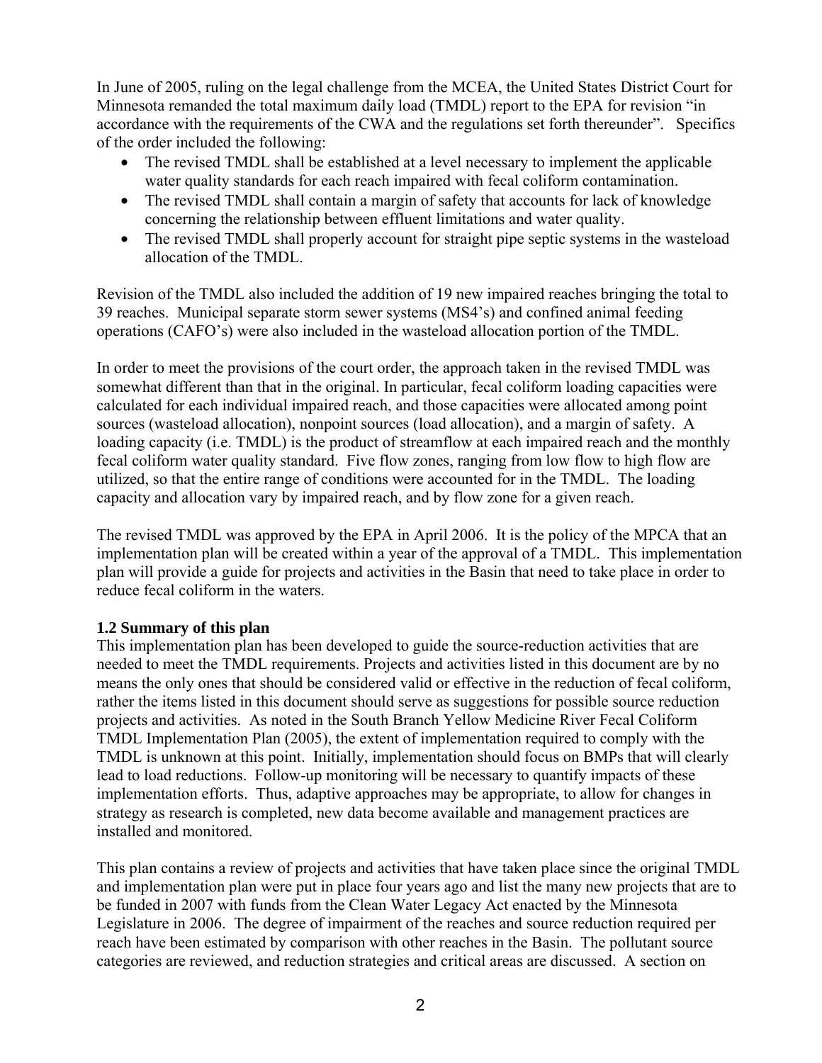In June of 2005, ruling on the legal challenge from the MCEA, the United States District Court for Minnesota remanded the total maximum daily load (TMDL) report to the EPA for revision "in accordance with the requirements of the CWA and the regulations set forth thereunder". Specifics of the order included the following:

- The revised TMDL shall be established at a level necessary to implement the applicable water quality standards for each reach impaired with fecal coliform contamination.
- The revised TMDL shall contain a margin of safety that accounts for lack of knowledge concerning the relationship between effluent limitations and water quality.
- The revised TMDL shall properly account for straight pipe septic systems in the wasteload allocation of the TMDL.

Revision of the TMDL also included the addition of 19 new impaired reaches bringing the total to 39 reaches. Municipal separate storm sewer systems (MS4's) and confined animal feeding operations (CAFO's) were also included in the wasteload allocation portion of the TMDL.

In order to meet the provisions of the court order, the approach taken in the revised TMDL was somewhat different than that in the original. In particular, fecal coliform loading capacities were calculated for each individual impaired reach, and those capacities were allocated among point sources (wasteload allocation), nonpoint sources (load allocation), and a margin of safety. A loading capacity (i.e. TMDL) is the product of streamflow at each impaired reach and the monthly fecal coliform water quality standard. Five flow zones, ranging from low flow to high flow are utilized, so that the entire range of conditions were accounted for in the TMDL. The loading capacity and allocation vary by impaired reach, and by flow zone for a given reach.

The revised TMDL was approved by the EPA in April 2006. It is the policy of the MPCA that an implementation plan will be created within a year of the approval of a TMDL. This implementation plan will provide a guide for projects and activities in the Basin that need to take place in order to reduce fecal coliform in the waters.

### 1.2 Summary of this plan

This implementation plan has been developed to guide the source-reduction activities that are needed to meet the TMDL requirements. Projects and activities listed in this document are by no means the only ones that should be considered valid or effective in the reduction of fecal coliform, rather the items listed in this document should serve as suggestions for possible source reduction projects and activities. As noted in the South Branch Yellow Medicine River Fecal Coliform TMDL Implementation Plan (2005), the extent of implementation required to comply with the TMDL is unknown at this point. Initially, implementation should focus on BMPs that will clearly lead to load reductions. Follow-up monitoring will be necessary to quantify impacts of these implementation efforts. Thus, adaptive approaches may be appropriate, to allow for changes in strategy as research is completed, new data become available and management practices are installed and monitored.

This plan contains a review of projects and activities that have taken place since the original TMDL and implementation plan were put in place four years ago and list the many new projects that are to be funded in 2007 with funds from the Clean Water Legacy Act enacted by the Minnesota Legislature in 2006. The degree of impairment of the reaches and source reduction required per reach have been estimated by comparison with other reaches in the Basin. The pollutant source categories are reviewed, and reduction strategies and critical areas are discussed. A section on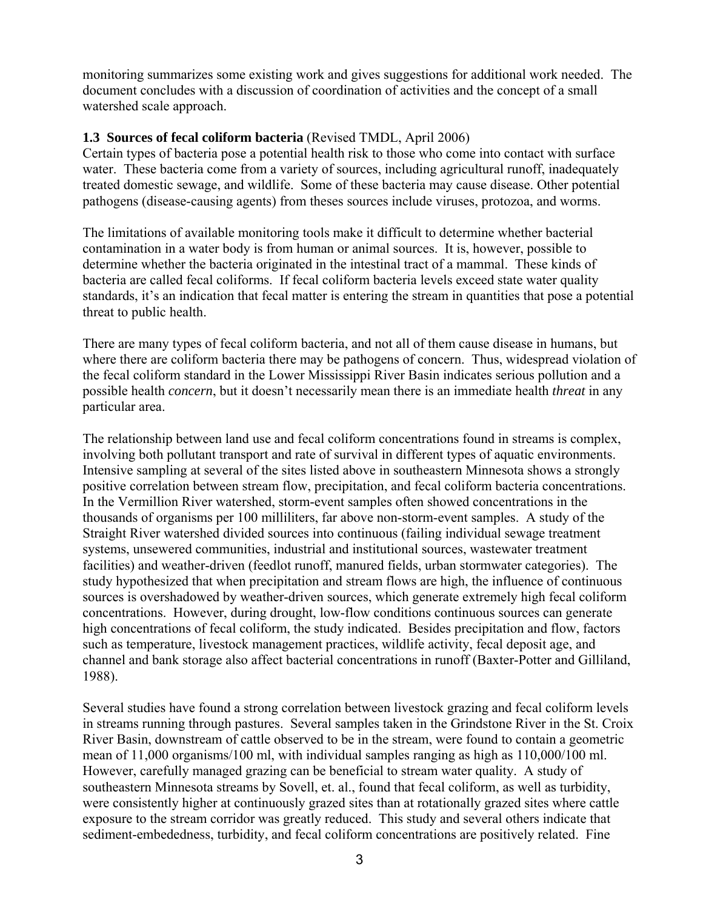monitoring summarizes some existing work and gives suggestions for additional work needed. The document concludes with a discussion of coordination of activities and the concept of a small watershed scale approach.

### 1.3 Sources of fecal coliform bacteria (Revised TMDL, April 2006)

Certain types of bacteria pose a potential health risk to those who come into contact with surface water. These bacteria come from a variety of sources, including agricultural runoff, inadequately treated domestic sewage, and wildlife. Some of these bacteria may cause disease. Other potential pathogens (disease-causing agents) from theses sources include viruses, protozoa, and worms.

The limitations of available monitoring tools make it difficult to determine whether bacterial contamination in a water body is from human or animal sources. It is, however, possible to determine whether the bacteria originated in the intestinal tract of a mammal. These kinds of bacteria are called fecal coliforms. If fecal coliform bacteria levels exceed state water quality standards, it's an indication that fecal matter is entering the stream in quantities that pose a potential threat to public health.

There are many types of fecal coliform bacteria, and not all of them cause disease in humans, but where there are coliform bacteria there may be pathogens of concern. Thus, widespread violation of the fecal coliform standard in the Lower Mississippi River Basin indicates serious pollution and a possible health *concern*, but it doesn't necessarily mean there is an immediate health *threat* in any particular area.

The relationship between land use and fecal coliform concentrations found in streams is complex, involving both pollutant transport and rate of survival in different types of aquatic environments. Intensive sampling at several of the sites listed above in southeastern Minnesota shows a strongly positive correlation between stream flow, precipitation, and fecal coliform bacteria concentrations. In the Vermillion River watershed, storm-event samples often showed concentrations in the thousands of organisms per 100 milliliters, far above non-storm-event samples. A study of the Straight River watershed divided sources into continuous (failing individual sewage treatment systems, unsewered communities, industrial and institutional sources, wastewater treatment facilities) and weather-driven (feedlot runoff, manured fields, urban stormwater categories). The study hypothesized that when precipitation and stream flows are high, the influence of continuous sources is overshadowed by weather-driven sources, which generate extremely high fecal coliform concentrations. However, during drought, low-flow conditions continuous sources can generate high concentrations of fecal coliform, the study indicated. Besides precipitation and flow, factors such as temperature, livestock management practices, wildlife activity, fecal deposit age, and channel and bank storage also affect bacterial concentrations in runoff (Baxter-Potter and Gilliland, 1988).

Several studies have found a strong correlation between livestock grazing and fecal coliform levels in streams running through pastures. Several samples taken in the Grindstone River in the St. Croix River Basin, downstream of cattle observed to be in the stream, were found to contain a geometric mean of 11,000 organisms/100 ml, with individual samples ranging as high as 110,000/100 ml. However, carefully managed grazing can be beneficial to stream water quality. A study of southeastern Minnesota streams by Sovell, et. al., found that fecal coliform, as well as turbidity, were consistently higher at continuously grazed sites than at rotationally grazed sites where cattle exposure to the stream corridor was greatly reduced. This study and several others indicate that sediment-embeddedness, turbidity, and fecal coliform concentrations are positively related. Fine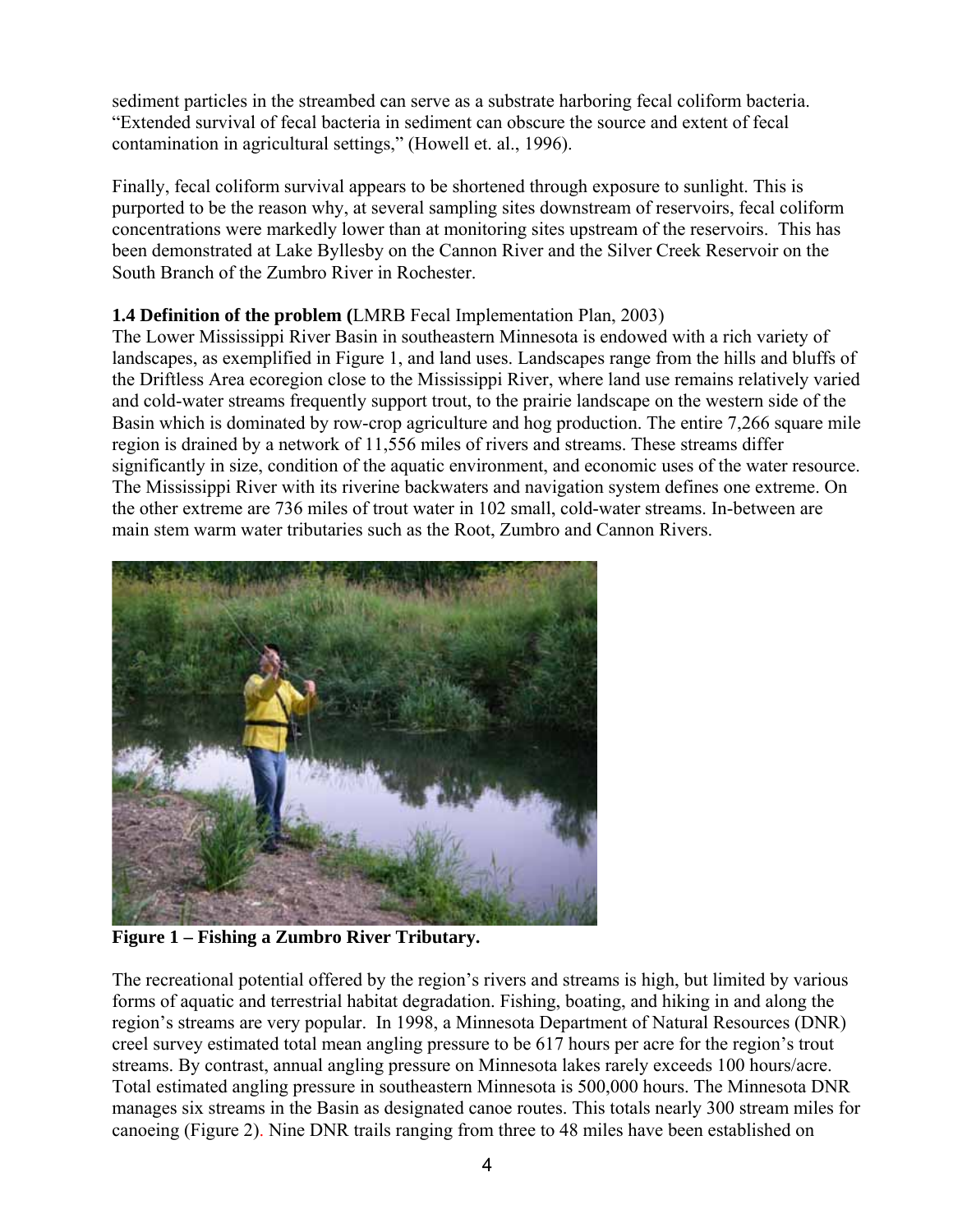sediment particles in the streambed can serve as a substrate harboring fecal coliform bacteria. "Extended survival of fecal bacteria in sediment can obscure the source and extent of fecal contamination in agricultural settings," (Howell et. al., 1996).

Finally, fecal coliform survival appears to be shortened through exposure to sunlight. This is purported to be the reason why, at several sampling sites downstream of reservoirs, fecal coliform concentrations were markedly lower than at monitoring sites upstream of the reservoirs. This has been demonstrated at Lake Byllesby on the Cannon River and the Silver Creek Reservoir on the South Branch of the Zumbro River in Rochester.

### 1.4 Definition of the problem (LMRB Fecal Implementation Plan, 2003)

The Lower Mississippi River Basin in southeastern Minnesota is endowed with a rich variety of landscapes, as exemplified in Figure 1, and land uses. Landscapes range from the hills and bluffs of the Driftless Area ecoregion close to the Mississippi River, where land use remains relatively varied and cold-water streams frequently support trout, to the prairie landscape on the western side of the Basin which is dominated by row-crop agriculture and hog production. The entire 7,266 square mile region is drained by a network of 11,556 miles of rivers and streams. These streams differ significantly in size, condition of the aquatic environment, and economic uses of the water resource. The Mississippi River with its riverine backwaters and navigation system defines one extreme. On the other extreme are 736 miles of trout water in 102 small, cold-water streams. In-between are main stem warm water tributaries such as the Root, Zumbro and Cannon Rivers.

**Figure 1 – Fishing a Zumbro River Tributary.**

The recreational potential offered by the region's rivers and streams is high, but limited by various forms of aquatic and terrestrial habitat degradation. Fishing, boating, and hiking in and along the region's streams are very popular. In 1998, a Minnesota Department of Natural Resources (DNR) creel survey estimated total mean angling pressure to be 617 hours per acre for the region's trout streams. By contrast, annual angling pressure on Minnesota lakes rarely exceeds 100 hours/acre. Total estimated angling pressure in southeastern Minnesota is 500,000 hours. The Minnesota DNR manages six streams in the Basin as designated canoe routes. This totals nearly 300 stream miles for canoeing (Figure 2). Nine DNR trails ranging from three to 48 miles have been established on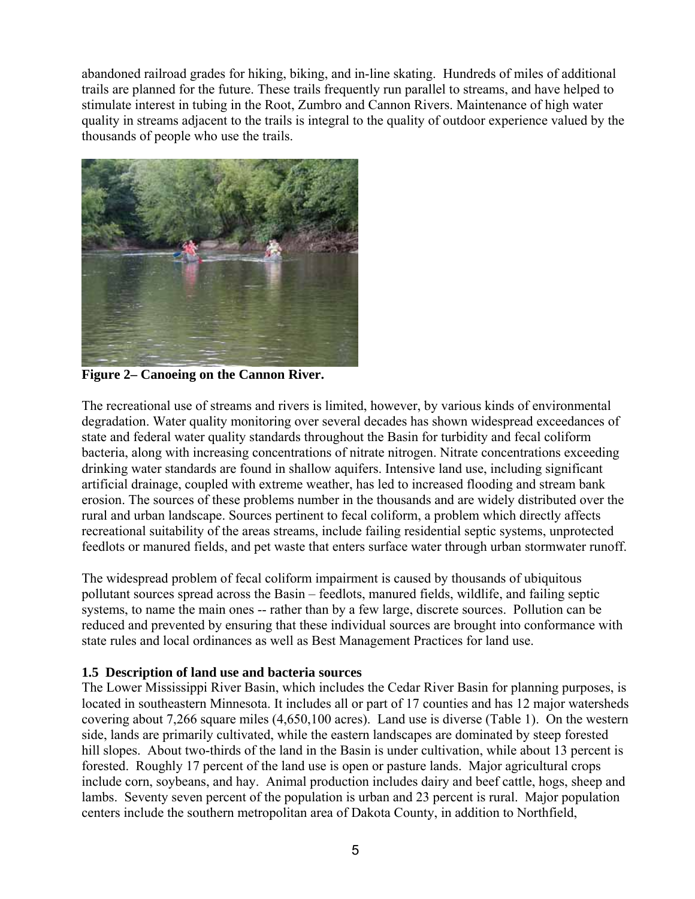abandoned railroad grades for hiking, biking, and in-line skating. Hundreds of miles of additional trails are planned for the future. These trails frequently run parallel to streams, and have helped to stimulate interest in tubing in the Root, Zumbro and Cannon Rivers. Maintenance of high water quality in streams adjacent to the trails is integral to the quality of outdoor experience valued by the thousands of people who use the trails.

**Figure 2– Canoeing on the Cannon River.**

The recreational use of streams and rivers is limited, however, by various kinds of environmental degradation. Water quality monitoring over several decades has shown widespread exceedances of state and federal water quality standards throughout the Basin for turbidity and fecal coliform bacteria, along with increasing concentrations of nitrate nitrogen. Nitrate concentrations exceeding drinking water standards are found in shallow aquifers. Intensive land use, including significant artificial drainage, coupled with extreme weather, has led to increased flooding and stream bank erosion. The sources of these problems number in the thousands and are widely distributed over the rural and urban landscape. Sources pertinent to fecal coliform, a problem which directly affects recreational suitability of the areas streams, include failing residential septic systems, unprotected feedlots or manured fields, and pet waste that enters surface water through urban stormwater runoff.

The widespread problem of fecal coliform impairment is caused by thousands of ubiquitous pollutant sources spread across the Basin – feedlots, manured fields, wildlife, and failing septic systems, to name the main ones -- rather than by a few large, discrete sources. Pollution can be reduced and prevented by ensuring that these individual sources are brought into conformance with state rules and local ordinances as well as Best Management Practices for land use.

### 1.5 Description of land use and bacteria sources

The Lower Mississippi River Basin, which includes the Cedar River Basin for planning purposes, is located in southeastern Minnesota. It includes all or part of 17 counties and has 12 major watersheds covering about 7,266 square miles (4,650,100 acres). Land use is diverse (Table 1). On the western side, lands are primarily cultivated, while the eastern landscapes are dominated by steep forested hill slopes. About two-thirds of the land in the Basin is under cultivation, while about 13 percent is forested. Roughly 17 percent of the land use is open or pasture lands. Major agricultural crops include corn, soybeans, and hay. Animal production includes dairy and beef cattle, hogs, sheep and lambs. Seventy seven percent of the population is urban and 23 percent is rural. Major population centers include the southern metropolitan area of Dakota County, in addition to Northfield,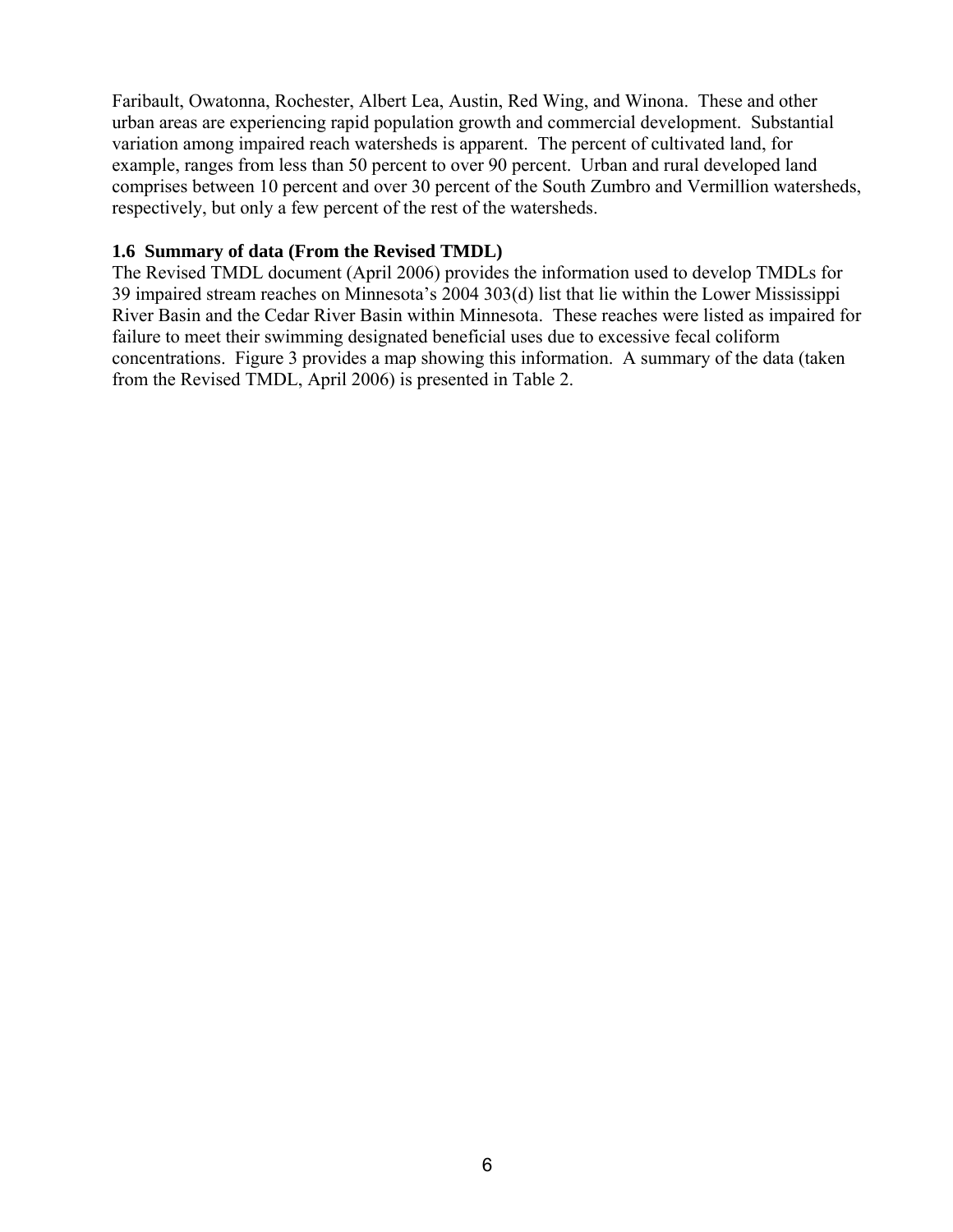Faribault, Owatonna, Rochester, Albert Lea, Austin, Red Wing, and Winona. These and other urban areas are experiencing rapid population growth and commercial development. Substantial variation among impaired reach watersheds is apparent. The percent of cultivated land, for example, ranges from less than 50 percent to over 90 percent. Urban and rural developed land comprises between 10 percent and over 30 percent of the South Zumbro and Vermillion watersheds, respectively, but only a few percent of the rest of the watersheds.

### 1.6 Summary of data (From the Revised TMDL)

The Revised TMDL document (April 2006) provides the information used to develop TMDLs for 39 impaired stream reaches on Minnesota's 2004 303(d) list that lie within the Lower Mississippi River Basin and the Cedar River Basin within Minnesota. These reaches were listed as impaired for failure to meet their swimming designated beneficial uses due to excessive fecal coliform concentrations. Figure 3 provides a map showing this information. A summary of the data (taken from the Revised TMDL, April 2006) is presented in Table 2.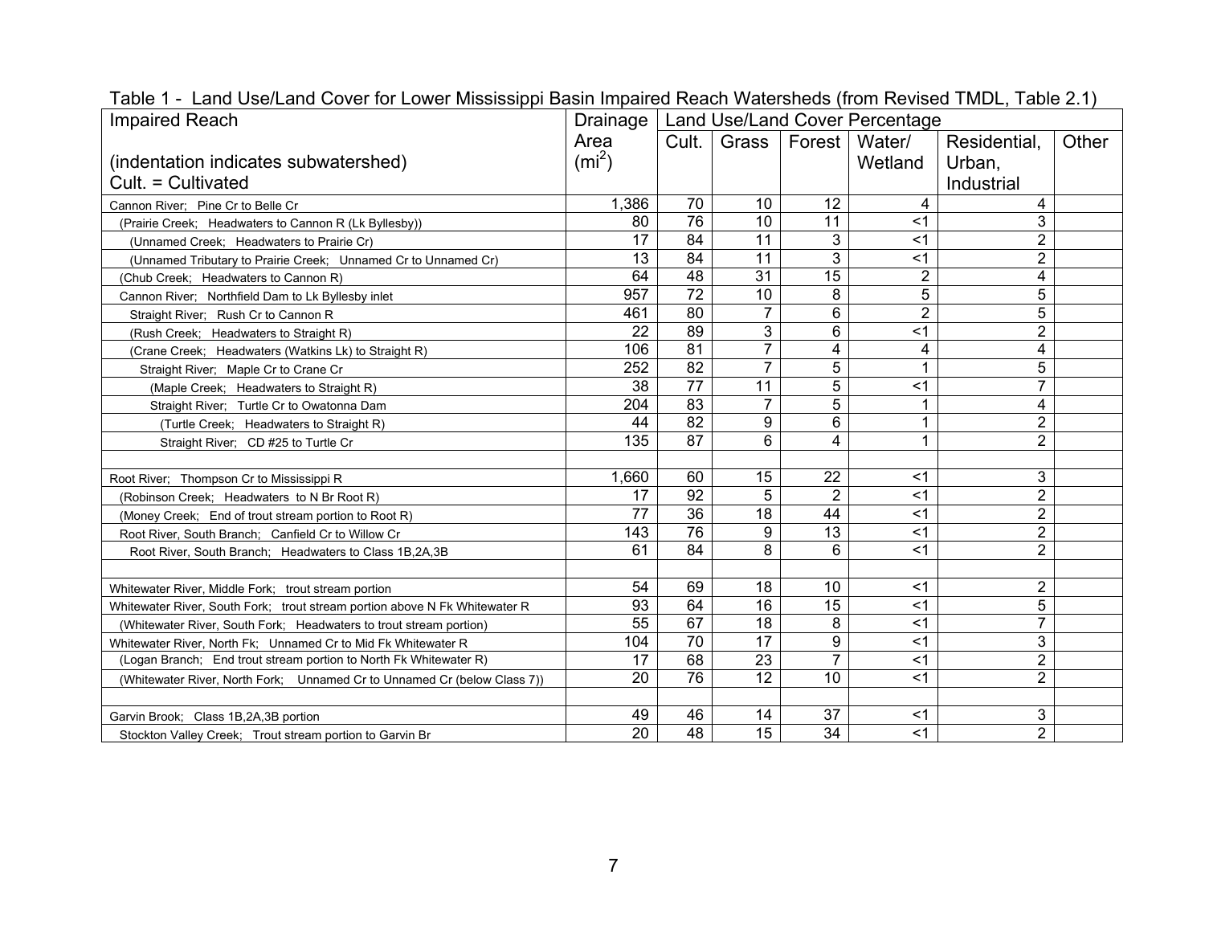Table 1 - Land Use/Land Cover for Lower Mississippi Basin Impaired Reach Watersheds (from Revised TMDL, Table 2.1)

| Impaired Reach<br><br>(indentation indicates subwatershed)<br>Cult. = Cultivated | Drainage Area ($mi^2$) | Land Use/Land Cover Percentage | | | | | |
|---|---|---|---|---|---|---|---|
| | | Cult. | Grass | Forest | Water/ Wetland | Residential, Urban, Industrial | Other |
| Cannon River; Pine Cr to Belle Cr | 1,386 | 70 | 10 | 12 | 4 | 4 | |
| (Prairie Creek; Headwaters to Cannon R (Lk Byllesby)) | 80 | 76 | 10 | 11 | <1 | 3 | |
| (Unnamed Creek; Headwaters to Prairie Cr) | 17 | 84 | 11 | 3 | <1 | 2 | |
| (Unnamed Tributary to Prairie Creek; Unnamed Cr to Unnamed Cr) | 13 | 84 | 11 | 3 | <1 | 2 | |
| (Chub Creek; Headwaters to Cannon R) | 64 | 48 | 31 | 15 | 2 | 4 | |
| Cannon River; Northfield Dam to Lk Byllesby inlet | 957 | 72 | 10 | 8 | 5 | 5 | |
| Straight River; Rush Cr to Cannon R | 461 | 80 | 7 | 6 | 2 | 5 | |
| (Rush Creek; Headwaters to Straight R) | 22 | 89 | 3 | 6 | <1 | 2 | |
| (Crane Creek; Headwaters (Watkins Lk) to Straight R) | 106 | 81 | 7 | 4 | 4 | 4 | |
| Straight River; Maple Cr to Crane Cr | 252 | 82 | 7 | 5 | 1 | 5 | |
| (Maple Creek; Headwaters to Straight R) | 38 | 77 | 11 | 5 | <1 | 7 | |
| Straight River; Turtle Cr to Owatonna Dam | 204 | 83 | 7 | 5 | 1 | 4 | |
| (Turtle Creek; Headwaters to Straight R) | 44 | 82 | 9 | 6 | 1 | 2 | |
| Straight River; CD #25 to Turtle Cr | 135 | 87 | 6 | 4 | 1 | 2 | |
| | | | | | | | |
| Root River; Thompson Cr to Mississippi R | 1,660 | 60 | 15 | 22 | <1 | 3 | |
| (Robinson Creek; Headwaters to N Br Root R) | 17 | 92 | 5 | 2 | <1 | 2 | |
| (Money Creek; End of trout stream portion to Root R) | 77 | 36 | 18 | 44 | <1 | 2 | |
| Root River, South Branch; Canfield Cr to Willow Cr | 143 | 76 | 9 | 13 | <1 | 2 | |
| Root River, South Branch; Headwaters to Class 1B,2A,3B | 61 | 84 | 8 | 6 | <1 | 2 | |
| | | | | | | | |
| Whitewater River, Middle Fork; trout stream portion | 54 | 69 | 18 | 10 | <1 | 2 | |
| Whitewater River, South Fork; trout stream portion above N Fk Whitewater R | 93 | 64 | 16 | 15 | <1 | 5 | |
| (Whitewater River, South Fork; Headwaters to trout stream portion) | 55 | 67 | 18 | 8 | <1 | 7 | |
| Whitewater River, North Fk; Unnamed Cr to Mid Fk Whitewater R | 104 | 70 | 17 | 9 | <1 | 3 | |
| (Logan Branch; End trout stream portion to North Fk Whitewater R) | 17 | 68 | 23 | 7 | <1 | 2 | |
| (Whitewater River, North Fork; Unnamed Cr to Unnamed Cr (below Class 7)) | 20 | 76 | 12 | 10 | <1 | 2 | |
| | | | | | | | |
| Garvin Brook; Class 1B,2A,3B portion | 49 | 46 | 14 | 37 | <1 | 3 | |
| Stockton Valley Creek; Trout stream portion to Garvin Br | 20 | 48 | 15 | 34 | <1 | 2 | |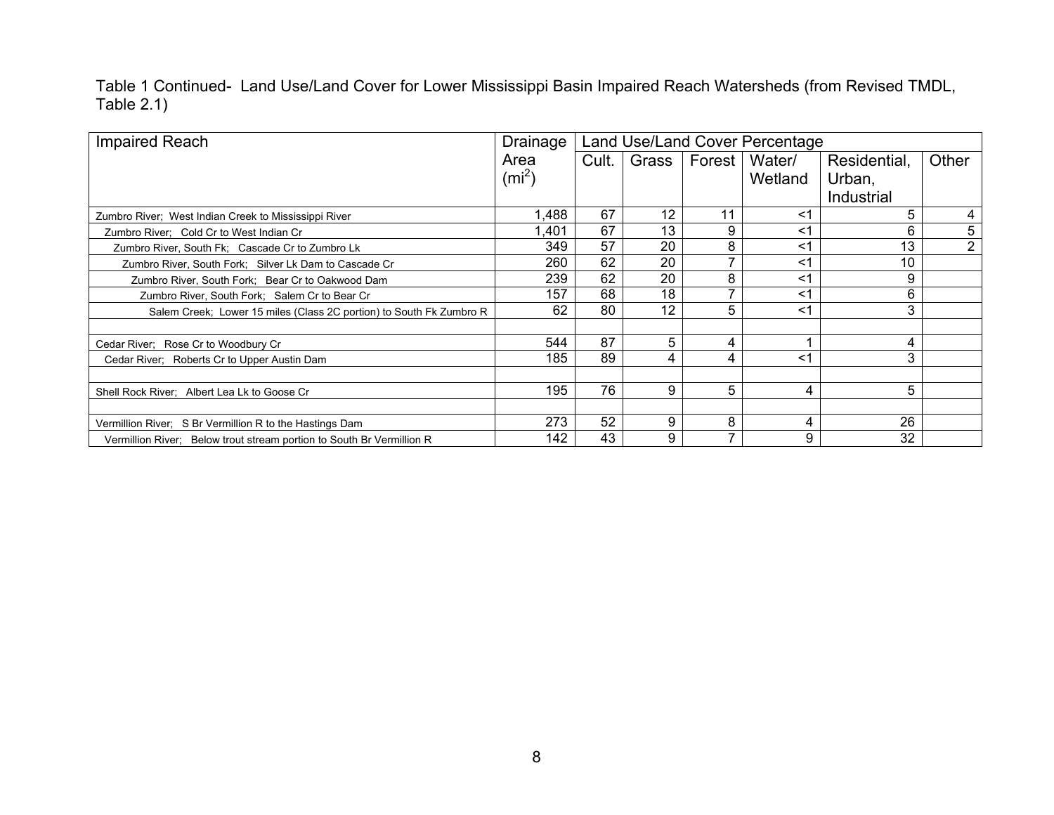Table 1 Continued- Land Use/Land Cover for Lower Mississippi Basin Impaired Reach Watersheds (from Revised TMDL, Table 2.1)

| Impaired Reach | Drainage Area ($mi^2$) | Land Use/Land Cover Percentage | | | | | |
|---|---|---|---|---|---|---|---|
| | | Cult. | Grass | Forest | Water/ Wetland | Residential, Urban, Industrial | Other |
| Zumbro River; West Indian Creek to Mississippi River | 1,488 | 67 | 12 | 11 | <1 | 5 | 4 |
| Zumbro River; Cold Cr to West Indian Cr | 1,401 | 67 | 13 | 9 | <1 | 6 | 5 |
| Zumbro River, South Fk; Cascade Cr to Zumbro Lk | 349 | 57 | 20 | 8 | <1 | 13 | 2 |
| Zumbro River, South Fork; Silver Lk Dam to Cascade Cr | 260 | 62 | 20 | 7 | <1 | 10 | |
| Zumbro River, South Fork; Bear Cr to Oakwood Dam | 239 | 62 | 20 | 8 | <1 | 9 | |
| Zumbro River, South Fork; Salem Cr to Bear Cr | 157 | 68 | 18 | 7 | <1 | 6 | |
| Salem Creek; Lower 15 miles (Class 2C portion) to South Fk Zumbro R | 62 | 80 | 12 | 5 | <1 | 3 | |
| | | | | | | | |
| Cedar River; Rose Cr to Woodbury Cr | 544 | 87 | 5 | 4 | 1 | 4 | |
| Cedar River; Roberts Cr to Upper Austin Dam | 185 | 89 | 4 | 4 | <1 | 3 | |
| | | | | | | | |
| Shell Rock River; Albert Lea Lk to Goose Cr | 195 | 76 | 9 | 5 | 4 | 5 | |
| | | | | | | | |
| Vermillion River; S Br Vermillion R to the Hastings Dam | 273 | 52 | 9 | 8 | 4 | 26 | |
| Vermillion River; Below trout stream portion to South Br Vermillion R | 142 | 43 | 9 | 7 | 9 | 32 | |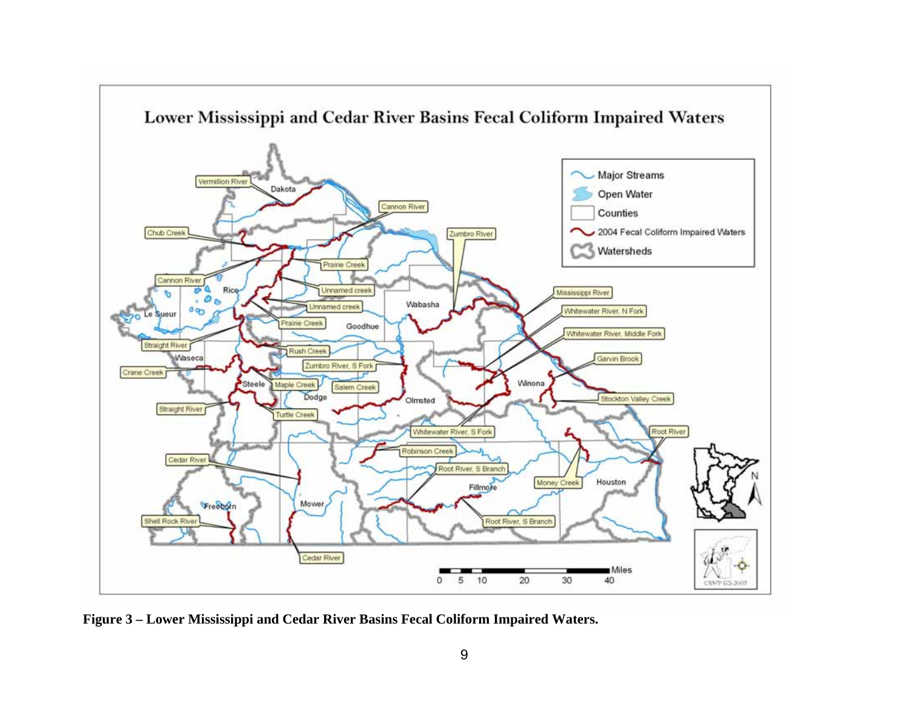**Figure 3 – Lower Mississippi and Cedar River Basins Fecal Coliform Impaired Waters.**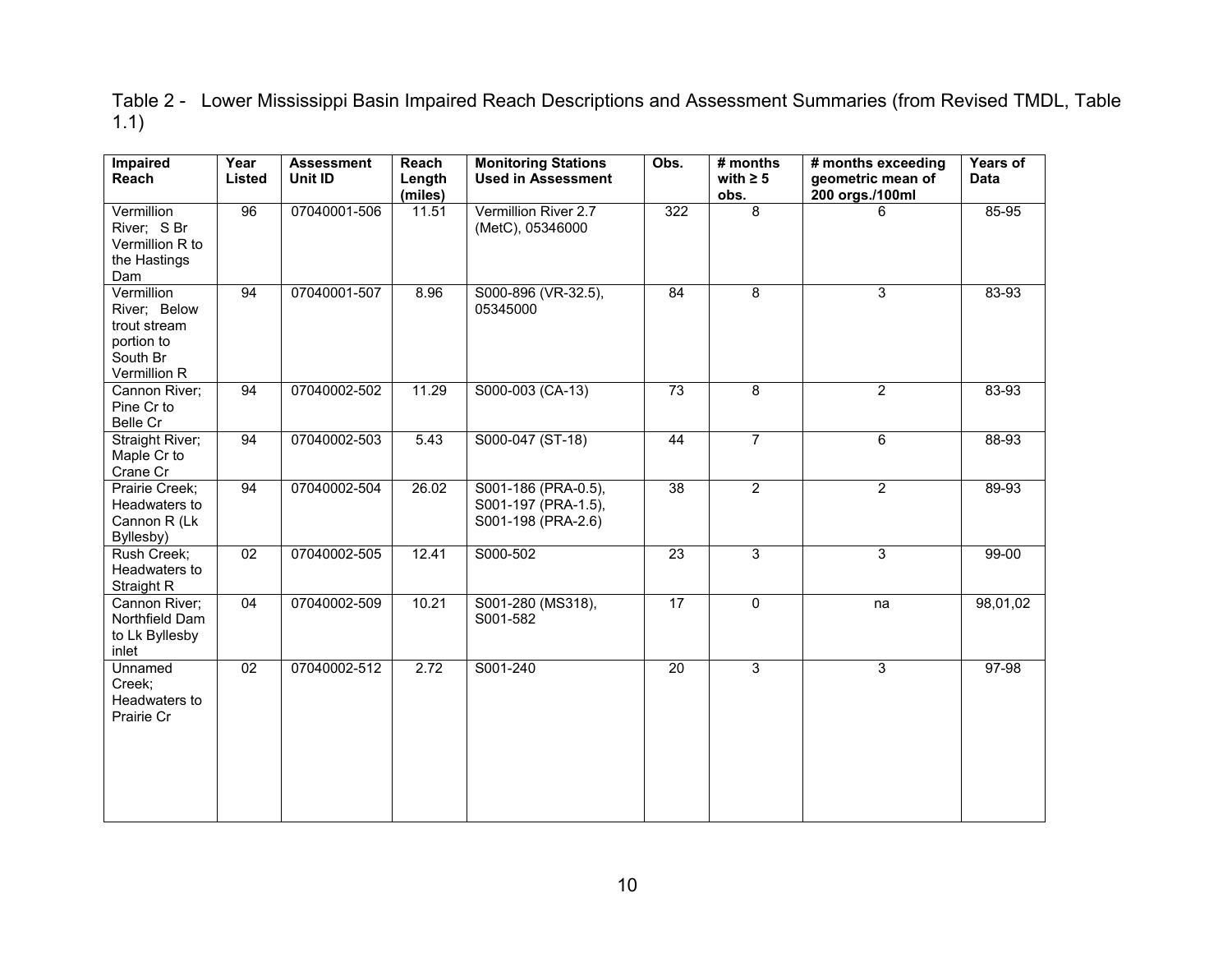Table 2 - Lower Mississippi Basin Impaired Reach Descriptions and Assessment Summaries (from Revised TMDL, Table 1.1)

| Impaired Reach | Year Listed | Assessment Unit ID | Reach Length (miles) | Monitoring Stations Used in Assessment | Obs. | # months with ≥ 5 obs. | # months exceeding geometric mean of 200 orgs./100ml | Years of Data |
|---|---|---|---|---|---|---|---|---|
| Vermillion River; S Br Vermillion R to the Hastings Dam | 96 | 07040001-506 | 11.51 | Vermillion River 2.7 (MetC), 05346000 | 322 | 8 | 6 | 85-95 |
| Vermillion River; Below trout stream portion to South Br Vermillion R | 94 | 07040001-507 | 8.96 | S000-896 (VR-32.5), 05345000 | 84 | 8 | 3 | 83-93 |
| Cannon River; Pine Cr to Belle Cr | 94 | 07040002-502 | 11.29 | S000-003 (CA-13) | 73 | 8 | 2 | 83-93 |
| Straight River; Maple Cr to Crane Cr | 94 | 07040002-503 | 5.43 | S000-047 (ST-18) | 44 | 7 | 6 | 88-93 |
| Prairie Creek; Headwaters to Cannon R (Lk Byllesby) | 94 | 07040002-504 | 26.02 | S001-186 (PRA-0.5), S001-197 (PRA-1.5), S001-198 (PRA-2.6) | 38 | 2 | 2 | 89-93 |
| Rush Creek; Headwaters to Straight R | 02 | 07040002-505 | 12.41 | S000-502 | 23 | 3 | 3 | 99-00 |
| Cannon River; Northfield Dam to Lk Byllesby inlet | 04 | 07040002-509 | 10.21 | S001-280 (MS318), S001-582 | 17 | 0 | na | 98,01,02 |
| Unnamed Creek; Headwaters to Prairie Cr | 02 | 07040002-512 | 2.72 | S001-240 | 20 | 3 | 3 | 97-98 |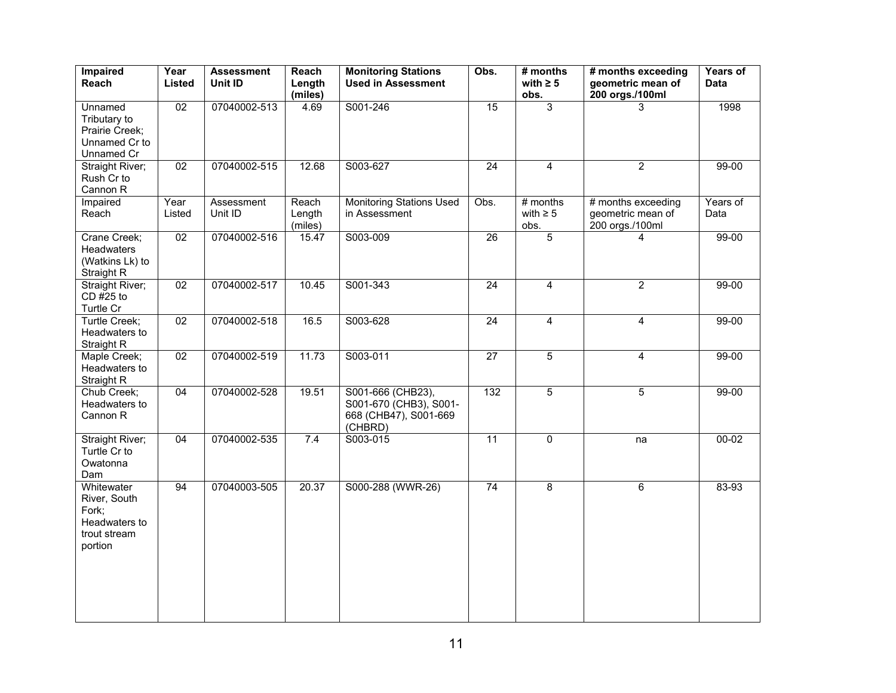| Impaired Reach | Year Listed | Assessment Unit ID | Reach Length (miles) | Monitoring Stations Used in Assessment | Obs. | # months with ≥ 5 obs. | # months exceeding geometric mean of 200 orgs./100ml | Years of Data |
|---|---|---|---|---|---|---|---|---|
| Unnamed Tributary to Prairie Creek; Unnamed Cr to Unnamed Cr | 02 | 07040002-513 | 4.69 | S001-246 | 15 | 3 | 3 | 1998 |
| Straight River; Rush Cr to Cannon R | 02 | 07040002-515 | 12.68 | S003-627 | 24 | 4 | 2 | 99-00 |
| Impaired Reach | Year Listed | Assessment Unit ID | Reach Length (miles) | Monitoring Stations Used in Assessment | Obs. | # months with ≥ 5 obs. | # months exceeding geometric mean of 200 orgs./100ml | Years of Data |
| Crane Creek; Headwaters (Watkins Lk) to Straight R | 02 | 07040002-516 | 15.47 | S003-009 | 26 | 5 | 4 | 99-00 |
| Straight River; CD #25 to Turtle Cr | 02 | 07040002-517 | 10.45 | S001-343 | 24 | 4 | 2 | 99-00 |
| Turtle Creek; Headwaters to Straight R | 02 | 07040002-518 | 16.5 | S003-628 | 24 | 4 | 4 | 99-00 |
| Maple Creek; Headwaters to Straight R | 02 | 07040002-519 | 11.73 | S003-011 | 27 | 5 | 4 | 99-00 |
| Chub Creek; Headwaters to Cannon R | 04 | 07040002-528 | 19.51 | S001-666 (CHB23), S001-670 (CHB3), S001-668 (CHB47), S001-669 (CHBRD) | 132 | 5 | 5 | 99-00 |
| Straight River; Turtle Cr to Owatonna Dam | 04 | 07040002-535 | 7.4 | S003-015 | 11 | 0 | na | 00-02 |
| Whitewater River, South Fork; Headwaters to trout stream portion | 94 | 07040003-505 | 20.37 | S000-288 (WWR-26) | 74 | 8 | 6 | 83-93 |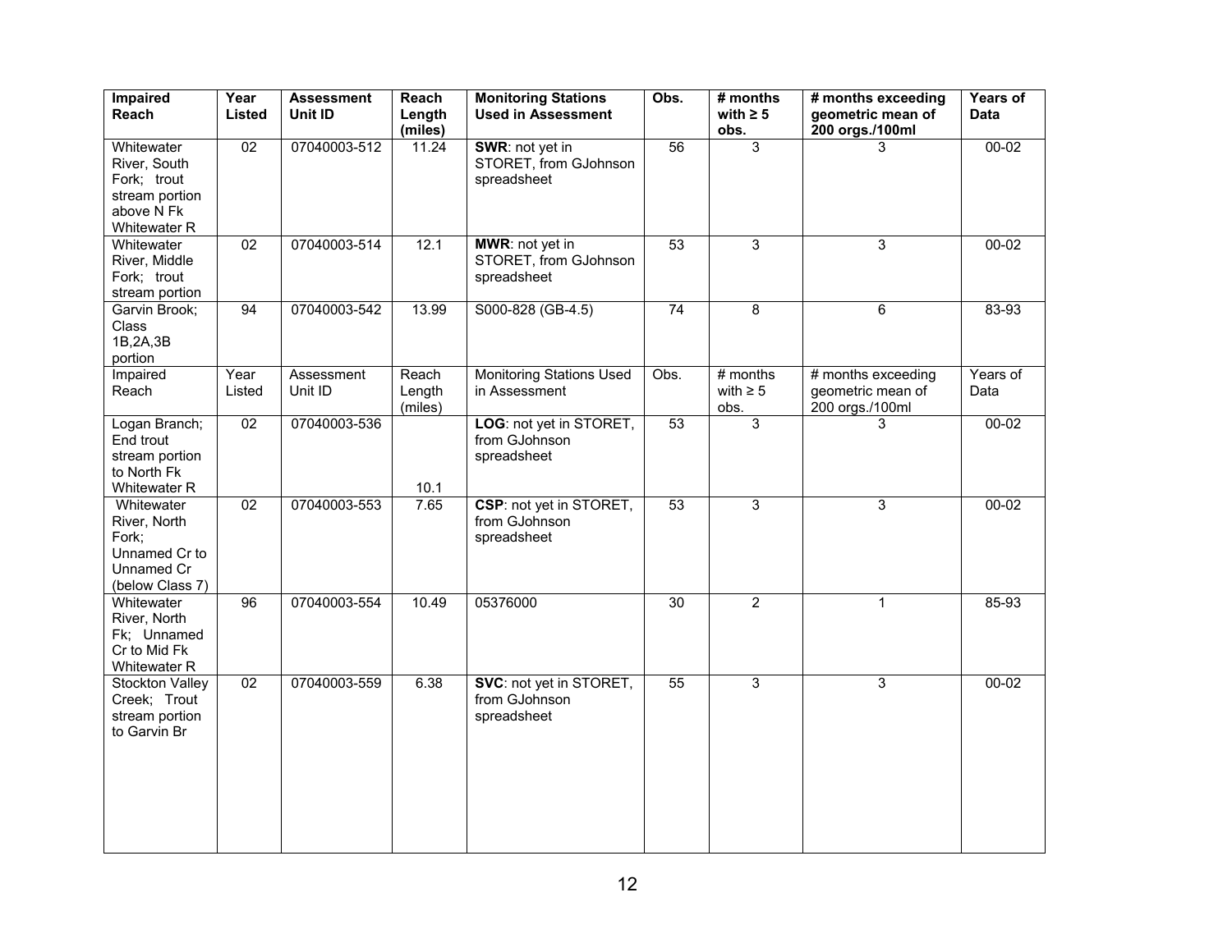| Impaired Reach | Year Listed | Assessment Unit ID | Reach Length (miles) | Monitoring Stations Used in Assessment | Obs. | # months with ≥ 5 obs. | # months exceeding geometric mean of 200 orgs./100ml | Years of Data |
|---|---|---|---|---|---|---|---|---|
| Whitewater River, South Fork; trout stream portion above N Fk Whitewater R | 02 | 07040003-512 | 11.24 | **SWR**: not yet in STORET, from GJohnson spreadsheet | 56 | 3 | 3 | 00-02 |
| Whitewater River, Middle Fork; trout stream portion | 02 | 07040003-514 | 12.1 | **MWR**: not yet in STORET, from GJohnson spreadsheet | 53 | 3 | 3 | 00-02 |
| Garvin Brook; Class 1B,2A,3B portion | 94 | 07040003-542 | 13.99 | S000-828 (GB-4.5) | 74 | 8 | 6 | 83-93 |
| Impaired Reach | Year Listed | Assessment Unit ID | Reach Length (miles) | Monitoring Stations Used in Assessment | Obs. | # months with ≥ 5 obs. | # months exceeding geometric mean of 200 orgs./100ml | Years of Data |
| Logan Branch; End trout stream portion to North Fk Whitewater R | 02 | 07040003-536 | 10.1 | **LOG**: not yet in STORET, from GJohnson spreadsheet | 53 | 3 | 3 | 00-02 |
| Whitewater River, North Fork; Unnamed Cr to Unnamed Cr (below Class 7) | 02 | 07040003-553 | 7.65 | **CSP**: not yet in STORET, from GJohnson spreadsheet | 53 | 3 | 3 | 00-02 |
| Whitewater River, North Fk; Unnamed Cr to Mid Fk Whitewater R | 96 | 07040003-554 | 10.49 | 05376000 | 30 | 2 | 1 | 85-93 |
| Stockton Valley Creek; Trout stream portion to Garvin Br | 02 | 07040003-559 | 6.38 | **SVC**: not yet in STORET, from GJohnson spreadsheet | 55 | 3 | 3 | 00-02 |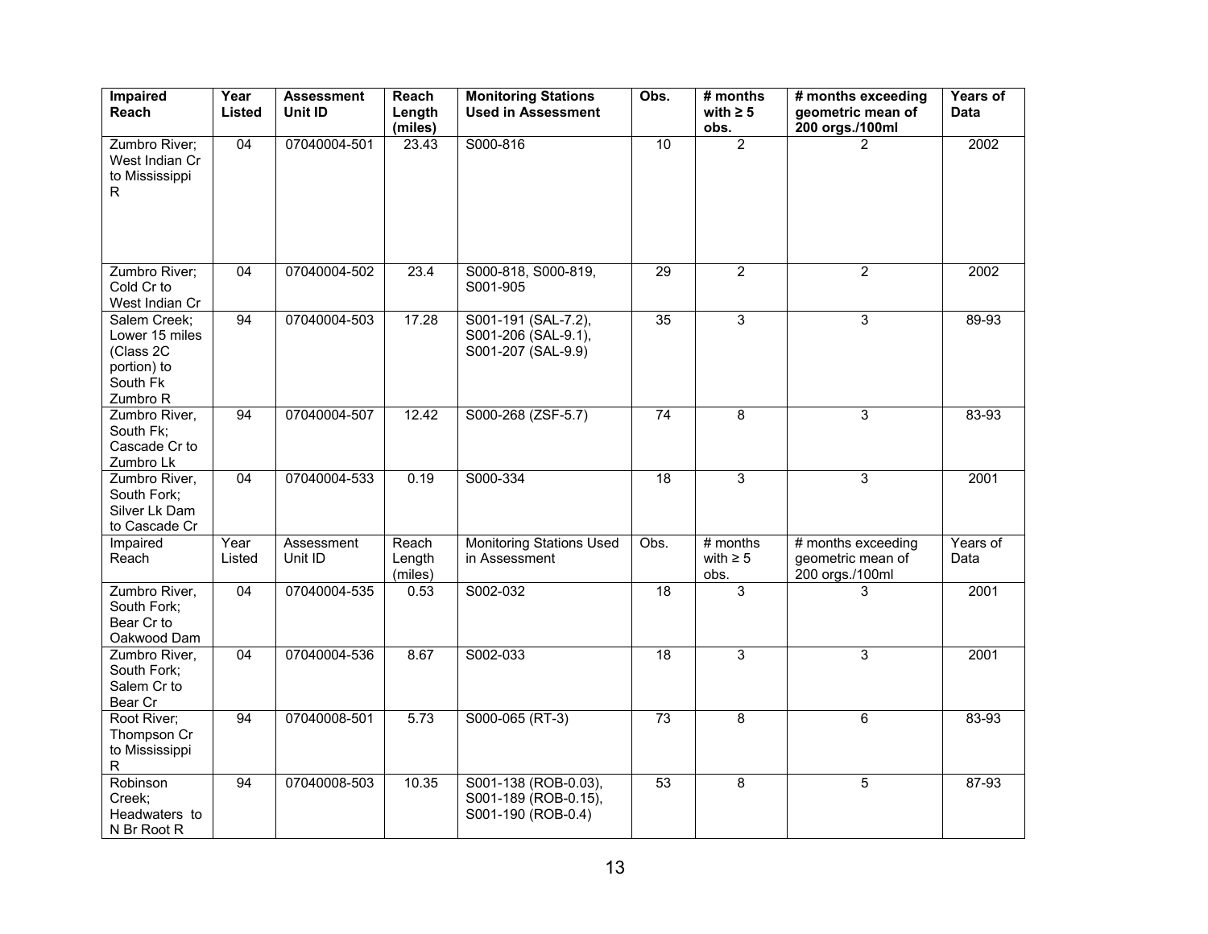| Impaired Reach | Year Listed | Assessment Unit ID | Reach Length (miles) | Monitoring Stations Used in Assessment | Obs. | # months with ≥ 5 obs. | # months exceeding geometric mean of 200 orgs./100ml | Years of Data |
|---|---|---|---|---|---|---|---|---|
| Zumbro River; West Indian Cr to Mississippi R | 04 | 07040004-501 | 23.43 | S000-816 | 10 | 2 | 2 | 2002 |
| Zumbro River; Cold Cr to West Indian Cr | 04 | 07040004-502 | 23.4 | S000-818, S000-819, S001-905 | 29 | 2 | 2 | 2002 |
| Salem Creek; Lower 15 miles (Class 2C portion) to South Fk Zumbro R | 94 | 07040004-503 | 17.28 | S001-191 (SAL-7.2), S001-206 (SAL-9.1), S001-207 (SAL-9.9) | 35 | 3 | 3 | 89-93 |
| Zumbro River, South Fk; Cascade Cr to Zumbro Lk | 94 | 07040004-507 | 12.42 | S000-268 (ZSF-5.7) | 74 | 8 | 3 | 83-93 |
| Zumbro River, South Fork; Silver Lk Dam to Cascade Cr | 04 | 07040004-533 | 0.19 | S000-334 | 18 | 3 | 3 | 2001 |
| Impaired Reach | Year Listed | Assessment Unit ID | Reach Length (miles) | Monitoring Stations Used in Assessment | Obs. | # months with ≥ 5 obs. | # months exceeding geometric mean of 200 orgs./100ml | Years of Data |
| Zumbro River, South Fork; Bear Cr to Oakwood Dam | 04 | 07040004-535 | 0.53 | S002-032 | 18 | 3 | 3 | 2001 |
| Zumbro River, South Fork; Salem Cr to Bear Cr | 04 | 07040004-536 | 8.67 | S002-033 | 18 | 3 | 3 | 2001 |
| Root River; Thompson Cr to Mississippi R | 94 | 07040008-501 | 5.73 | S000-065 (RT-3) | 73 | 8 | 6 | 83-93 |
| Robinson Creek; Headwaters to N Br Root R | 94 | 07040008-503 | 10.35 | S001-138 (ROB-0.03), S001-189 (ROB-0.15), S001-190 (ROB-0.4) | 53 | 8 | 5 | 87-93 |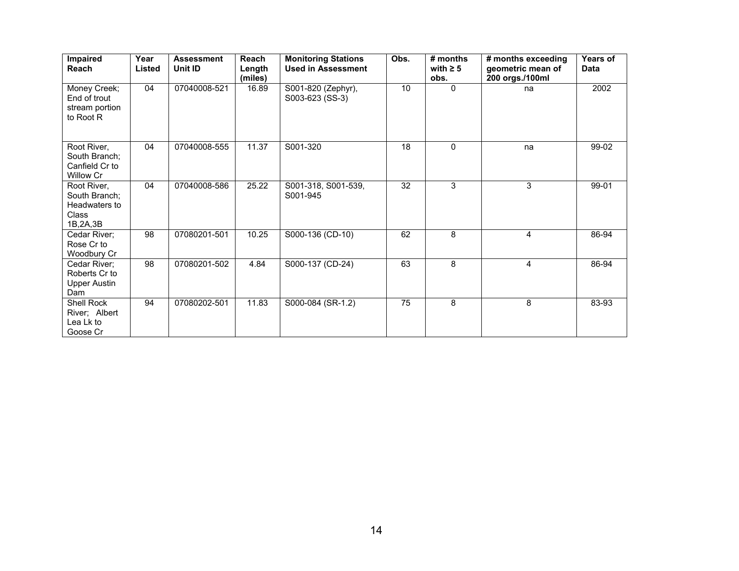| Impaired Reach | Year Listed | Assessment Unit ID | Reach Length (miles) | Monitoring Stations Used in Assessment | Obs. | # months with ≥ 5 obs. | # months exceeding geometric mean of 200 orgs./100ml | Years of Data |
|---|---|---|---|---|---|---|---|---|
| Money Creek; End of trout stream portion to Root R | 04 | 07040008-521 | 16.89 | S001-820 (Zephyr), S003-623 (SS-3) | 10 | 0 | na | 2002 |
| Root River, South Branch; Canfield Cr to Willow Cr | 04 | 07040008-555 | 11.37 | S001-320 | 18 | 0 | na | 99-02 |
| Root River, South Branch; Headwaters to Class 1B,2A,3B | 04 | 07040008-586 | 25.22 | S001-318, S001-539, S001-945 | 32 | 3 | 3 | 99-01 |
| Cedar River; Rose Cr to Woodbury Cr | 98 | 07080201-501 | 10.25 | S000-136 (CD-10) | 62 | 8 | 4 | 86-94 |
| Cedar River; Roberts Cr to Upper Austin Dam | 98 | 07080201-502 | 4.84 | S000-137 (CD-24) | 63 | 8 | 4 | 86-94 |
| Shell Rock River; Albert Lea Lk to Goose Cr | 94 | 07080202-501 | 11.83 | S000-084 (SR-1.2) | 75 | 8 | 8 | 83-93 |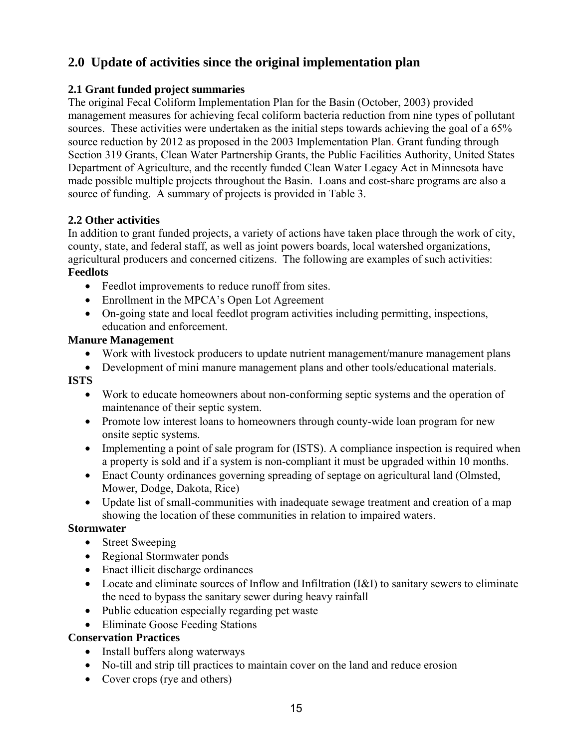## 2.0 Update of activities since the original implementation plan

### 2.1 Grant funded project summaries

The original Fecal Coliform Implementation Plan for the Basin (October, 2003) provided management measures for achieving fecal coliform bacteria reduction from nine types of pollutant sources. These activities were undertaken as the initial steps towards achieving the goal of a 65% source reduction by 2012 as proposed in the 2003 Implementation Plan. Grant funding through Section 319 Grants, Clean Water Partnership Grants, the Public Facilities Authority, United States Department of Agriculture, and the recently funded Clean Water Legacy Act in Minnesota have made possible multiple projects throughout the Basin. Loans and cost-share programs are also a source of funding. A summary of projects is provided in Table 3.

### 2.2 Other activities

In addition to grant funded projects, a variety of actions have taken place through the work of city, county, state, and federal staff, as well as joint powers boards, local watershed organizations, agricultural producers and concerned citizens. The following are examples of such activities:

**Feedlots**

- Feedlot improvements to reduce runoff from sites.
- Enrollment in the MPCA's Open Lot Agreement
- On-going state and local feedlot program activities including permitting, inspections, education and enforcement.

**Manure Management**

- Work with livestock producers to update nutrient management/manure management plans
- Development of mini manure management plans and other tools/educational materials.

**ISTS**

- Work to educate homeowners about non-conforming septic systems and the operation of maintenance of their septic system.
- Promote low interest loans to homeowners through county-wide loan program for new onsite septic systems.
- Implementing a point of sale program for (ISTS). A compliance inspection is required when a property is sold and if a system is non-compliant it must be upgraded within 10 months.
- Enact County ordinances governing spreading of septage on agricultural land (Olmsted, Mower, Dodge, Dakota, Rice)
- Update list of small-communities with inadequate sewage treatment and creation of a map showing the location of these communities in relation to impaired waters.

**Stormwater**

- Street Sweeping
- Regional Stormwater ponds
- Enact illicit discharge ordinances
- Locate and eliminate sources of Inflow and Infiltration (I&I) to sanitary sewers to eliminate the need to bypass the sanitary sewer during heavy rainfall
- Public education especially regarding pet waste
- Eliminate Goose Feeding Stations

**Conservation Practices**

- Install buffers along waterways
- No-till and strip till practices to maintain cover on the land and reduce erosion
- Cover crops (rye and others)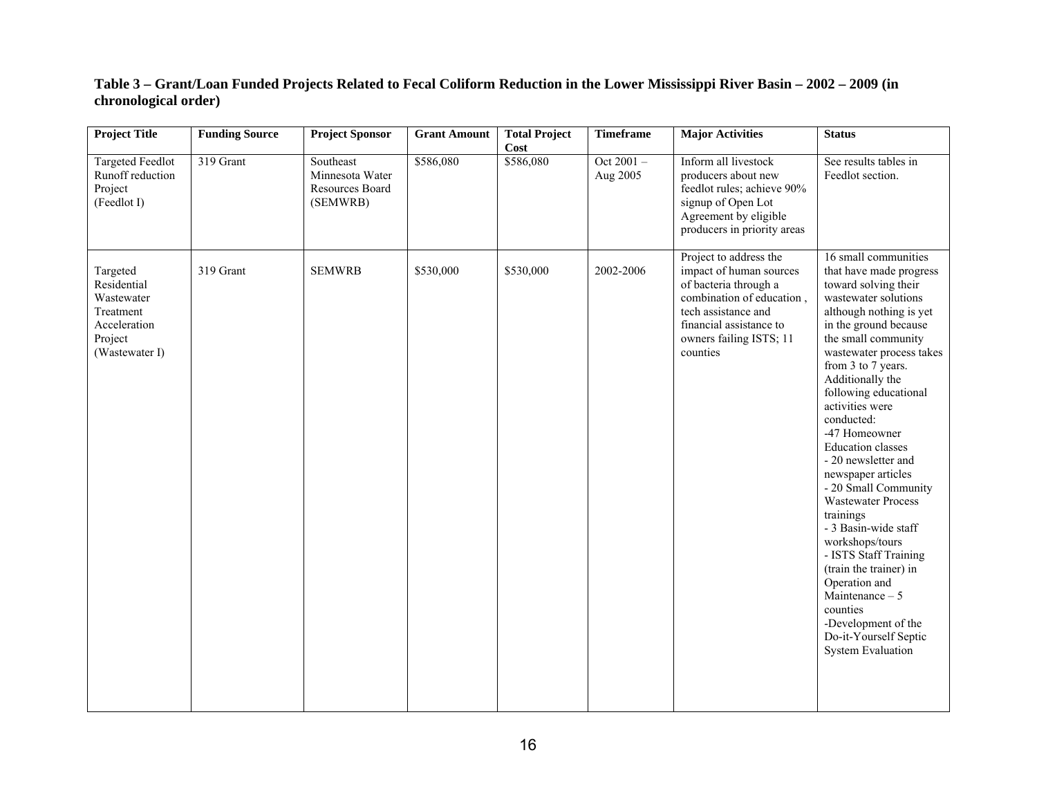**Table 3 – Grant/Loan Funded Projects Related to Fecal Coliform Reduction in the Lower Mississippi River Basin – 2002 – 2009 (in chronological order)**

| Project Title | Funding Source | Project Sponsor | Grant Amount | Total Project Cost | Timeframe | Major Activities | Status |
|---|---|---|---|---|---|---|---|
| Targeted Feedlot Runoff reduction Project (Feedlot I) | 319 Grant | Southeast Minnesota Water Resources Board (SEMWRB) | $586,080 | $586,080 | Oct 2001 – Aug 2005 | Inform all livestock producers about new feedlot rules; achieve 90% signup of Open Lot Agreement by eligible producers in priority areas | See results tables in Feedlot section. |
| Targeted Residential Wastewater Treatment Acceleration Project (Wastewater I) | 319 Grant | SEMWRB | $530,000 | $530,000 | 2002-2006 | Project to address the impact of human sources of bacteria through a combination of education , tech assistance and financial assistance to owners failing ISTS; 11 counties | 16 small communities that have made progress toward solving their wastewater solutions although nothing is yet in the ground because the small community wastewater process takes from 3 to 7 years. Additionally the following educational activities were conducted:<br>-47 Homeowner Education classes<br>- 20 newsletter and newspaper articles<br>- 20 Small Community Wastewater Process trainings<br>- 3 Basin-wide staff workshops/tours<br>- ISTS Staff Training (train the trainer) in Operation and Maintenance – 5 counties<br>-Development of the Do-it-Yourself Septic System Evaluation |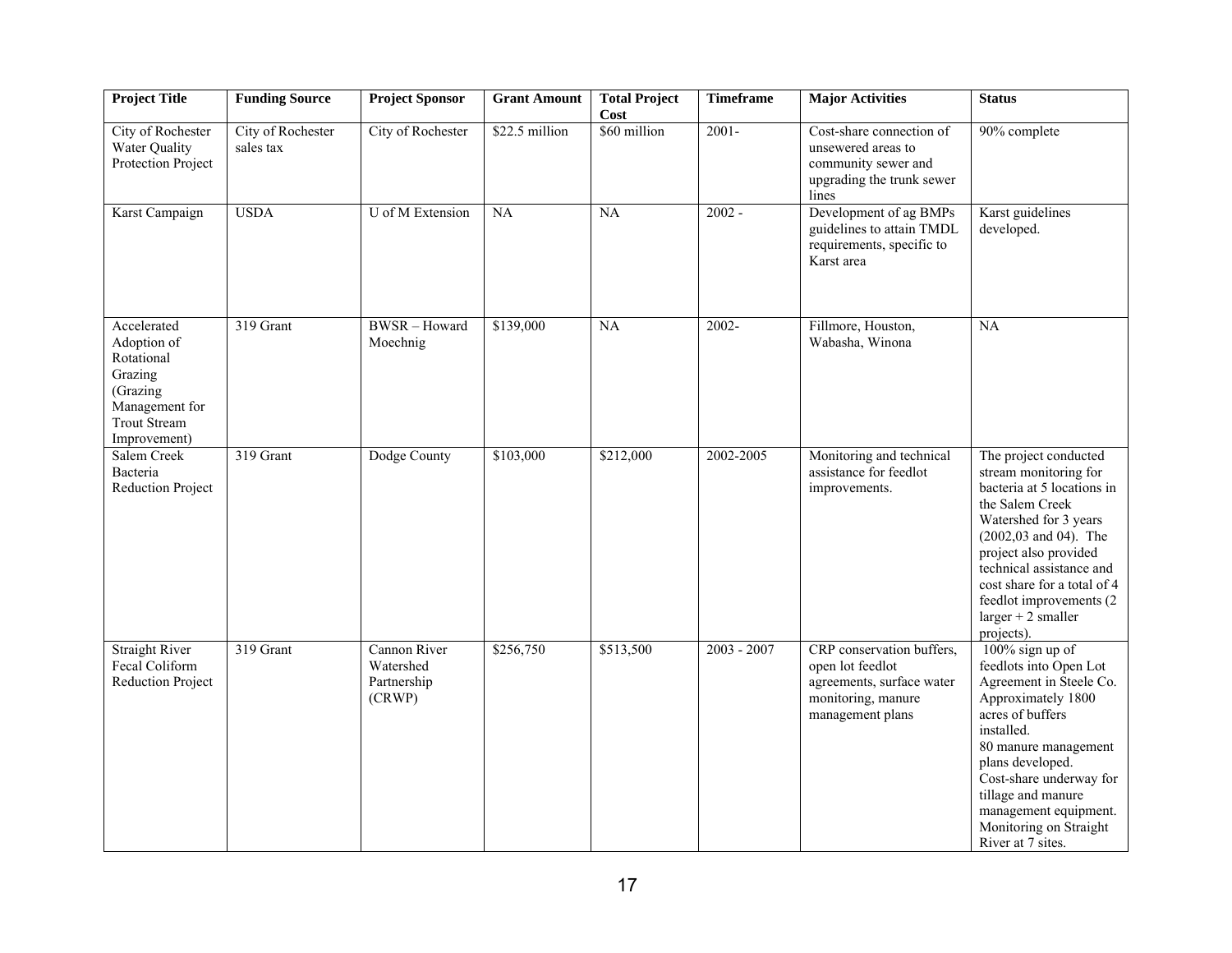| Project Title | Funding Source | Project Sponsor | Grant Amount | Total Project Cost | Timeframe | Major Activities | Status |
|---|---|---|---|---|---|---|---|
| City of Rochester Water Quality Protection Project | City of Rochester sales tax | City of Rochester | $22.5 million | $60 million | 2001- | Cost-share connection of unsewered areas to community sewer and upgrading the trunk sewer lines | 90% complete |
| Karst Campaign | USDA | U of M Extension | NA | NA | 2002 - | Development of ag BMPs guidelines to attain TMDL requirements, specific to Karst area | Karst guidelines developed. |
| Accelerated Adoption of Rotational Grazing (Grazing Management for Trout Stream Improvement) | 319 Grant | BWSR – Howard Moechnig | $139,000 | NA | 2002- | Fillmore, Houston, Wabasha, Winona | NA |
| Salem Creek Bacteria Reduction Project | 319 Grant | Dodge County | $103,000 | $212,000 | 2002-2005 | Monitoring and technical assistance for feedlot improvements. | The project conducted stream monitoring for bacteria at 5 locations in the Salem Creek Watershed for 3 years (2002,03 and 04). The project also provided technical assistance and cost share for a total of 4 feedlot improvements (2 larger + 2 smaller projects). |
| Straight River Fecal Coliform Reduction Project | 319 Grant | Cannon River Watershed Partnership (CRWP) | $256,750 | $513,500 | 2003 - 2007 | CRP conservation buffers, open lot feedlot agreements, surface water monitoring, manure management plans | 100% sign up of feedlots into Open Lot Agreement in Steele Co. Approximately 1800 acres of buffers installed. 80 manure management plans developed. Cost-share underway for tillage and manure management equipment. Monitoring on Straight River at 7 sites. |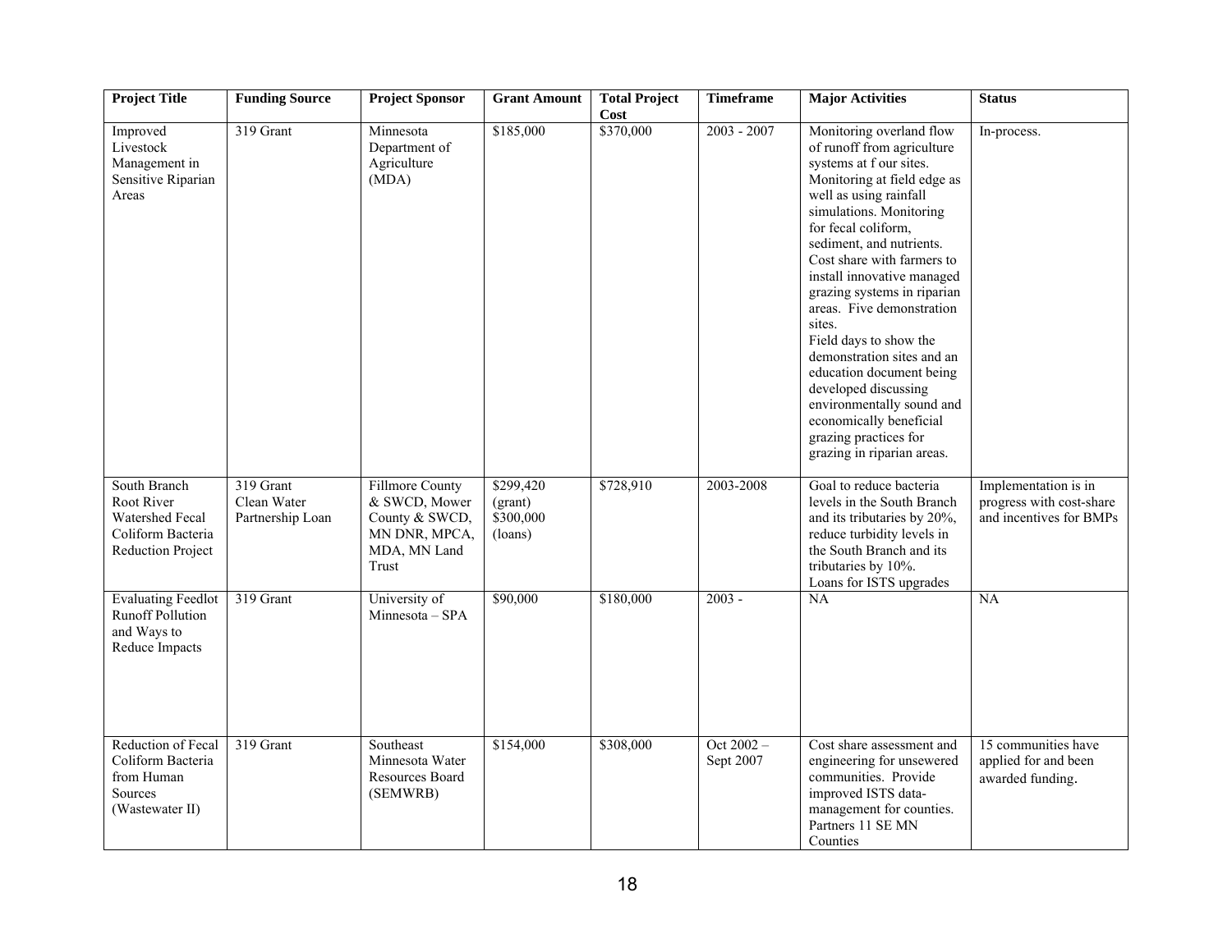| Project Title | Funding Source | Project Sponsor | Grant Amount | Total Project Cost | Timeframe | Major Activities | Status |
|---|---|---|---|---|---|---|---|
| Improved Livestock Management in Sensitive Riparian Areas | 319 Grant | Minnesota Department of Agriculture (MDA) | $185,000 | $370,000 | 2003 - 2007 | Monitoring overland flow of runoff from agriculture systems at f our sites. Monitoring at field edge as well as using rainfall simulations. Monitoring for fecal coliform, sediment, and nutrients. Cost share with farmers to install innovative managed grazing systems in riparian areas. Five demonstration sites. Field days to show the demonstration sites and an education document being developed discussing environmentally sound and economically beneficial grazing practices for grazing in riparian areas. | In-process. |
| South Branch Root River Watershed Fecal Coliform Bacteria Reduction Project | 319 Grant Clean Water Partnership Loan | Fillmore County & SWCD, Mower County & SWCD, MN DNR, MPCA, MDA, MN Land Trust | $299,420 (grant) $300,000 (loans) | $728,910 | 2003-2008 | Goal to reduce bacteria levels in the South Branch and its tributaries by 20%, reduce turbidity levels in the South Branch and its tributaries by 10%. Loans for ISTS upgrades | Implementation is in progress with cost-share and incentives for BMPs |
| Evaluating Feedlot Runoff Pollution and Ways to Reduce Impacts | 319 Grant | University of Minnesota – SPA | $90,000 | $180,000 | 2003 - | NA | NA |
| Reduction of Fecal Coliform Bacteria from Human Sources (Wastewater II) | 319 Grant | Southeast Minnesota Water Resources Board (SEMWRB) | $154,000 | $308,000 | Oct 2002 – Sept 2007 | Cost share assessment and engineering for unsewered communities. Provide improved ISTS data-management for counties. Partners 11 SE MN Counties | 15 communities have applied for and been awarded funding. |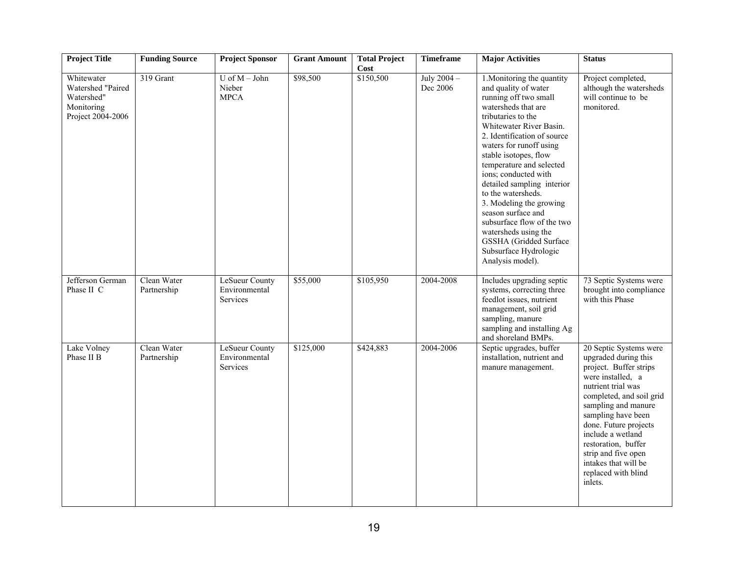| Project Title | Funding Source | Project Sponsor | Grant Amount | Total Project Cost | Timeframe | Major Activities | Status |
|---|---|---|---|---|---|---|---|
| Whitewater Watershed "Paired Watershed" Monitoring Project 2004-2006 | 319 Grant | U of M – John Nieber MPCA | $98,500 | $150,500 | July 2004 – Dec 2006 | 1.Monitoring the quantity and quality of water running off two small watersheds that are tributaries to the Whitewater River Basin. 2. Identification of source waters for runoff using stable isotopes, flow temperature and selected ions; conducted with detailed sampling interior to the watersheds. 3. Modeling the growing season surface and subsurface flow of the two watersheds using the GSSHA (Gridded Surface Subsurface Hydrologic Analysis model). | Project completed, although the watersheds will continue to be monitored. |
| Jefferson German Phase II C | Clean Water Partnership | LeSueur County Environmental Services | $55,000 | $105,950 | 2004-2008 | Includes upgrading septic systems, correcting three feedlot issues, nutrient management, soil grid sampling, manure sampling and installing Ag and shoreland BMPs. | 73 Septic Systems were brought into compliance with this Phase |
| Lake Volney Phase II B | Clean Water Partnership | LeSueur County Environmental Services | $125,000 | $424,883 | 2004-2006 | Septic upgrades, buffer installation, nutrient and manure management. | 20 Septic Systems were upgraded during this project. Buffer strips were installed, a nutrient trial was completed, and soil grid sampling and manure sampling have been done. Future projects include a wetland restoration, buffer strip and five open intakes that will be replaced with blind inlets. |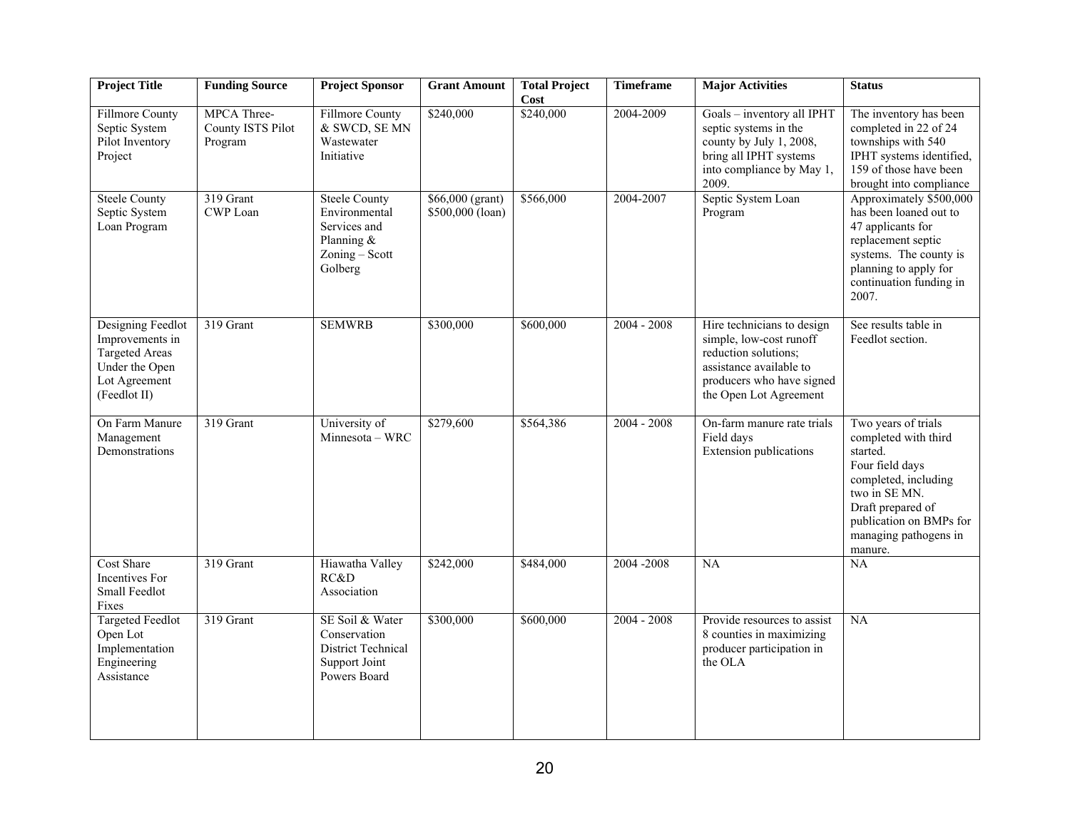| Project Title | Funding Source | Project Sponsor | Grant Amount | Total Project Cost | Timeframe | Major Activities | Status |
|---|---|---|---|---|---|---|---|
| Fillmore County Septic System Pilot Inventory Project | MPCA Three-County ISTS Pilot Program | Fillmore County & SWCD, SE MN Wastewater Initiative | $240,000 | $240,000 | 2004-2009 | Goals – inventory all IPHT septic systems in the county by July 1, 2008, bring all IPHT systems into compliance by May 1, 2009. | The inventory has been completed in 22 of 24 townships with 540 IPHT systems identified, 159 of those have been brought into compliance |
| Steele County Septic System Loan Program | 319 Grant CWP Loan | Steele County Environmental Services and Planning & Zoning – Scott Golberg | $66,000 (grant) $500,000 (loan) | $566,000 | 2004-2007 | Septic System Loan Program | Approximately $500,000 has been loaned out to 47 applicants for replacement septic systems. The county is planning to apply for continuation funding in 2007. |
| Designing Feedlot Improvements in Targeted Areas Under the Open Lot Agreement (Feedlot II) | 319 Grant | SEMWRB | $300,000 | $600,000 | 2004 - 2008 | Hire technicians to design simple, low-cost runoff reduction solutions; assistance available to producers who have signed the Open Lot Agreement | See results table in Feedlot section. |
| On Farm Manure Management Demonstrations | 319 Grant | University of Minnesota – WRC | $279,600 | $564,386 | 2004 - 2008 | On-farm manure rate trials<br>Field days<br>Extension publications | Two years of trials completed with third started.<br>Four field days completed, including two in SE MN.<br>Draft prepared of publication on BMPs for managing pathogens in manure. |
| Cost Share Incentives For Small Feedlot Fixes | 319 Grant | Hiawatha Valley RC&D Association | $242,000 | $484,000 | 2004 -2008 | NA | NA |
| Targeted Feedlot Open Lot Implementation Engineering Assistance | 319 Grant | SE Soil & Water Conservation District Technical Support Joint Powers Board | $300,000 | $600,000 | 2004 - 2008 | Provide resources to assist 8 counties in maximizing producer participation in the OLA | NA |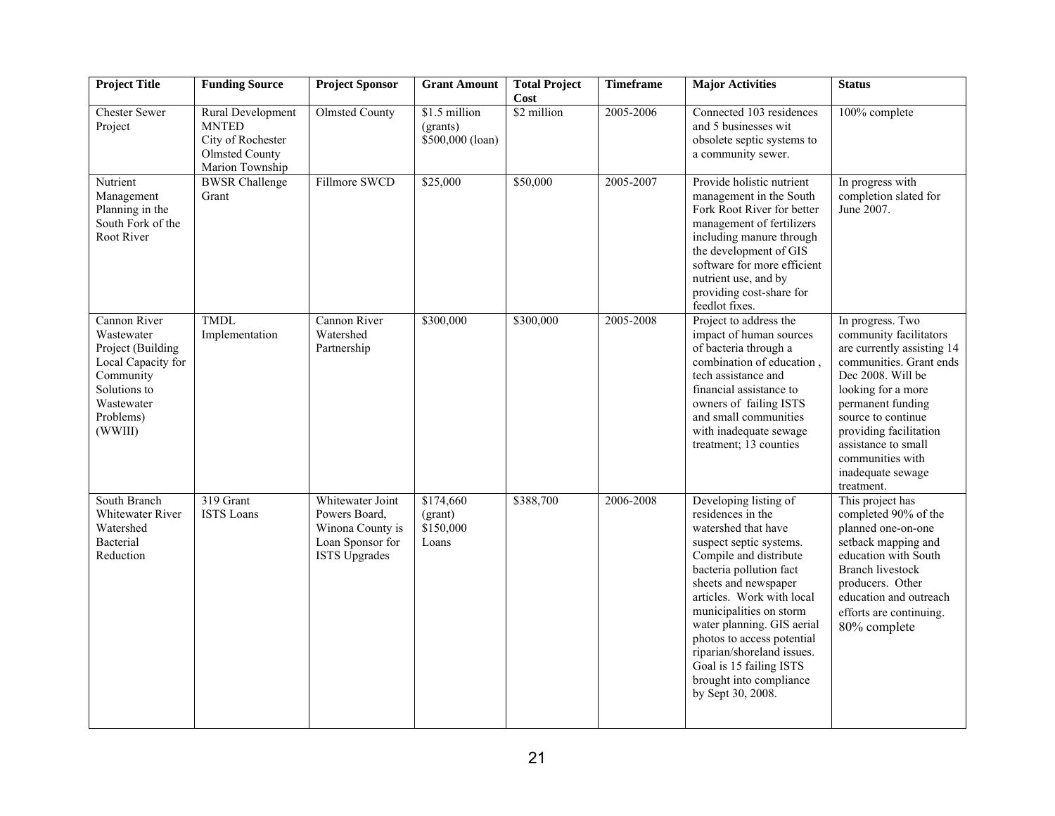| Project Title | Funding Source | Project Sponsor | Grant Amount | Total Project Cost | Timeframe | Major Activities | Status |
|---|---|---|---|---|---|---|---|
| Chester Sewer Project | Rural Development MNTED City of Rochester Olmsted County Marion Township | Olmsted County | $1.5 million (grants) $500,000 (loan) | $2 million | 2005-2006 | Connected 103 residences and 5 businesses wit obsolete septic systems to a community sewer. | 100% complete |
| Nutrient Management Planning in the South Fork of the Root River | BWSR Challenge Grant | Fillmore SWCD | $25,000 | $50,000 | 2005-2007 | Provide holistic nutrient management in the South Fork Root River for better management of fertilizers including manure through the development of GIS software for more efficient nutrient use, and by providing cost-share for feedlot fixes. | In progress with completion slated for June 2007. |
| Cannon River Wastewater Project (Building Local Capacity for Community Solutions to Wastewater Problems) (WWIII) | TMDL Implementation | Cannon River Watershed Partnership | $300,000 | $300,000 | 2005-2008 | Project to address the impact of human sources of bacteria through a combination of education , tech assistance and financial assistance to owners of failing ISTS and small communities with inadequate sewage treatment; 13 counties | In progress. Two community facilitators are currently assisting 14 communities. Grant ends Dec 2008. Will be looking for a more permanent funding source to continue providing facilitation assistance to small communities with inadequate sewage treatment. |
| South Branch Whitewater River Watershed Bacterial Reduction | 319 Grant ISTS Loans | Whitewater Joint Powers Board, Winona County is Loan Sponsor for ISTS Upgrades | $174,660 (grant) $150,000 Loans | $388,700 | 2006-2008 | Developing listing of residences in the watershed that have suspect septic systems. Compile and distribute bacteria pollution fact sheets and newspaper articles. Work with local municipalities on storm water planning. GIS aerial photos to access potential riparian/shoreland issues. Goal is 15 failing ISTS brought into compliance by Sept 30, 2008. | This project has completed 90% of the planned one-on-one setback mapping and education with South Branch livestock producers. Other education and outreach efforts are continuing. 80% complete |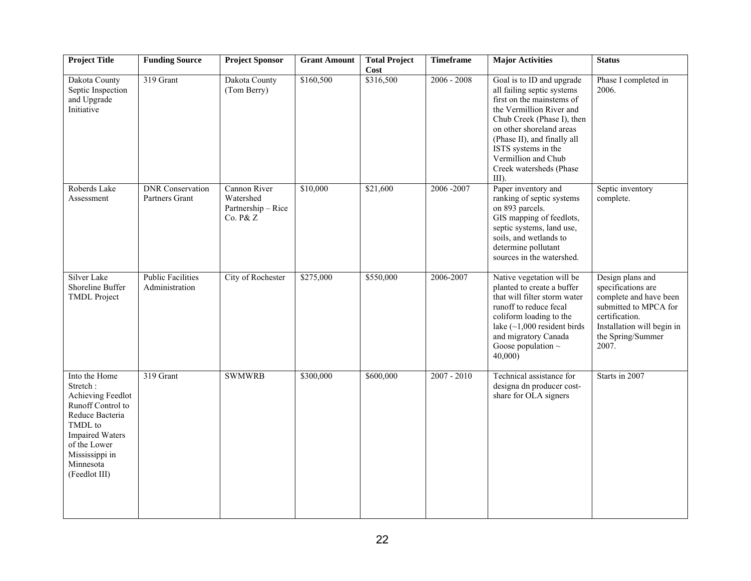| Project Title | Funding Source | Project Sponsor | Grant Amount | Total Project Cost | Timeframe | Major Activities | Status |
| --- | --- | --- | --- | --- | --- | --- | --- |
| Dakota County Septic Inspection and Upgrade Initiative | 319 Grant | Dakota County (Tom Berry) | $160,500 | $316,500 | 2006 - 2008 | Goal is to ID and upgrade all failing septic systems first on the mainstems of the Vermillion River and Chub Creek (Phase I), then on other shoreland areas (Phase II), and finally all ISTS systems in the Vermillion and Chub Creek watersheds (Phase III). | Phase I completed in 2006. |
| Roberds Lake Assessment | DNR Conservation Partners Grant | Cannon River Watershed Partnership – Rice Co. P& Z | $10,000 | $21,600 | 2006 -2007 | Paper inventory and ranking of septic systems on 893 parcels. GIS mapping of feedlots, septic systems, land use, soils, and wetlands to determine pollutant sources in the watershed. | Septic inventory complete. |
| Silver Lake Shoreline Buffer TMDL Project | Public Facilities Administration | City of Rochester | $275,000 | $550,000 | 2006-2007 | Native vegetation will be planted to create a buffer that will filter storm water runoff to reduce fecal coliform loading to the lake (~1,000 resident birds and migratory Canada Goose population ~ 40,000) | Design plans and specifications are complete and have been submitted to MPCA for certification. Installation will begin in the Spring/Summer 2007. |
| Into the Home Stretch : Achieving Feedlot Runoff Control to Reduce Bacteria TMDL to Impaired Waters of the Lower Mississippi in Minnesota (Feedlot III) | 319 Grant | SWMWRB | $300,000 | $600,000 | 2007 - 2010 | Technical assistance for designa dn producer cost-share for OLA signers | Starts in 2007 |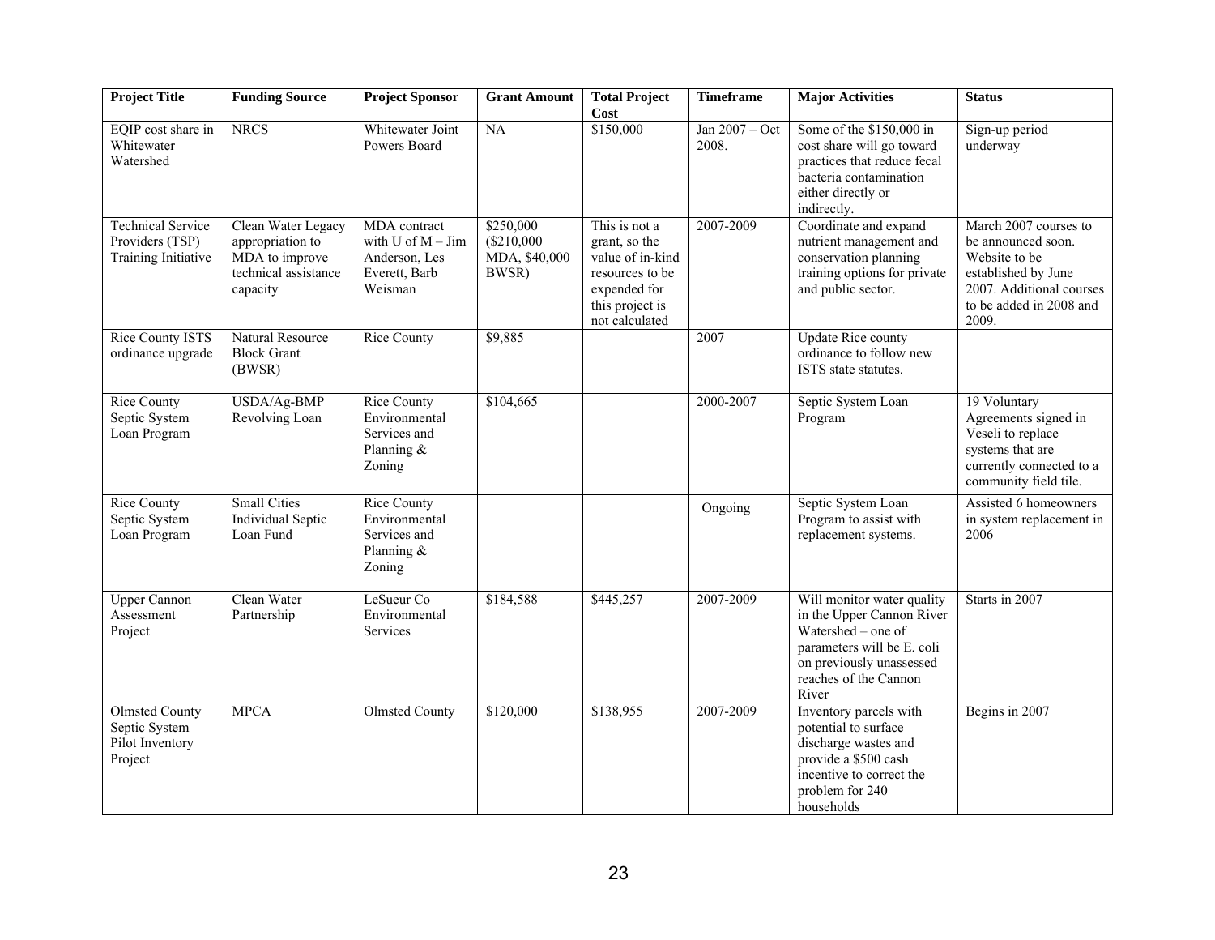| Project Title | Funding Source | Project Sponsor | Grant Amount | Total Project Cost | Timeframe | Major Activities | Status |
|---|---|---|---|---|---|---|---|
| EQIP cost share in Whitewater Watershed | NRCS | Whitewater Joint Powers Board | NA | $150,000 | Jan 2007 – Oct 2008. | Some of the $150,000 in cost share will go toward practices that reduce fecal bacteria contamination either directly or indirectly. | Sign-up period underway |
| Technical Service Providers (TSP) Training Initiative | Clean Water Legacy appropriation to MDA to improve technical assistance capacity | MDA contract with U of M – Jim Anderson, Les Everett, Barb Weisman | $250,000 ($210,000 MDA, $40,000 BWSR) | This is not a grant, so the value of in-kind resources to be expended for this project is not calculated | 2007-2009 | Coordinate and expand nutrient management and conservation planning training options for private and public sector. | March 2007 courses to be announced soon. Website to be established by June 2007. Additional courses to be added in 2008 and 2009. |
| Rice County ISTS ordinance upgrade | Natural Resource Block Grant (BWSR) | Rice County | $9,885 | | 2007 | Update Rice county ordinance to follow new ISTS state statutes. | |
| Rice County Septic System Loan Program | USDA/Ag-BMP Revolving Loan | Rice County Environmental Services and Planning & Zoning | $104,665 | | 2000-2007 | Septic System Loan Program | 19 Voluntary Agreements signed in Veseli to replace systems that are currently connected to a community field tile. |
| Rice County Septic System Loan Program | Small Cities Individual Septic Loan Fund | Rice County Environmental Services and Planning & Zoning | | | Ongoing | Septic System Loan Program to assist with replacement systems. | Assisted 6 homeowners in system replacement in 2006 |
| Upper Cannon Assessment Project | Clean Water Partnership | LeSueur Co Environmental Services | $184,588 | $445,257 | 2007-2009 | Will monitor water quality in the Upper Cannon River Watershed – one of parameters will be E. coli on previously unassessed reaches of the Cannon River | Starts in 2007 |
| Olmsted County Septic System Pilot Inventory Project | MPCA | Olmsted County | $120,000 | $138,955 | 2007-2009 | Inventory parcels with potential to surface discharge wastes and provide a $500 cash incentive to correct the problem for 240 households | Begins in 2007 |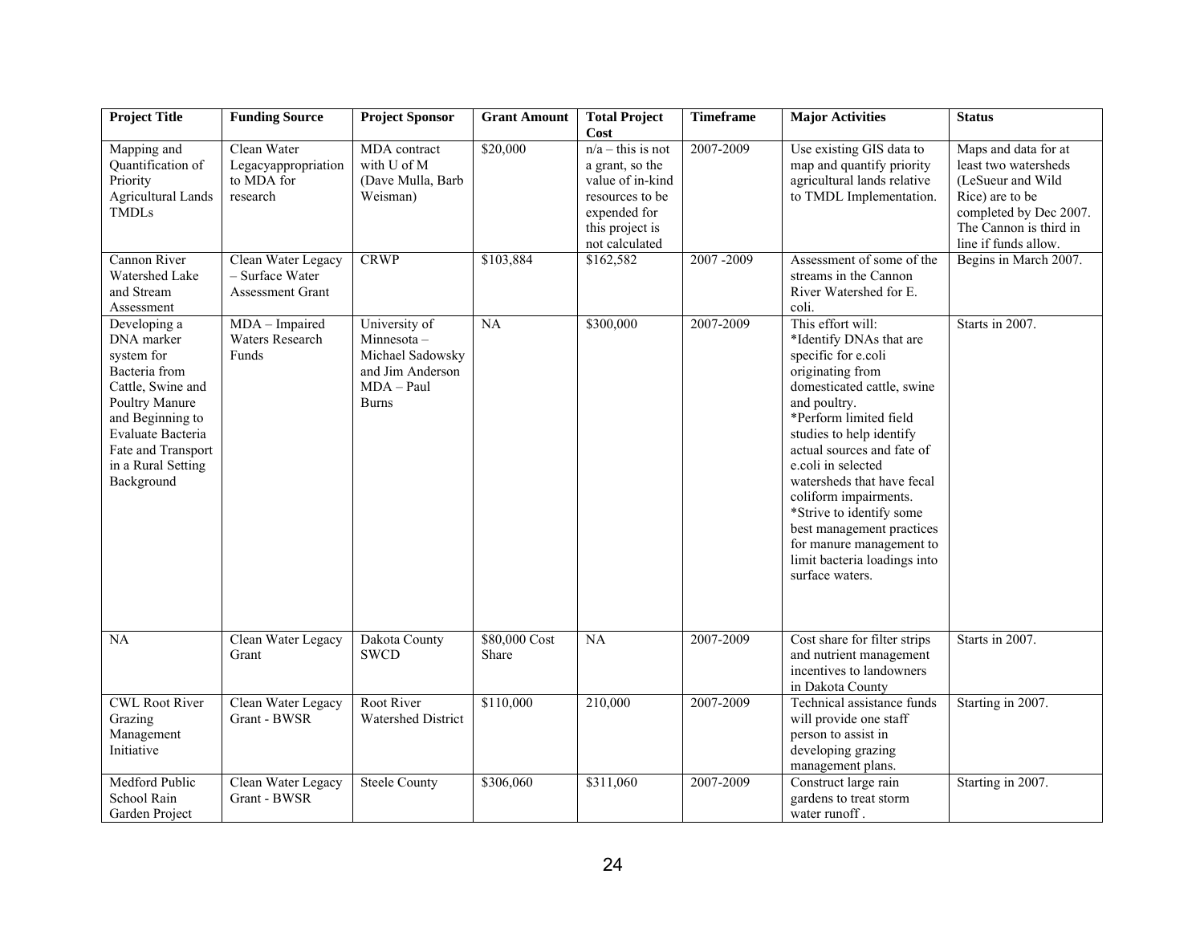| Project Title | Funding Source | Project Sponsor | Grant Amount | Total Project Cost | Timeframe | Major Activities | Status |
|---|---|---|---|---|---|---|---|
| Mapping and Quantification of Priority Agricultural Lands TMDLs | Clean Water Legacyappropriation to MDA for research | MDA contract with U of M (Dave Mulla, Barb Weisman) | $20,000 | n/a – this is not a grant, so the value of in-kind resources to be expended for this project is not calculated | 2007-2009 | Use existing GIS data to map and quantify priority agricultural lands relative to TMDL Implementation. | Maps and data for at least two watersheds (LeSueur and Wild Rice) are to be completed by Dec 2007. The Cannon is third in line if funds allow. |
| Cannon River Watershed Lake and Stream Assessment | Clean Water Legacy – Surface Water Assessment Grant | CRWP | $103,884 | $162,582 | 2007 -2009 | Assessment of some of the streams in the Cannon River Watershed for E. coli. | Begins in March 2007. |
| Developing a DNA marker system for Bacteria from Cattle, Swine and Poultry Manure and Beginning to Evaluate Bacteria Fate and Transport in a Rural Setting Background | MDA – Impaired Waters Research Funds | University of Minnesota – Michael Sadowsky and Jim Anderson MDA – Paul Burns | NA | $300,000 | 2007-2009 | This effort will:<br>*Identify DNAs that are specific for e.coli originating from domesticated cattle, swine and poultry.<br>*Perform limited field studies to help identify actual sources and fate of e.coli in selected watersheds that have fecal coliform impairments.<br>*Strive to identify some best management practices for manure management to limit bacteria loadings into surface waters. | Starts in 2007. |
| NA | Clean Water Legacy Grant | Dakota County SWCD | $80,000 Cost Share | NA | 2007-2009 | Cost share for filter strips and nutrient management incentives to landowners in Dakota County | Starts in 2007. |
| CWL Root River Grazing Management Initiative | Clean Water Legacy Grant - BWSR | Root River Watershed District | $110,000 | 210,000 | 2007-2009 | Technical assistance funds will provide one staff person to assist in developing grazing management plans. | Starting in 2007. |
| Medford Public School Rain Garden Project | Clean Water Legacy Grant - BWSR | Steele County | $306,060 | $311,060 | 2007-2009 | Construct large rain gardens to treat storm water runoff . | Starting in 2007. |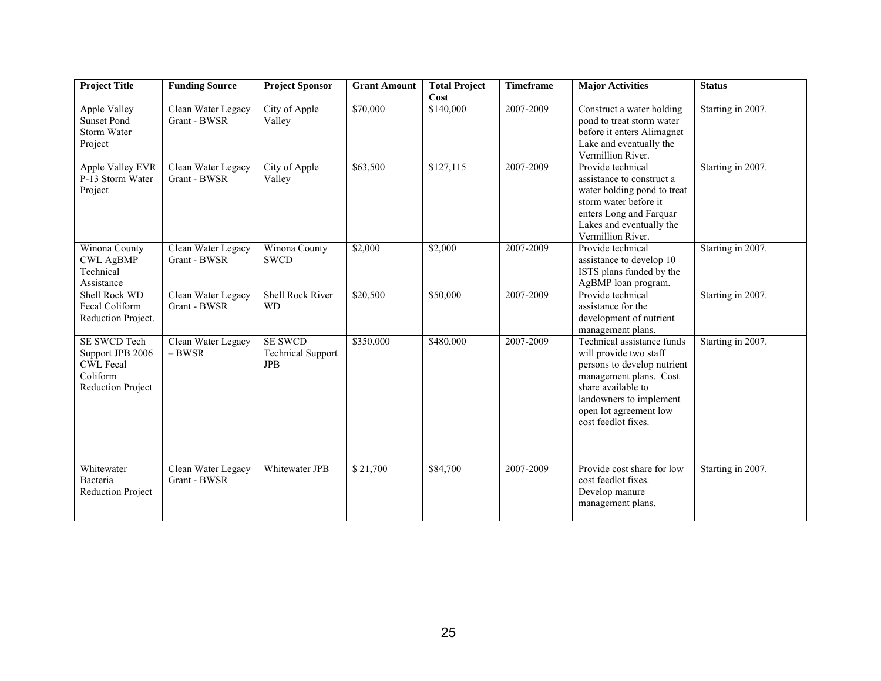| Project Title | Funding Source | Project Sponsor | Grant Amount | Total Project Cost | Timeframe | Major Activities | Status |
|---|---|---|---|---|---|---|---|
| Apple Valley Sunset Pond Storm Water Project | Clean Water Legacy Grant - BWSR | City of Apple Valley | $70,000 | $140,000 | 2007-2009 | Construct a water holding pond to treat storm water before it enters Alimagnet Lake and eventually the Vermillion River. | Starting in 2007. |
| Apple Valley EVR P-13 Storm Water Project | Clean Water Legacy Grant - BWSR | City of Apple Valley | $63,500 | $127,115 | 2007-2009 | Provide technical assistance to construct a water holding pond to treat storm water before it enters Long and Farquar Lakes and eventually the Vermillion River. | Starting in 2007. |
| Winona County CWL AgBMP Technical Assistance | Clean Water Legacy Grant - BWSR | Winona County SWCD | $2,000 | $2,000 | 2007-2009 | Provide technical assistance to develop 10 ISTS plans funded by the AgBMP loan program. | Starting in 2007. |
| Shell Rock WD Fecal Coliform Reduction Project. | Clean Water Legacy Grant - BWSR | Shell Rock River WD | $20,500 | $50,000 | 2007-2009 | Provide technical assistance for the development of nutrient management plans. | Starting in 2007. |
| SE SWCD Tech Support JPB 2006 CWL Fecal Coliform Reduction Project | Clean Water Legacy – BWSR | SE SWCD Technical Support JPB | $350,000 | $480,000 | 2007-2009 | Technical assistance funds will provide two staff persons to develop nutrient management plans. Cost share available to landowners to implement open lot agreement low cost feedlot fixes. | Starting in 2007. |
| Whitewater Bacteria Reduction Project | Clean Water Legacy Grant - BWSR | Whitewater JPB | $ 21,700 | $84,700 | 2007-2009 | Provide cost share for low cost feedlot fixes. Develop manure management plans. | Starting in 2007. |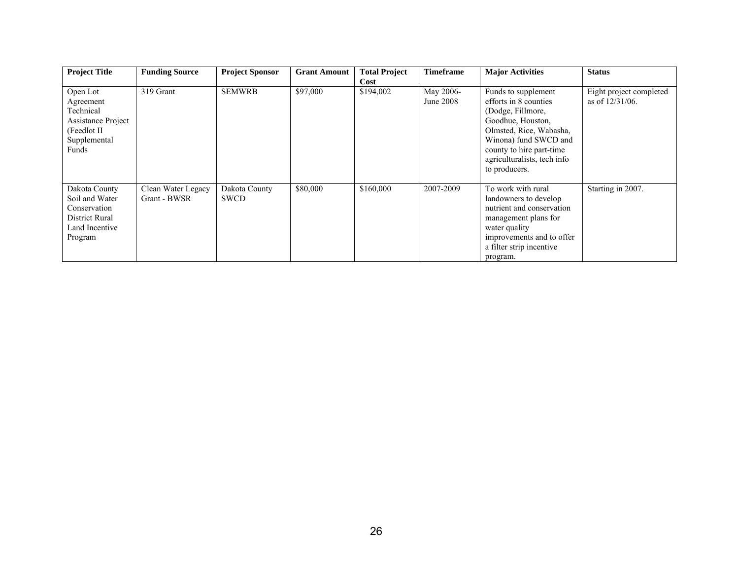| Project Title | Funding Source | Project Sponsor | Grant Amount | Total Project Cost | Timeframe | Major Activities | Status |
|---|---|---|---|---|---|---|---|
| Open Lot Agreement Technical Assistance Project (Feedlot II Supplemental Funds | 319 Grant | SEMWRB | $97,000 | $194,002 | May 2006-June 2008 | Funds to supplement efforts in 8 counties (Dodge, Fillmore, Goodhue, Houston, Olmsted, Rice, Wabasha, Winona) fund SWCD and county to hire part-time agriculturalists, tech info to producers. | Eight project completed as of 12/31/06. |
| Dakota County Soil and Water Conservation District Rural Land Incentive Program | Clean Water Legacy Grant - BWSR | Dakota County SWCD | $80,000 | $160,000 | 2007-2009 | To work with rural landowners to develop nutrient and conservation management plans for water quality improvements and to offer a filter strip incentive program. | Starting in 2007. |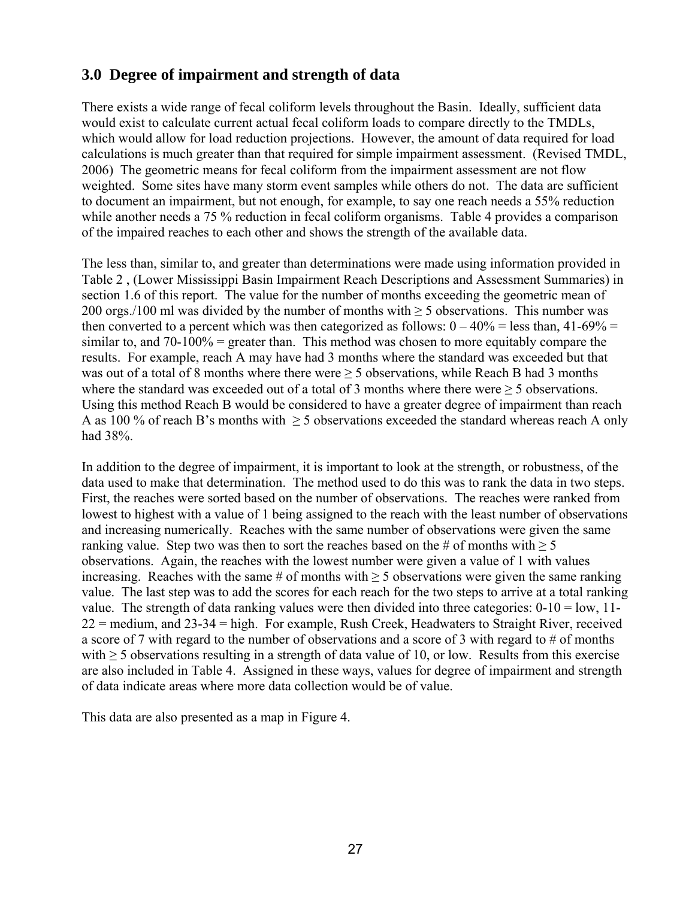## 3.0 Degree of impairment and strength of data

There exists a wide range of fecal coliform levels throughout the Basin. Ideally, sufficient data would exist to calculate current actual fecal coliform loads to compare directly to the TMDLs, which would allow for load reduction projections. However, the amount of data required for load calculations is much greater than that required for simple impairment assessment. (Revised TMDL, 2006) The geometric means for fecal coliform from the impairment assessment are not flow weighted. Some sites have many storm event samples while others do not. The data are sufficient to document an impairment, but not enough, for example, to say one reach needs a 55% reduction while another needs a 75 % reduction in fecal coliform organisms. Table 4 provides a comparison of the impaired reaches to each other and shows the strength of the available data.

The less than, similar to, and greater than determinations were made using information provided in Table 2 , (Lower Mississippi Basin Impairment Reach Descriptions and Assessment Summaries) in section 1.6 of this report. The value for the number of months exceeding the geometric mean of 200 orgs./100 ml was divided by the number of months with ≥ 5 observations. This number was then converted to a percent which was then categorized as follows: 0 – 40% = less than, 41-69% = similar to, and 70-100% = greater than. This method was chosen to more equitably compare the results. For example, reach A may have had 3 months where the standard was exceeded but that was out of a total of 8 months where there were ≥ 5 observations, while Reach B had 3 months where the standard was exceeded out of a total of 3 months where there were ≥ 5 observations. Using this method Reach B would be considered to have a greater degree of impairment than reach A as 100 % of reach B's months with ≥ 5 observations exceeded the standard whereas reach A only had 38%.

In addition to the degree of impairment, it is important to look at the strength, or robustness, of the data used to make that determination. The method used to do this was to rank the data in two steps. First, the reaches were sorted based on the number of observations. The reaches were ranked from lowest to highest with a value of 1 being assigned to the reach with the least number of observations and increasing numerically. Reaches with the same number of observations were given the same ranking value. Step two was then to sort the reaches based on the # of months with ≥ 5 observations. Again, the reaches with the lowest number were given a value of 1 with values increasing. Reaches with the same # of months with ≥ 5 observations were given the same ranking value. The last step was to add the scores for each reach for the two steps to arrive at a total ranking value. The strength of data ranking values were then divided into three categories: 0-10 = low, 11-22 = medium, and 23-34 = high. For example, Rush Creek, Headwaters to Straight River, received a score of 7 with regard to the number of observations and a score of 3 with regard to # of months with ≥ 5 observations resulting in a strength of data value of 10, or low. Results from this exercise are also included in Table 4. Assigned in these ways, values for degree of impairment and strength of data indicate areas where more data collection would be of value.

This data are also presented as a map in Figure 4.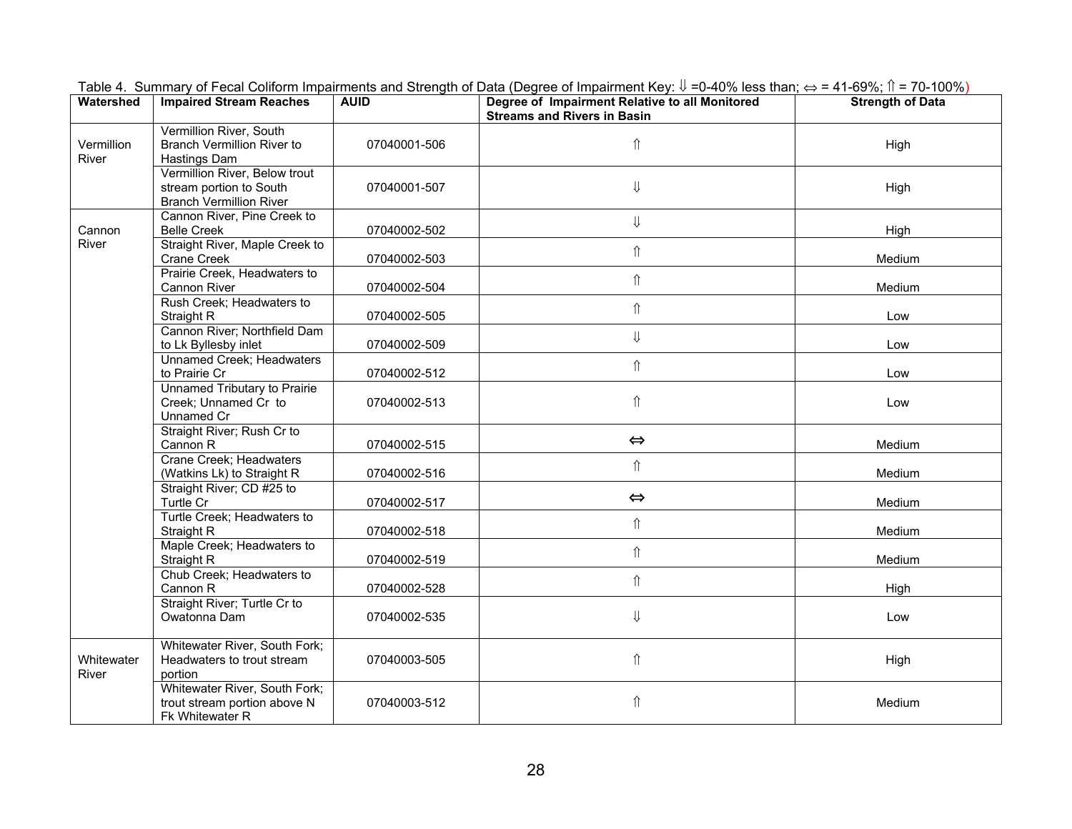Table 4. Summary of Fecal Coliform Impairments and Strength of Data (Degree of Impairment Key: ⇓ =0-40% less than; ⇔ = 41-69%; ⇑ = 70-100%)

| Watershed | Impaired Stream Reaches | AUID | Degree of Impairment Relative to all Monitored Streams and Rivers in Basin | Strength of Data |
|---|---|---|---|---|
| Vermillion River | Vermillion River, South Branch Vermillion River to Hastings Dam | 07040001-506 | ⇑ | High |
| | Vermillion River, Below trout stream portion to South Branch Vermillion River | 07040001-507 | ⇓ | High |
| Cannon River | Cannon River, Pine Creek to Belle Creek | 07040002-502 | ⇓ | High |
| | Straight River, Maple Creek to Crane Creek | 07040002-503 | ⇑ | Medium |
| | Prairie Creek, Headwaters to Cannon River | 07040002-504 | ⇑ | Medium |
| | Rush Creek; Headwaters to Straight R | 07040002-505 | ⇑ | Low |
| | Cannon River; Northfield Dam to Lk Byllesby inlet | 07040002-509 | ⇓ | Low |
| | Unnamed Creek; Headwaters to Prairie Cr | 07040002-512 | ⇑ | Low |
| | Unnamed Tributary to Prairie Creek; Unnamed Cr to Unnamed Cr | 07040002-513 | ⇑ | Low |
| | Straight River; Rush Cr to Cannon R | 07040002-515 | ⇔ | Medium |
| | Crane Creek; Headwaters (Watkins Lk) to Straight R | 07040002-516 | ⇑ | Medium |
| | Straight River; CD #25 to Turtle Cr | 07040002-517 | ⇔ | Medium |
| | Turtle Creek; Headwaters to Straight R | 07040002-518 | ⇑ | Medium |
| | Maple Creek; Headwaters to Straight R | 07040002-519 | ⇑ | Medium |
| | Chub Creek; Headwaters to Cannon R | 07040002-528 | ⇑ | High |
| | Straight River; Turtle Cr to Owatonna Dam | 07040002-535 | ⇓ | Low |
| Whitewater River | Whitewater River, South Fork; Headwaters to trout stream portion | 07040003-505 | ⇑ | High |
| | Whitewater River, South Fork; trout stream portion above N Fk Whitewater R | 07040003-512 | ⇑ | Medium |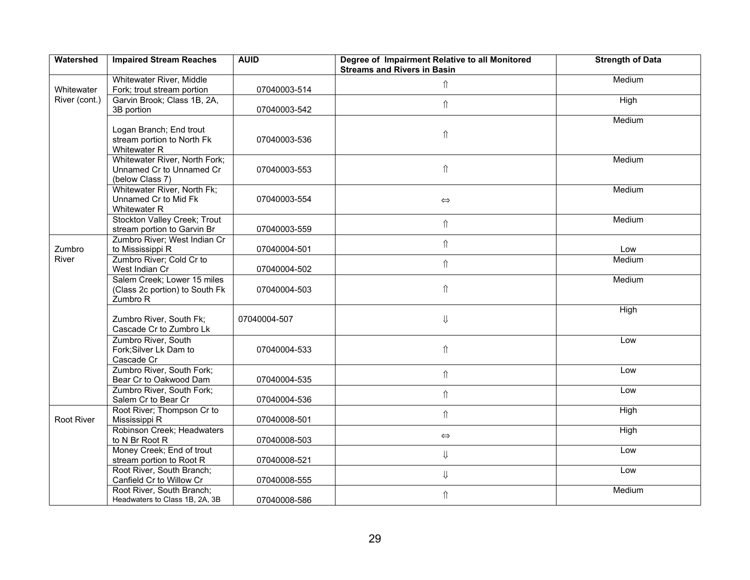| Watershed | Impaired Stream Reaches | AUID | Degree of Impairment Relative to all Monitored Streams and Rivers in Basin | Strength of Data |
|---|---|---|---|---|
| Whitewater River (cont.) | Whitewater River, Middle Fork; trout stream portion | 07040003-514 | ⇑ | Medium |
| | Garvin Brook; Class 1B, 2A, 3B portion | 07040003-542 | ⇑ | High |
| | Logan Branch; End trout stream portion to North Fk Whitewater R | 07040003-536 | ⇑ | Medium |
| | Whitewater River, North Fork; Unnamed Cr to Unnamed Cr (below Class 7) | 07040003-553 | ⇑ | Medium |
| | Whitewater River, North Fk; Unnamed Cr to Mid Fk Whitewater R | 07040003-554 | ⇔ | Medium |
| | Stockton Valley Creek; Trout stream portion to Garvin Br | 07040003-559 | ⇑ | Medium |
| Zumbro River | Zumbro River; West Indian Cr to Mississippi R | 07040004-501 | ⇑ | Low |
| | Zumbro River; Cold Cr to West Indian Cr | 07040004-502 | ⇑ | Medium |
| | Salem Creek; Lower 15 miles (Class 2c portion) to South Fk Zumbro R | 07040004-503 | ⇑ | Medium |
| | Zumbro River, South Fk; Cascade Cr to Zumbro Lk | 07040004-507 | ⇓ | High |
| | Zumbro River, South Fork;Silver Lk Dam to Cascade Cr | 07040004-533 | ⇑ | Low |
| | Zumbro River, South Fork; Bear Cr to Oakwood Dam | 07040004-535 | ⇑ | Low |
| | Zumbro River, South Fork; Salem Cr to Bear Cr | 07040004-536 | ⇑ | Low |
| Root River | Root River; Thompson Cr to Mississippi R | 07040008-501 | ⇑ | High |
| | Robinson Creek; Headwaters to N Br Root R | 07040008-503 | ⇔ | High |
| | Money Creek; End of trout stream portion to Root R | 07040008-521 | ⇓ | Low |
| | Root River, South Branch; Canfield Cr to Willow Cr | 07040008-555 | ⇓ | Low |
| | Root River, South Branch; Headwaters to Class 1B, 2A, 3B | 07040008-586 | ⇑ | Medium |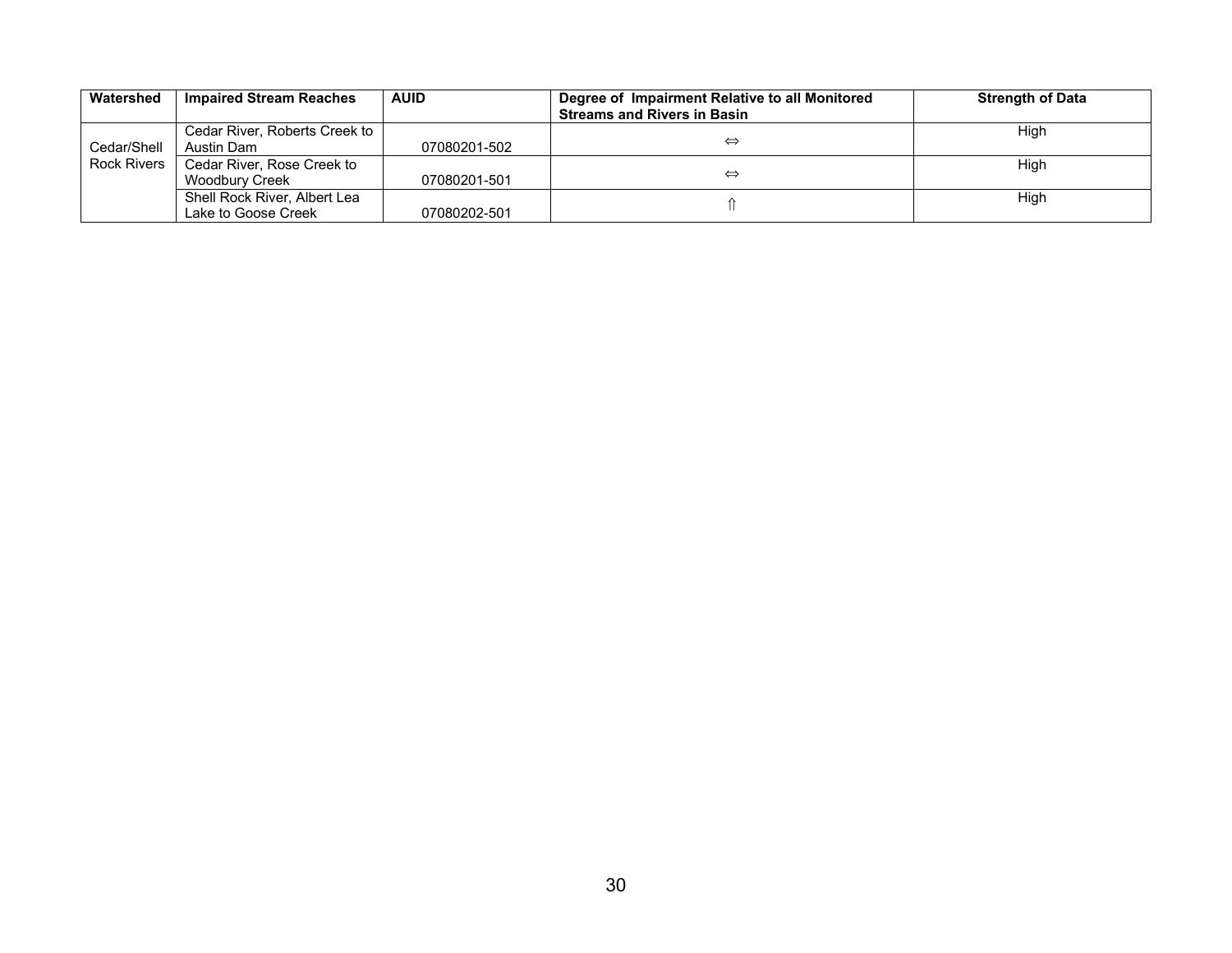| Watershed | Impaired Stream Reaches | AUID | Degree of Impairment Relative to all Monitored Streams and Rivers in Basin | Strength of Data |
|---|---|---|---|---|
| Cedar/Shell Rock Rivers | Cedar River, Roberts Creek to Austin Dam | 07080201-502 | ⇔ | High |
| | Cedar River, Rose Creek to Woodbury Creek | 07080201-501 | ⇔ | High |
| | Shell Rock River, Albert Lea Lake to Goose Creek | 07080202-501 | ⇑ | High |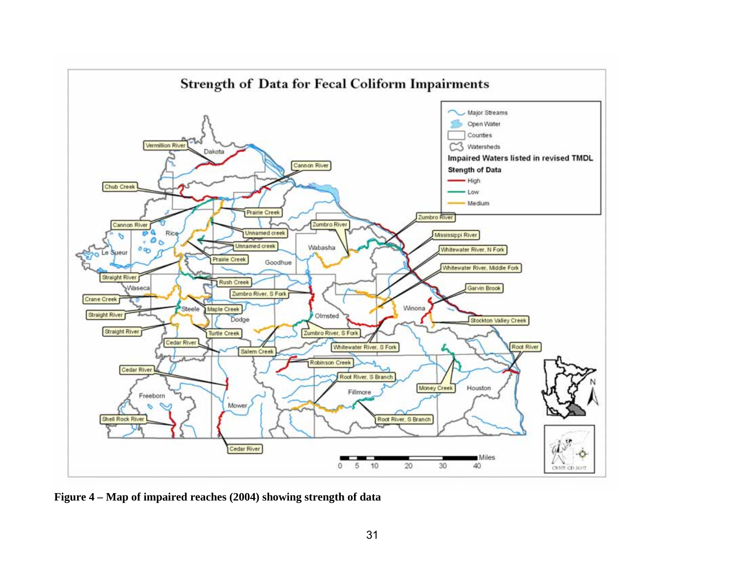**Figure 4 – Map of impaired reaches (2004) showing strength of data**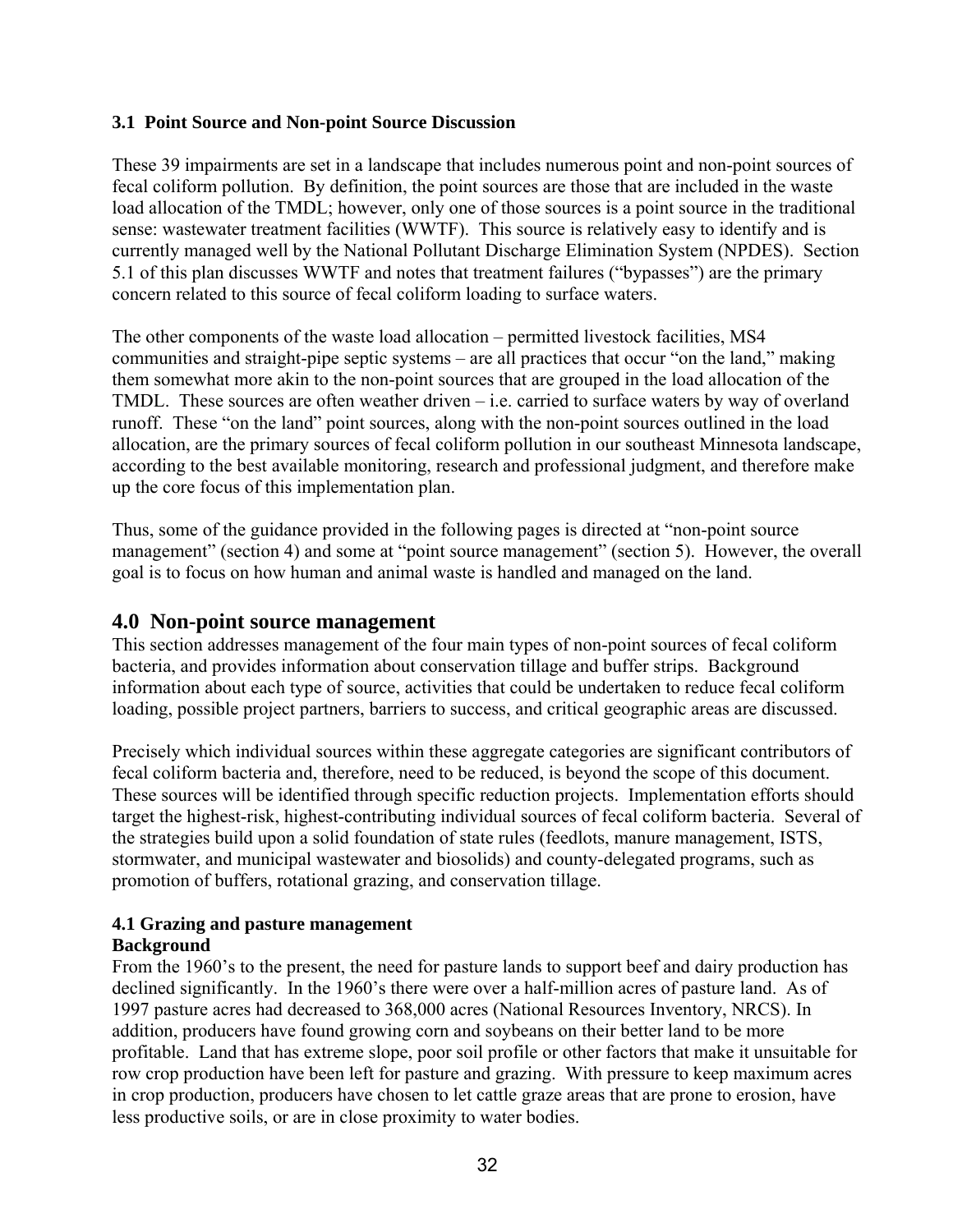### 3.1 Point Source and Non-point Source Discussion

These 39 impairments are set in a landscape that includes numerous point and non-point sources of fecal coliform pollution. By definition, the point sources are those that are included in the waste load allocation of the TMDL; however, only one of those sources is a point source in the traditional sense: wastewater treatment facilities (WWTF). This source is relatively easy to identify and is currently managed well by the National Pollutant Discharge Elimination System (NPDES). Section 5.1 of this plan discusses WWTF and notes that treatment failures ("bypasses") are the primary concern related to this source of fecal coliform loading to surface waters.

The other components of the waste load allocation – permitted livestock facilities, MS4 communities and straight-pipe septic systems – are all practices that occur "on the land," making them somewhat more akin to the non-point sources that are grouped in the load allocation of the TMDL. These sources are often weather driven – i.e. carried to surface waters by way of overland runoff. These "on the land" point sources, along with the non-point sources outlined in the load allocation, are the primary sources of fecal coliform pollution in our southeast Minnesota landscape, according to the best available monitoring, research and professional judgment, and therefore make up the core focus of this implementation plan.

Thus, some of the guidance provided in the following pages is directed at "non-point source management" (section 4) and some at "point source management" (section 5). However, the overall goal is to focus on how human and animal waste is handled and managed on the land.

## 4.0 Non-point source management

This section addresses management of the four main types of non-point sources of fecal coliform bacteria, and provides information about conservation tillage and buffer strips. Background information about each type of source, activities that could be undertaken to reduce fecal coliform loading, possible project partners, barriers to success, and critical geographic areas are discussed.

Precisely which individual sources within these aggregate categories are significant contributors of fecal coliform bacteria and, therefore, need to be reduced, is beyond the scope of this document. These sources will be identified through specific reduction projects. Implementation efforts should target the highest-risk, highest-contributing individual sources of fecal coliform bacteria. Several of the strategies build upon a solid foundation of state rules (feedlots, manure management, ISTS, stormwater, and municipal wastewater and biosolids) and county-delegated programs, such as promotion of buffers, rotational grazing, and conservation tillage.

### 4.1 Grazing and pasture management

**Background**

From the 1960's to the present, the need for pasture lands to support beef and dairy production has declined significantly. In the 1960's there were over a half-million acres of pasture land. As of 1997 pasture acres had decreased to 368,000 acres (National Resources Inventory, NRCS). In addition, producers have found growing corn and soybeans on their better land to be more profitable. Land that has extreme slope, poor soil profile or other factors that make it unsuitable for row crop production have been left for pasture and grazing. With pressure to keep maximum acres in crop production, producers have chosen to let cattle graze areas that are prone to erosion, have less productive soils, or are in close proximity to water bodies.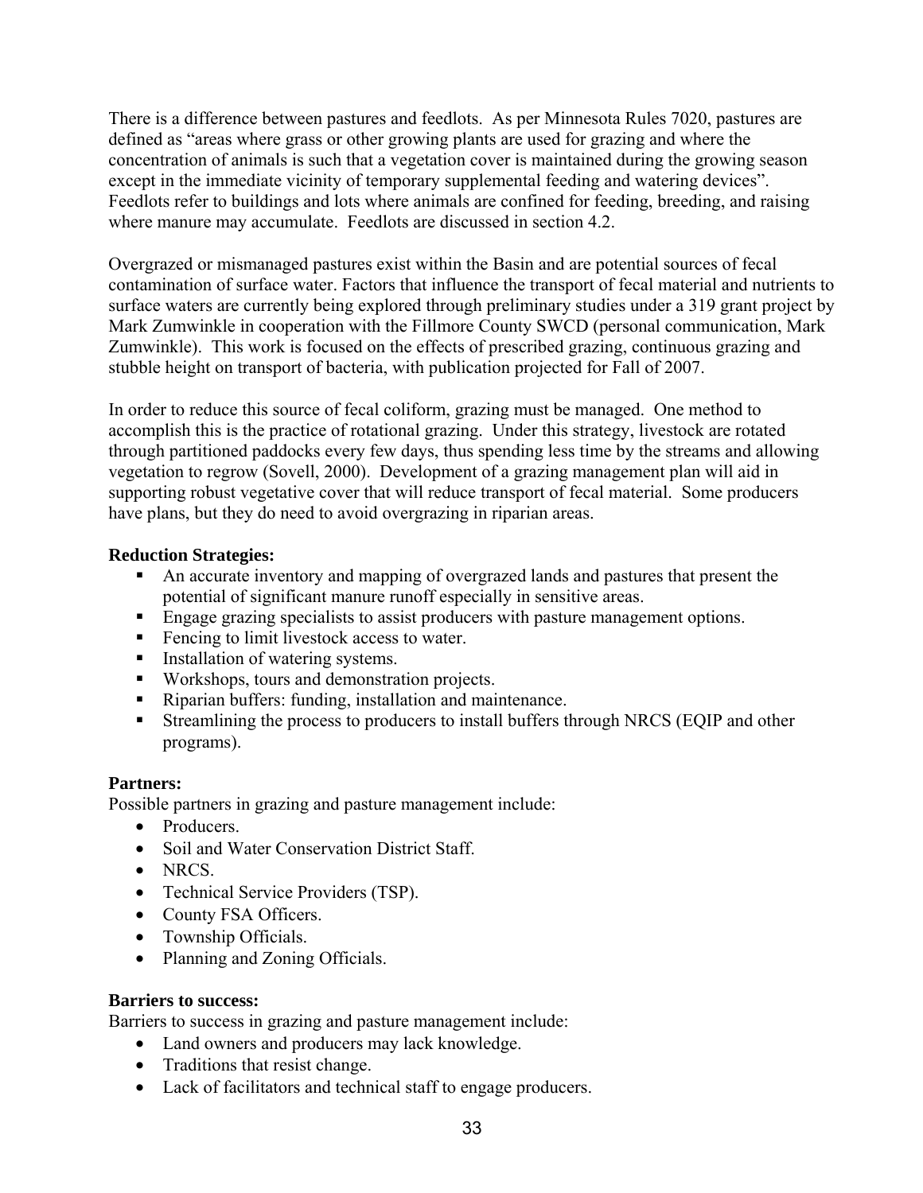There is a difference between pastures and feedlots. As per Minnesota Rules 7020, pastures are defined as "areas where grass or other growing plants are used for grazing and where the concentration of animals is such that a vegetation cover is maintained during the growing season except in the immediate vicinity of temporary supplemental feeding and watering devices". Feedlots refer to buildings and lots where animals are confined for feeding, breeding, and raising where manure may accumulate. Feedlots are discussed in section 4.2.

Overgrazed or mismanaged pastures exist within the Basin and are potential sources of fecal contamination of surface water. Factors that influence the transport of fecal material and nutrients to surface waters are currently being explored through preliminary studies under a 319 grant project by Mark Zumwinkle in cooperation with the Fillmore County SWCD (personal communication, Mark Zumwinkle). This work is focused on the effects of prescribed grazing, continuous grazing and stubble height on transport of bacteria, with publication projected for Fall of 2007.

In order to reduce this source of fecal coliform, grazing must be managed. One method to accomplish this is the practice of rotational grazing. Under this strategy, livestock are rotated through partitioned paddocks every few days, thus spending less time by the streams and allowing vegetation to regrow (Sovell, 2000). Development of a grazing management plan will aid in supporting robust vegetative cover that will reduce transport of fecal material. Some producers have plans, but they do need to avoid overgrazing in riparian areas.

**Reduction Strategies:**

- An accurate inventory and mapping of overgrazed lands and pastures that present the potential of significant manure runoff especially in sensitive areas.
- Engage grazing specialists to assist producers with pasture management options.
- Fencing to limit livestock access to water.
- Installation of watering systems.
- Workshops, tours and demonstration projects.
- Riparian buffers: funding, installation and maintenance.
- Streamlining the process to producers to install buffers through NRCS (EQIP and other programs).

**Partners:**

Possible partners in grazing and pasture management include:

- Producers.
- Soil and Water Conservation District Staff.
- NRCS.
- Technical Service Providers (TSP).
- County FSA Officers.
- Township Officials.
- Planning and Zoning Officials.

**Barriers to success:**

Barriers to success in grazing and pasture management include:

- Land owners and producers may lack knowledge.
- Traditions that resist change.
- Lack of facilitators and technical staff to engage producers.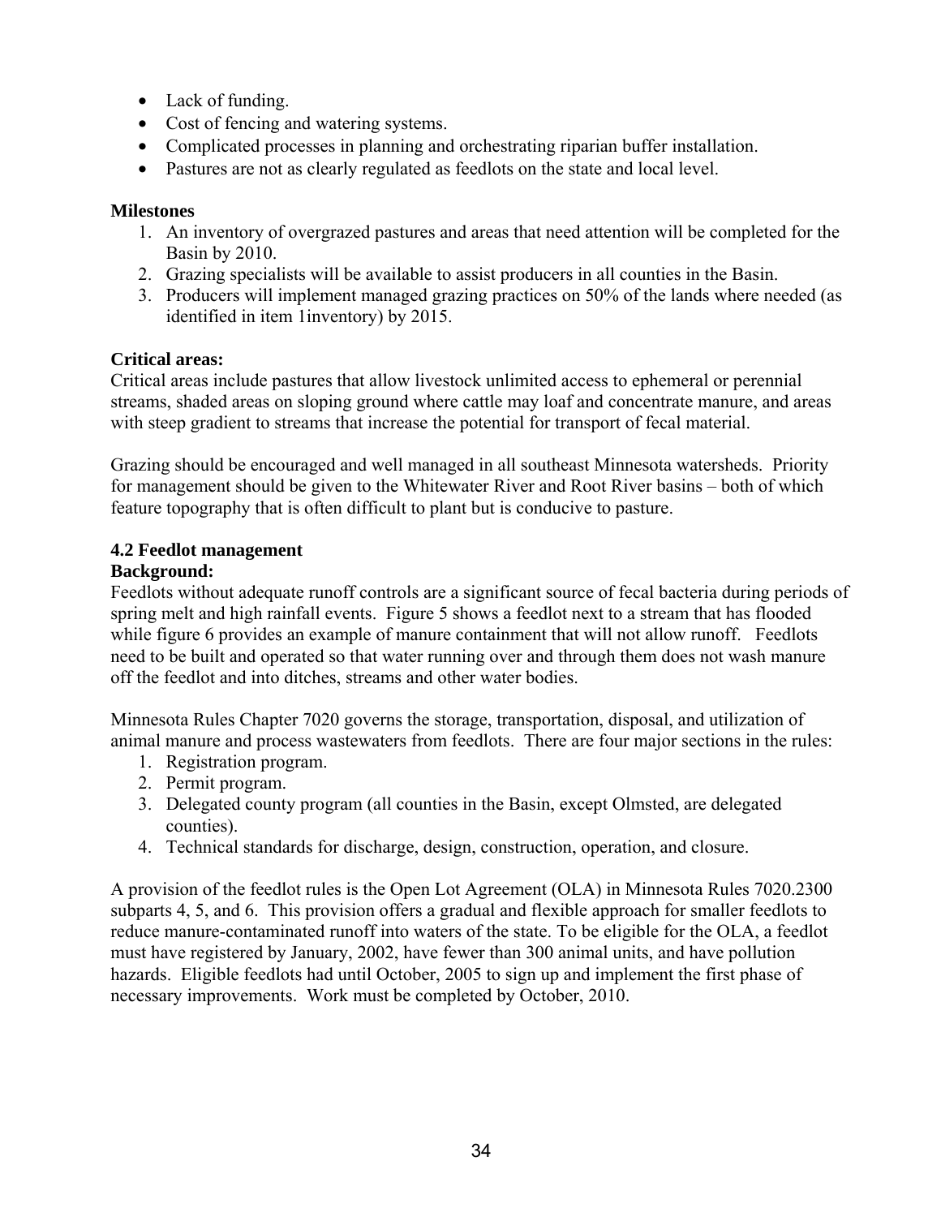- Lack of funding.
- Cost of fencing and watering systems.
- Complicated processes in planning and orchestrating riparian buffer installation.
- Pastures are not as clearly regulated as feedlots on the state and local level.

**Milestones**

1. An inventory of overgrazed pastures and areas that need attention will be completed for the Basin by 2010.
2. Grazing specialists will be available to assist producers in all counties in the Basin.
3. Producers will implement managed grazing practices on 50% of the lands where needed (as identified in item 1inventory) by 2015.

**Critical areas:**

Critical areas include pastures that allow livestock unlimited access to ephemeral or perennial streams, shaded areas on sloping ground where cattle may loaf and concentrate manure, and areas with steep gradient to streams that increase the potential for transport of fecal material.

Grazing should be encouraged and well managed in all southeast Minnesota watersheds. Priority for management should be given to the Whitewater River and Root River basins – both of which feature topography that is often difficult to plant but is conducive to pasture.

### 4.2 Feedlot management

**Background:**

Feedlots without adequate runoff controls are a significant source of fecal bacteria during periods of spring melt and high rainfall events. Figure 5 shows a feedlot next to a stream that has flooded while figure 6 provides an example of manure containment that will not allow runoff. Feedlots need to be built and operated so that water running over and through them does not wash manure off the feedlot and into ditches, streams and other water bodies.

Minnesota Rules Chapter 7020 governs the storage, transportation, disposal, and utilization of animal manure and process wastewaters from feedlots. There are four major sections in the rules:

1. Registration program.
2. Permit program.
3. Delegated county program (all counties in the Basin, except Olmsted, are delegated counties).
4. Technical standards for discharge, design, construction, operation, and closure.

A provision of the feedlot rules is the Open Lot Agreement (OLA) in Minnesota Rules 7020.2300 subparts 4, 5, and 6. This provision offers a gradual and flexible approach for smaller feedlots to reduce manure-contaminated runoff into waters of the state. To be eligible for the OLA, a feedlot must have registered by January, 2002, have fewer than 300 animal units, and have pollution hazards. Eligible feedlots had until October, 2005 to sign up and implement the first phase of necessary improvements. Work must be completed by October, 2010.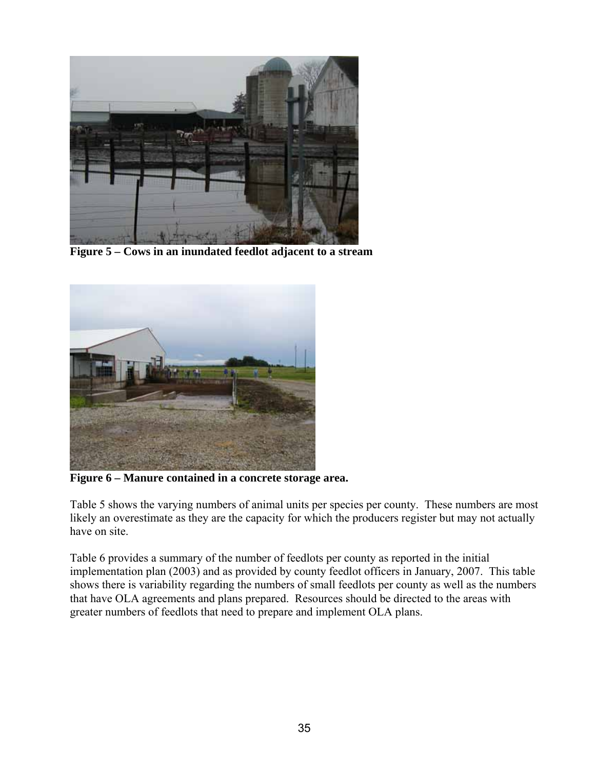**Figure 5 – Cows in an inundated feedlot adjacent to a stream**

**Figure 6 – Manure contained in a concrete storage area.**

Table 5 shows the varying numbers of animal units per species per county. These numbers are most likely an overestimate as they are the capacity for which the producers register but may not actually have on site.

Table 6 provides a summary of the number of feedlots per county as reported in the initial implementation plan (2003) and as provided by county feedlot officers in January, 2007. This table shows there is variability regarding the numbers of small feedlots per county as well as the numbers that have OLA agreements and plans prepared. Resources should be directed to the areas with greater numbers of feedlots that need to prepare and implement OLA plans.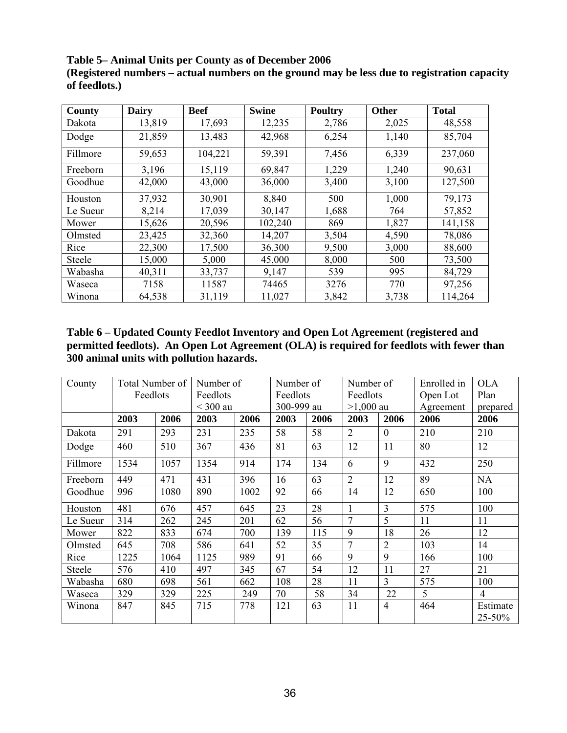**Table 5– Animal Units per County as of December 2006**
**(Registered numbers – actual numbers on the ground may be less due to registration capacity of feedlots.)**

| County | Dairy | Beef | Swine | Poultry | Other | Total |
|---|---|---|---|---|---|---|
| Dakota | 13,819 | 17,693 | 12,235 | 2,786 | 2,025 | 48,558 |
| Dodge | 21,859 | 13,483 | 42,968 | 6,254 | 1,140 | 85,704 |
| Fillmore | 59,653 | 104,221 | 59,391 | 7,456 | 6,339 | 237,060 |
| Freeborn | 3,196 | 15,119 | 69,847 | 1,229 | 1,240 | 90,631 |
| Goodhue | 42,000 | 43,000 | 36,000 | 3,400 | 3,100 | 127,500 |
| Houston | 37,932 | 30,901 | 8,840 | 500 | 1,000 | 79,173 |
| Le Sueur | 8,214 | 17,039 | 30,147 | 1,688 | 764 | 57,852 |
| Mower | 15,626 | 20,596 | 102,240 | 869 | 1,827 | 141,158 |
| Olmsted | 23,425 | 32,360 | 14,207 | 3,504 | 4,590 | 78,086 |
| Rice | 22,300 | 17,500 | 36,300 | 9,500 | 3,000 | 88,600 |
| Steele | 15,000 | 5,000 | 45,000 | 8,000 | 500 | 73,500 |
| Wabasha | 40,311 | 33,737 | 9,147 | 539 | 995 | 84,729 |
| Waseca | 7158 | 11587 | 74465 | 3276 | 770 | 97,256 |
| Winona | 64,538 | 31,119 | 11,027 | 3,842 | 3,738 | 114,264 |

**Table 6 – Updated County Feedlot Inventory and Open Lot Agreement (registered and permitted feedlots). An Open Lot Agreement (OLA) is required for feedlots with fewer than 300 animal units with pollution hazards.**

| County | Total Number of Feedlots | | Number of Feedlots < 300 au | | Number of Feedlots 300-999 au | | Number of Feedlots >1,000 au | | Enrolled in Open Lot Agreement | OLA Plan prepared |
|---|---|---|---|---|---|---|---|---|---|---|
| | **2003** | **2006** | **2003** | **2006** | **2003** | **2006** | **2003** | **2006** | **2006** | **2006** |
| Dakota | 291 | 293 | 231 | 235 | 58 | 58 | 2 | 0 | 210 | 210 |
| Dodge | 460 | 510 | 367 | 436 | 81 | 63 | 12 | 11 | 80 | 12 |
| Fillmore | 1534 | 1057 | 1354 | 914 | 174 | 134 | 6 | 9 | 432 | 250 |
| Freeborn | 449 | 471 | 431 | 396 | 16 | 63 | 2 | 12 | 89 | NA |
| Goodhue | *996* | 1080 | 890 | 1002 | 92 | 66 | 14 | 12 | 650 | 100 |
| Houston | 481 | 676 | 457 | 645 | 23 | 28 | 1 | 3 | 575 | 100 |
| Le Sueur | 314 | 262 | 245 | 201 | 62 | 56 | 7 | 5 | 11 | 11 |
| Mower | 822 | 833 | 674 | 700 | 139 | 115 | 9 | 18 | 26 | 12 |
| Olmsted | 645 | 708 | 586 | 641 | 52 | 35 | 7 | 2 | 103 | 14 |
| Rice | 1225 | 1064 | 1125 | 989 | 91 | 66 | 9 | 9 | 166 | 100 |
| Steele | 576 | 410 | 497 | 345 | 67 | 54 | 12 | 11 | 27 | 21 |
| Wabasha | 680 | 698 | 561 | 662 | 108 | 28 | 11 | 3 | 575 | 100 |
| Waseca | 329 | 329 | 225 | 249 | 70 | 58 | 34 | 22 | 5 | 4 |
| Winona | 847 | 845 | 715 | 778 | 121 | 63 | 11 | 4 | 464 | Estimate 25-50% |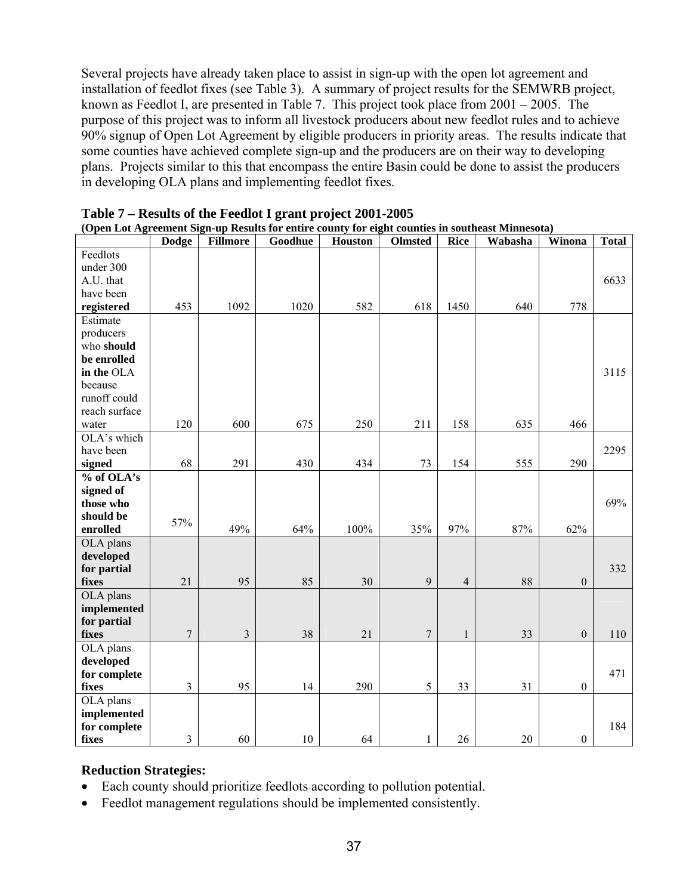Several projects have already taken place to assist in sign-up with the open lot agreement and installation of feedlot fixes (see Table 3). A summary of project results for the SEMWRB project, known as Feedlot I, are presented in Table 7. This project took place from 2001 – 2005. The purpose of this project was to inform all livestock producers about new feedlot rules and to achieve 90% signup of Open Lot Agreement by eligible producers in priority areas. The results indicate that some counties have achieved complete sign-up and the producers are on their way to developing plans. Projects similar to this that encompass the entire Basin could be done to assist the producers in developing OLA plans and implementing feedlot fixes.

**Table 7 – Results of the Feedlot I grant project 2001-2005**
**(Open Lot Agreement Sign-up Results for entire county for eight counties in southeast Minnesota)**

| | Dodge | Fillmore | Goodhue | Houston | Olmsted | Rice | Wabasha | Winona | Total |
|---|---|---|---|---|---|---|---|---|---|
| Feedlots under 300 A.U. that have been **registered** | 453 | 1092 | 1020 | 582 | 618 | 1450 | 640 | 778 | 6633 |
| Estimate producers who **should be enrolled in the** OLA because runoff could reach surface water | 120 | 600 | 675 | 250 | 211 | 158 | 635 | 466 | 3115 |
| OLA's which have been **signed** | 68 | 291 | 430 | 434 | 73 | 154 | 555 | 290 | 2295 |
| **% of OLA's signed of those who should be enrolled** | 57% | 49% | 64% | 100% | 35% | 97% | 87% | 62% | 69% |
| OLA plans **developed for partial fixes** | 21 | 95 | 85 | 30 | 9 | 4 | 88 | 0 | 332 |
| OLA plans **implemented for partial fixes** | 7 | 3 | 38 | 21 | 7 | 1 | 33 | 0 | 110 |
| OLA plans **developed for complete fixes** | 3 | 95 | 14 | 290 | 5 | 33 | 31 | 0 | 471 |
| OLA plans **implemented for complete fixes** | 3 | 60 | 10 | 64 | 1 | 26 | 20 | 0 | 184 |

### Reduction Strategies:

- Each county should prioritize feedlots according to pollution potential.
- Feedlot management regulations should be implemented consistently.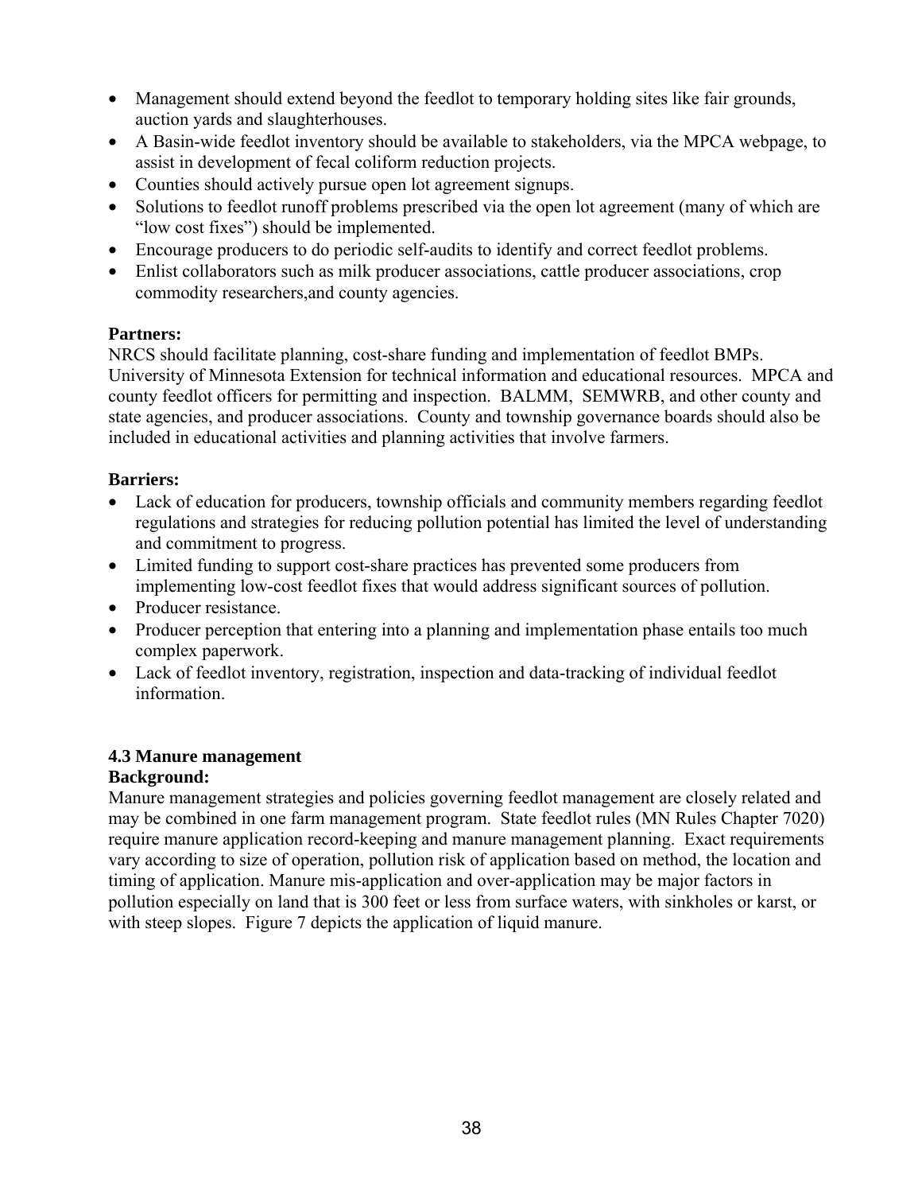- Management should extend beyond the feedlot to temporary holding sites like fair grounds, auction yards and slaughterhouses.
- A Basin-wide feedlot inventory should be available to stakeholders, via the MPCA webpage, to assist in development of fecal coliform reduction projects.
- Counties should actively pursue open lot agreement signups.
- Solutions to feedlot runoff problems prescribed via the open lot agreement (many of which are "low cost fixes") should be implemented.
- Encourage producers to do periodic self-audits to identify and correct feedlot problems.
- Enlist collaborators such as milk producer associations, cattle producer associations, crop commodity researchers,and county agencies.

**Partners:**
NRCS should facilitate planning, cost-share funding and implementation of feedlot BMPs. University of Minnesota Extension for technical information and educational resources. MPCA and county feedlot officers for permitting and inspection. BALMM, SEMWRB, and other county and state agencies, and producer associations. County and township governance boards should also be included in educational activities and planning activities that involve farmers.

**Barriers:**
- Lack of education for producers, township officials and community members regarding feedlot regulations and strategies for reducing pollution potential has limited the level of understanding and commitment to progress.
- Limited funding to support cost-share practices has prevented some producers from implementing low-cost feedlot fixes that would address significant sources of pollution.
- Producer resistance.
- Producer perception that entering into a planning and implementation phase entails too much complex paperwork.
- Lack of feedlot inventory, registration, inspection and data-tracking of individual feedlot information.

### 4.3 Manure management

**Background:**
Manure management strategies and policies governing feedlot management are closely related and may be combined in one farm management program. State feedlot rules (MN Rules Chapter 7020) require manure application record-keeping and manure management planning. Exact requirements vary according to size of operation, pollution risk of application based on method, the location and timing of application. Manure mis-application and over-application may be major factors in pollution especially on land that is 300 feet or less from surface waters, with sinkholes or karst, or with steep slopes. Figure 7 depicts the application of liquid manure.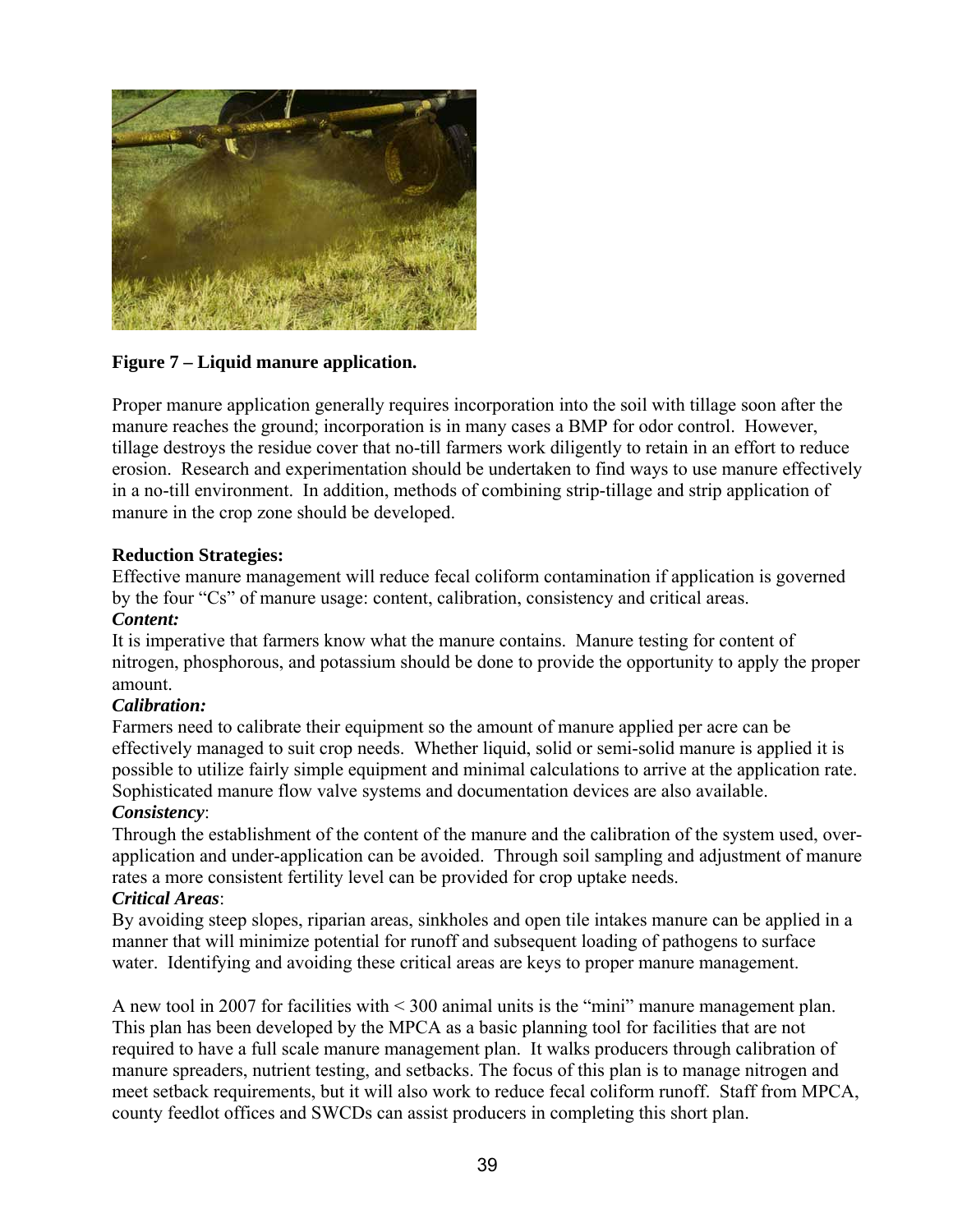**Figure 7 – Liquid manure application.**

Proper manure application generally requires incorporation into the soil with tillage soon after the manure reaches the ground; incorporation is in many cases a BMP for odor control. However, tillage destroys the residue cover that no-till farmers work diligently to retain in an effort to reduce erosion. Research and experimentation should be undertaken to find ways to use manure effectively in a no-till environment. In addition, methods of combining strip-tillage and strip application of manure in the crop zone should be developed.

**Reduction Strategies:**

Effective manure management will reduce fecal coliform contamination if application is governed by the four "Cs" of manure usage: content, calibration, consistency and critical areas.

***Content:***

It is imperative that farmers know what the manure contains. Manure testing for content of nitrogen, phosphorous, and potassium should be done to provide the opportunity to apply the proper amount.

***Calibration:***

Farmers need to calibrate their equipment so the amount of manure applied per acre can be effectively managed to suit crop needs. Whether liquid, solid or semi-solid manure is applied it is possible to utilize fairly simple equipment and minimal calculations to arrive at the application rate. Sophisticated manure flow valve systems and documentation devices are also available.

***Consistency***:

Through the establishment of the content of the manure and the calibration of the system used, over-application and under-application can be avoided. Through soil sampling and adjustment of manure rates a more consistent fertility level can be provided for crop uptake needs.

***Critical Areas***:

By avoiding steep slopes, riparian areas, sinkholes and open tile intakes manure can be applied in a manner that will minimize potential for runoff and subsequent loading of pathogens to surface water. Identifying and avoiding these critical areas are keys to proper manure management.

A new tool in 2007 for facilities with < 300 animal units is the "mini" manure management plan. This plan has been developed by the MPCA as a basic planning tool for facilities that are not required to have a full scale manure management plan. It walks producers through calibration of manure spreaders, nutrient testing, and setbacks. The focus of this plan is to manage nitrogen and meet setback requirements, but it will also work to reduce fecal coliform runoff. Staff from MPCA, county feedlot offices and SWCDs can assist producers in completing this short plan.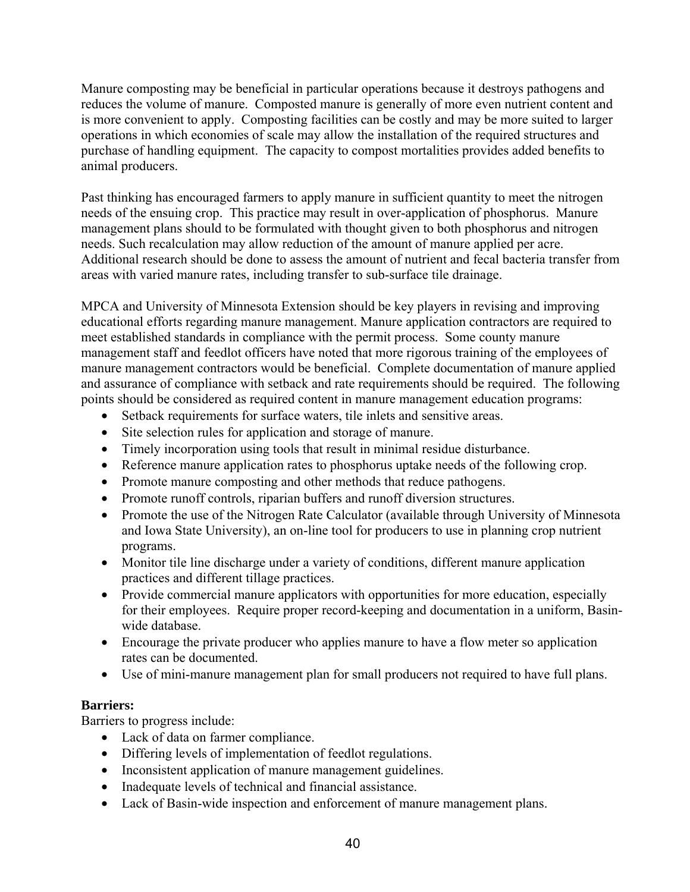Manure composting may be beneficial in particular operations because it destroys pathogens and reduces the volume of manure. Composted manure is generally of more even nutrient content and is more convenient to apply. Composting facilities can be costly and may be more suited to larger operations in which economies of scale may allow the installation of the required structures and purchase of handling equipment. The capacity to compost mortalities provides added benefits to animal producers.

Past thinking has encouraged farmers to apply manure in sufficient quantity to meet the nitrogen needs of the ensuing crop. This practice may result in over-application of phosphorus. Manure management plans should to be formulated with thought given to both phosphorus and nitrogen needs. Such recalculation may allow reduction of the amount of manure applied per acre. Additional research should be done to assess the amount of nutrient and fecal bacteria transfer from areas with varied manure rates, including transfer to sub-surface tile drainage.

MPCA and University of Minnesota Extension should be key players in revising and improving educational efforts regarding manure management. Manure application contractors are required to meet established standards in compliance with the permit process. Some county manure management staff and feedlot officers have noted that more rigorous training of the employees of manure management contractors would be beneficial. Complete documentation of manure applied and assurance of compliance with setback and rate requirements should be required. The following points should be considered as required content in manure management education programs:

- Setback requirements for surface waters, tile inlets and sensitive areas.
- Site selection rules for application and storage of manure.
- Timely incorporation using tools that result in minimal residue disturbance.
- Reference manure application rates to phosphorus uptake needs of the following crop.
- Promote manure composting and other methods that reduce pathogens.
- Promote runoff controls, riparian buffers and runoff diversion structures.
- Promote the use of the Nitrogen Rate Calculator (available through University of Minnesota and Iowa State University), an on-line tool for producers to use in planning crop nutrient programs.
- Monitor tile line discharge under a variety of conditions, different manure application practices and different tillage practices.
- Provide commercial manure applicators with opportunities for more education, especially for their employees. Require proper record-keeping and documentation in a uniform, Basin-wide database.
- Encourage the private producer who applies manure to have a flow meter so application rates can be documented.
- Use of mini-manure management plan for small producers not required to have full plans.

**Barriers:**

Barriers to progress include:

- Lack of data on farmer compliance.
- Differing levels of implementation of feedlot regulations.
- Inconsistent application of manure management guidelines.
- Inadequate levels of technical and financial assistance.
- Lack of Basin-wide inspection and enforcement of manure management plans.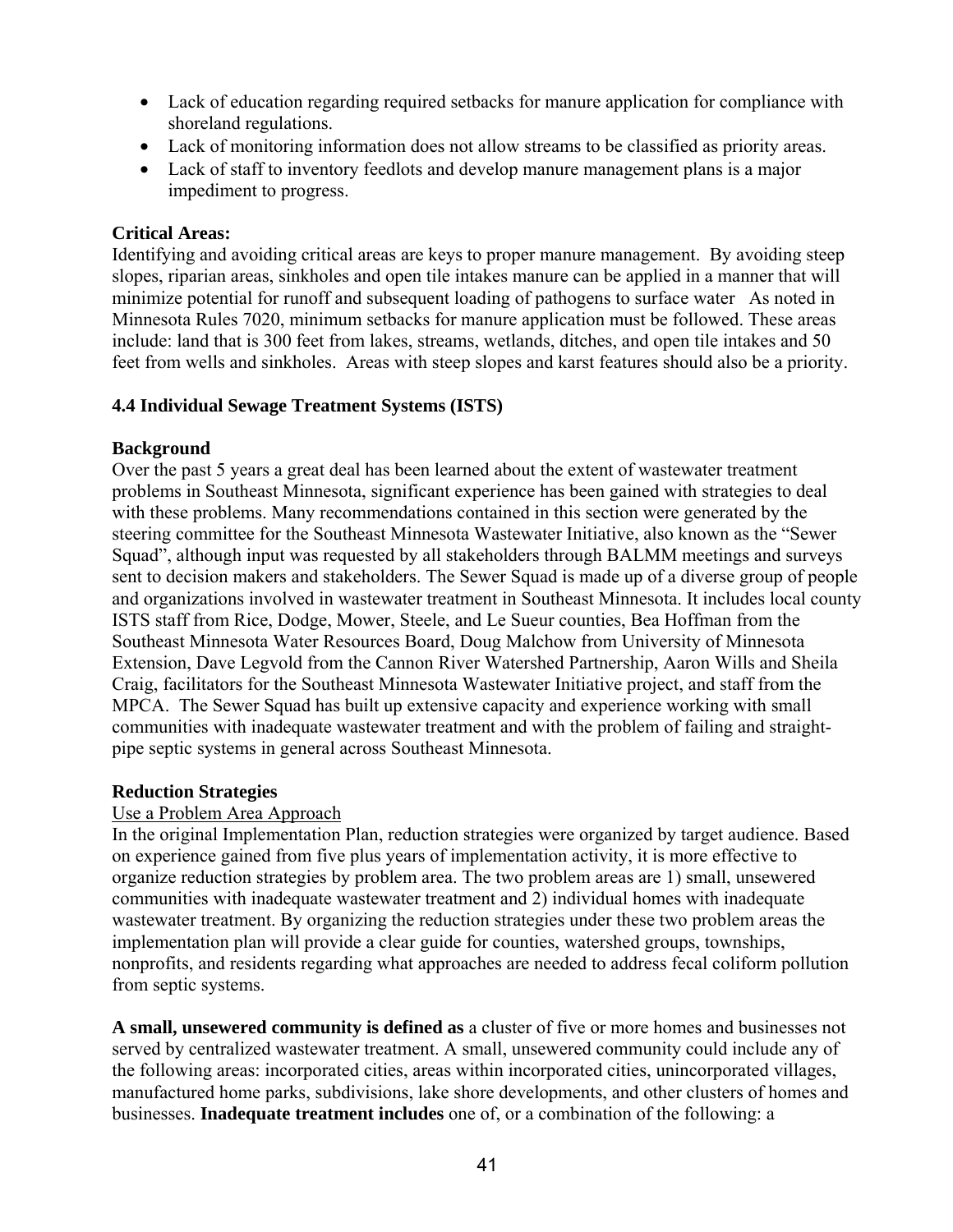- Lack of education regarding required setbacks for manure application for compliance with shoreland regulations.
- Lack of monitoring information does not allow streams to be classified as priority areas.
- Lack of staff to inventory feedlots and develop manure management plans is a major impediment to progress.

**Critical Areas:**
Identifying and avoiding critical areas are keys to proper manure management. By avoiding steep slopes, riparian areas, sinkholes and open tile intakes manure can be applied in a manner that will minimize potential for runoff and subsequent loading of pathogens to surface water As noted in Minnesota Rules 7020, minimum setbacks for manure application must be followed. These areas include: land that is 300 feet from lakes, streams, wetlands, ditches, and open tile intakes and 50 feet from wells and sinkholes. Areas with steep slopes and karst features should also be a priority.

### 4.4 Individual Sewage Treatment Systems (ISTS)

**Background**
Over the past 5 years a great deal has been learned about the extent of wastewater treatment problems in Southeast Minnesota, significant experience has been gained with strategies to deal with these problems. Many recommendations contained in this section were generated by the steering committee for the Southeast Minnesota Wastewater Initiative, also known as the "Sewer Squad", although input was requested by all stakeholders through BALMM meetings and surveys sent to decision makers and stakeholders. The Sewer Squad is made up of a diverse group of people and organizations involved in wastewater treatment in Southeast Minnesota. It includes local county ISTS staff from Rice, Dodge, Mower, Steele, and Le Sueur counties, Bea Hoffman from the Southeast Minnesota Water Resources Board, Doug Malchow from University of Minnesota Extension, Dave Legvold from the Cannon River Watershed Partnership, Aaron Wills and Sheila Craig, facilitators for the Southeast Minnesota Wastewater Initiative project, and staff from the MPCA. The Sewer Squad has built up extensive capacity and experience working with small communities with inadequate wastewater treatment and with the problem of failing and straight-pipe septic systems in general across Southeast Minnesota.

**Reduction Strategies**

<u>Use a Problem Area Approach</u>
In the original Implementation Plan, reduction strategies were organized by target audience. Based on experience gained from five plus years of implementation activity, it is more effective to organize reduction strategies by problem area. The two problem areas are 1) small, unsewered communities with inadequate wastewater treatment and 2) individual homes with inadequate wastewater treatment. By organizing the reduction strategies under these two problem areas the implementation plan will provide a clear guide for counties, watershed groups, townships, nonprofits, and residents regarding what approaches are needed to address fecal coliform pollution from septic systems.

**A small, unsewered community is defined as** a cluster of five or more homes and businesses not served by centralized wastewater treatment. A small, unsewered community could include any of the following areas: incorporated cities, areas within incorporated cities, unincorporated villages, manufactured home parks, subdivisions, lake shore developments, and other clusters of homes and businesses. **Inadequate treatment includes** one of, or a combination of the following: a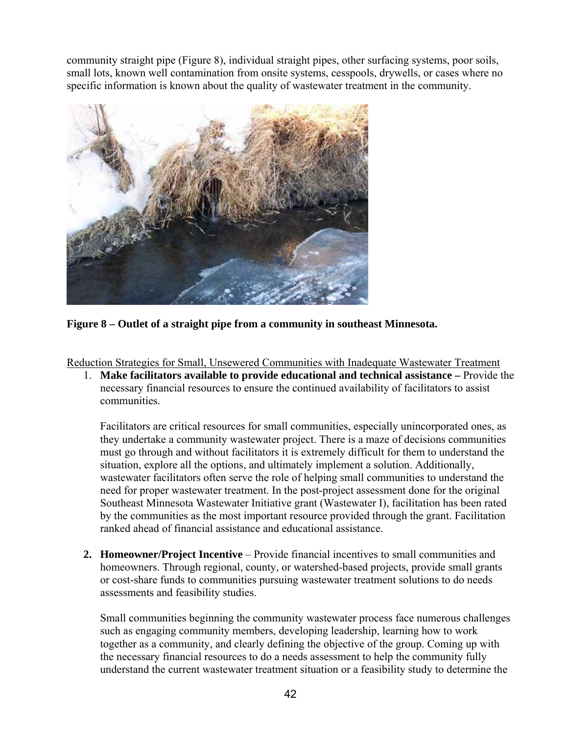community straight pipe (Figure 8), individual straight pipes, other surfacing systems, poor soils, small lots, known well contamination from onsite systems, cesspools, drywells, or cases where no specific information is known about the quality of wastewater treatment in the community.

**Figure 8 – Outlet of a straight pipe from a community in southeast Minnesota.**

Reduction Strategies for Small, Unsewered Communities with Inadequate Wastewater Treatment

1. **Make facilitators available to provide educational and technical assistance –** Provide the necessary financial resources to ensure the continued availability of facilitators to assist communities.

   Facilitators are critical resources for small communities, especially unincorporated ones, as they undertake a community wastewater project. There is a maze of decisions communities must go through and without facilitators it is extremely difficult for them to understand the situation, explore all the options, and ultimately implement a solution. Additionally, wastewater facilitators often serve the role of helping small communities to understand the need for proper wastewater treatment. In the post-project assessment done for the original Southeast Minnesota Wastewater Initiative grant (Wastewater I), facilitation has been rated by the communities as the most important resource provided through the grant. Facilitation ranked ahead of financial assistance and educational assistance.

2. **Homeowner/Project Incentive** – Provide financial incentives to small communities and homeowners. Through regional, county, or watershed-based projects, provide small grants or cost-share funds to communities pursuing wastewater treatment solutions to do needs assessments and feasibility studies.

   Small communities beginning the community wastewater process face numerous challenges such as engaging community members, developing leadership, learning how to work together as a community, and clearly defining the objective of the group. Coming up with the necessary financial resources to do a needs assessment to help the community fully understand the current wastewater treatment situation or a feasibility study to determine the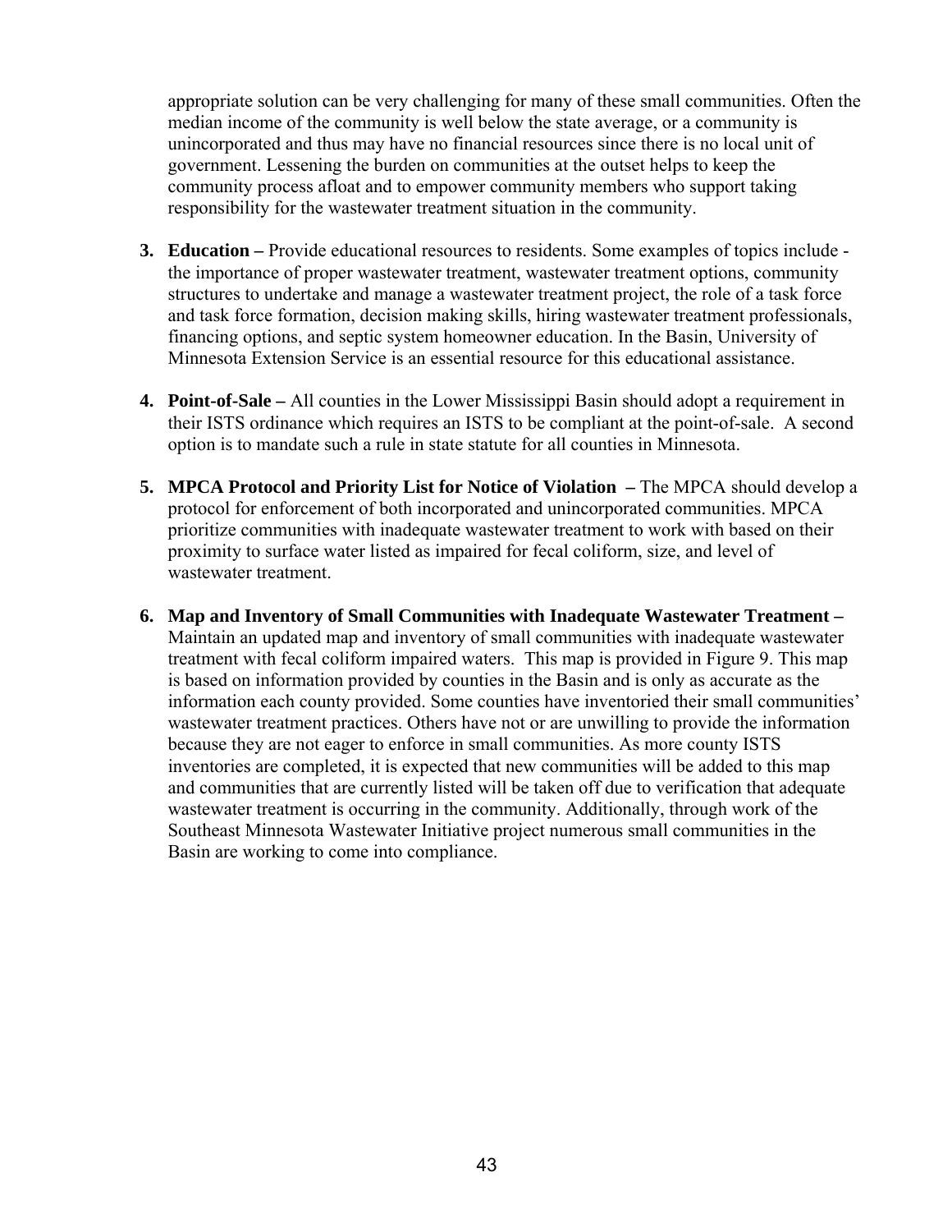appropriate solution can be very challenging for many of these small communities. Often the median income of the community is well below the state average, or a community is unincorporated and thus may have no financial resources since there is no local unit of government. Lessening the burden on communities at the outset helps to keep the community process afloat and to empower community members who support taking responsibility for the wastewater treatment situation in the community.

3. **Education –** Provide educational resources to residents. Some examples of topics include - the importance of proper wastewater treatment, wastewater treatment options, community structures to undertake and manage a wastewater treatment project, the role of a task force and task force formation, decision making skills, hiring wastewater treatment professionals, financing options, and septic system homeowner education. In the Basin, University of Minnesota Extension Service is an essential resource for this educational assistance.

4. **Point-of-Sale –** All counties in the Lower Mississippi Basin should adopt a requirement in their ISTS ordinance which requires an ISTS to be compliant at the point-of-sale. A second option is to mandate such a rule in state statute for all counties in Minnesota.

5. **MPCA Protocol and Priority List for Notice of Violation –** The MPCA should develop a protocol for enforcement of both incorporated and unincorporated communities. MPCA prioritize communities with inadequate wastewater treatment to work with based on their proximity to surface water listed as impaired for fecal coliform, size, and level of wastewater treatment.

6. **Map and Inventory of Small Communities with Inadequate Wastewater Treatment –** Maintain an updated map and inventory of small communities with inadequate wastewater treatment with fecal coliform impaired waters. This map is provided in Figure 9. This map is based on information provided by counties in the Basin and is only as accurate as the information each county provided. Some counties have inventoried their small communities' wastewater treatment practices. Others have not or are unwilling to provide the information because they are not eager to enforce in small communities. As more county ISTS inventories are completed, it is expected that new communities will be added to this map and communities that are currently listed will be taken off due to verification that adequate wastewater treatment is occurring in the community. Additionally, through work of the Southeast Minnesota Wastewater Initiative project numerous small communities in the Basin are working to come into compliance.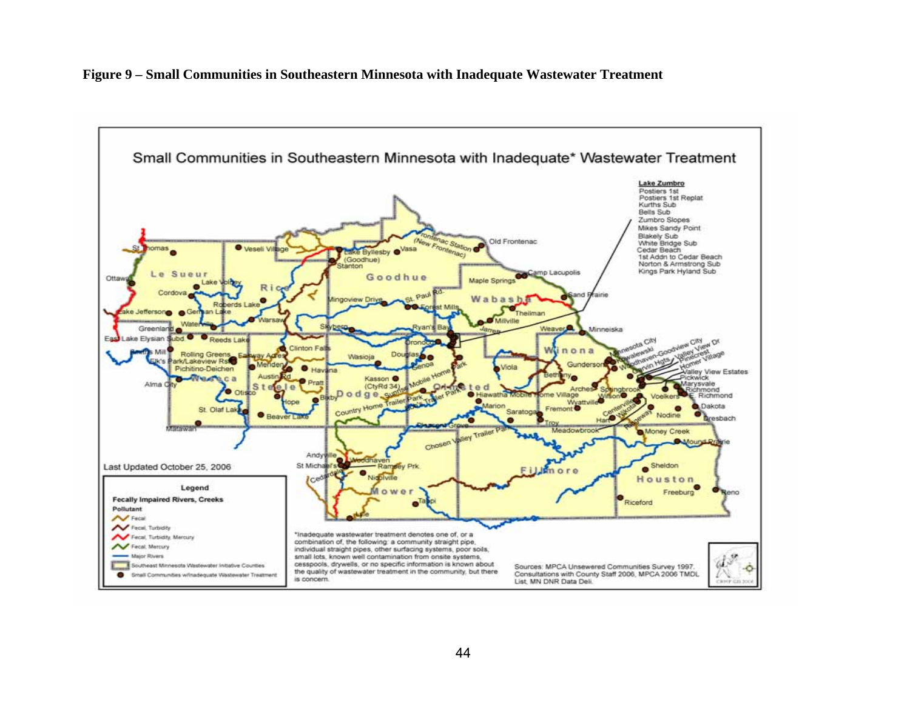**Figure 9 – Small Communities in Southeastern Minnesota with Inadequate Wastewater Treatment**

Small Communities in Southeastern Minnesota with Inadequate* Wastewater Treatment

Last Updated October 25, 2006

*Inadequate wastewater treatment denotes one of, or a combination of, the following: a community straight pipe, individual straight pipes, other surfacing systems, poor soils, small lots, known well contamination from onsite systems, cesspools, drywells, or no specific information is known about the quality of wastewater treatment in the community, but there is concern.

Sources: MPCA Unsewered Communities Survey 1997, Consultations with County Staff 2006, MPCA 2006 TMDL List, MN DNR Data Deli.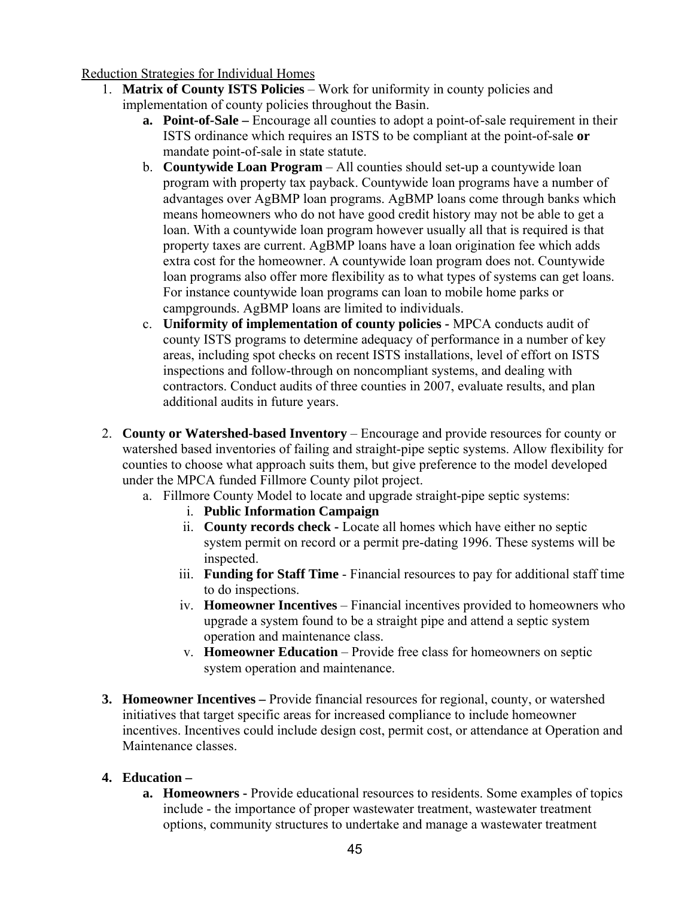Reduction Strategies for Individual Homes

1. **Matrix of County ISTS Policies** – Work for uniformity in county policies and implementation of county policies throughout the Basin.
   - **a. Point-of-Sale –** Encourage all counties to adopt a point-of-sale requirement in their ISTS ordinance which requires an ISTS to be compliant at the point-of-sale **or** mandate point-of-sale in state statute.
   - b. **Countywide Loan Program** – All counties should set-up a countywide loan program with property tax payback. Countywide loan programs have a number of advantages over AgBMP loan programs. AgBMP loans come through banks which means homeowners who do not have good credit history may not be able to get a loan. With a countywide loan program however usually all that is required is that property taxes are current. AgBMP loans have a loan origination fee which adds extra cost for the homeowner. A countywide loan program does not. Countywide loan programs also offer more flexibility as to what types of systems can get loans. For instance countywide loan programs can loan to mobile home parks or campgrounds. AgBMP loans are limited to individuals.
   - c. **Uniformity of implementation of county policies -** MPCA conducts audit of county ISTS programs to determine adequacy of performance in a number of key areas, including spot checks on recent ISTS installations, level of effort on ISTS inspections and follow-through on noncompliant systems, and dealing with contractors. Conduct audits of three counties in 2007, evaluate results, and plan additional audits in future years.

2. **County or Watershed-based Inventory** – Encourage and provide resources for county or watershed based inventories of failing and straight-pipe septic systems. Allow flexibility for counties to choose what approach suits them, but give preference to the model developed under the MPCA funded Fillmore County pilot project.
   - a. Fillmore County Model to locate and upgrade straight-pipe septic systems:
     - i. **Public Information Campaign**
     - ii. **County records check -** Locate all homes which have either no septic system permit on record or a permit pre-dating 1996. These systems will be inspected.
     - iii. **Funding for Staff Time** - Financial resources to pay for additional staff time to do inspections.
     - iv. **Homeowner Incentives** – Financial incentives provided to homeowners who upgrade a system found to be a straight pipe and attend a septic system operation and maintenance class.
     - v. **Homeowner Education** – Provide free class for homeowners on septic system operation and maintenance.

3. **Homeowner Incentives –** Provide financial resources for regional, county, or watershed initiatives that target specific areas for increased compliance to include homeowner incentives. Incentives could include design cost, permit cost, or attendance at Operation and Maintenance classes.

4. **Education –**
   - **a. Homeowners -** Provide educational resources to residents. Some examples of topics include - the importance of proper wastewater treatment, wastewater treatment options, community structures to undertake and manage a wastewater treatment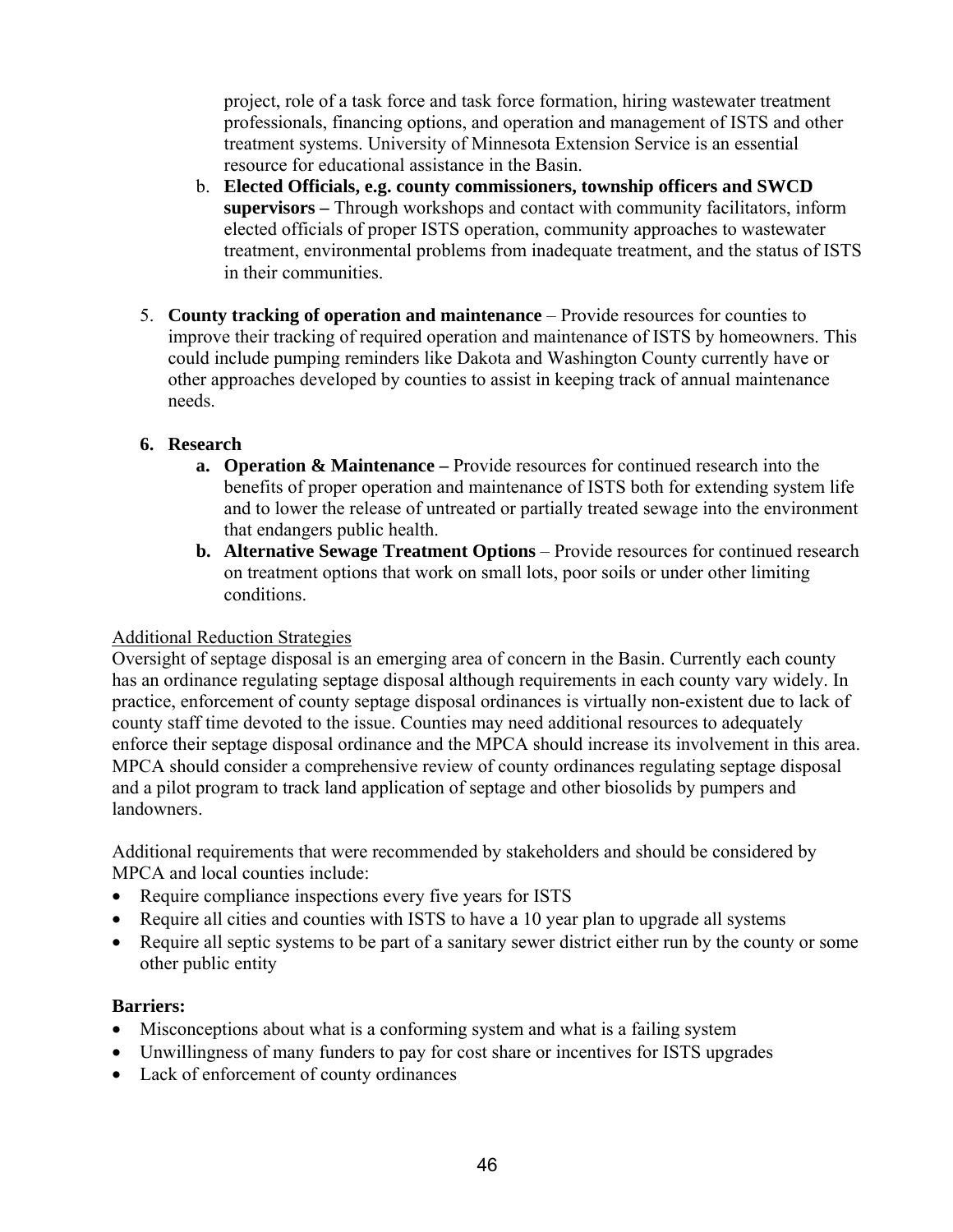project, role of a task force and task force formation, hiring wastewater treatment professionals, financing options, and operation and management of ISTS and other treatment systems. University of Minnesota Extension Service is an essential resource for educational assistance in the Basin.

   b. **Elected Officials, e.g. county commissioners, township officers and SWCD supervisors –** Through workshops and contact with community facilitators, inform elected officials of proper ISTS operation, community approaches to wastewater treatment, environmental problems from inadequate treatment, and the status of ISTS in their communities.

5. **County tracking of operation and maintenance** – Provide resources for counties to improve their tracking of required operation and maintenance of ISTS by homeowners. This could include pumping reminders like Dakota and Washington County currently have or other approaches developed by counties to assist in keeping track of annual maintenance needs.

6. **Research**
   a. **Operation & Maintenance –** Provide resources for continued research into the benefits of proper operation and maintenance of ISTS both for extending system life and to lower the release of untreated or partially treated sewage into the environment that endangers public health.
   b. **Alternative Sewage Treatment Options** – Provide resources for continued research on treatment options that work on small lots, poor soils or under other limiting conditions.

<u>Additional Reduction Strategies</u>

Oversight of septage disposal is an emerging area of concern in the Basin. Currently each county has an ordinance regulating septage disposal although requirements in each county vary widely. In practice, enforcement of county septage disposal ordinances is virtually non-existent due to lack of county staff time devoted to the issue. Counties may need additional resources to adequately enforce their septage disposal ordinance and the MPCA should increase its involvement in this area. MPCA should consider a comprehensive review of county ordinances regulating septage disposal and a pilot program to track land application of septage and other biosolids by pumpers and landowners.

Additional requirements that were recommended by stakeholders and should be considered by MPCA and local counties include:

- Require compliance inspections every five years for ISTS
- Require all cities and counties with ISTS to have a 10 year plan to upgrade all systems
- Require all septic systems to be part of a sanitary sewer district either run by the county or some other public entity

**Barriers:**

- Misconceptions about what is a conforming system and what is a failing system
- Unwillingness of many funders to pay for cost share or incentives for ISTS upgrades
- Lack of enforcement of county ordinances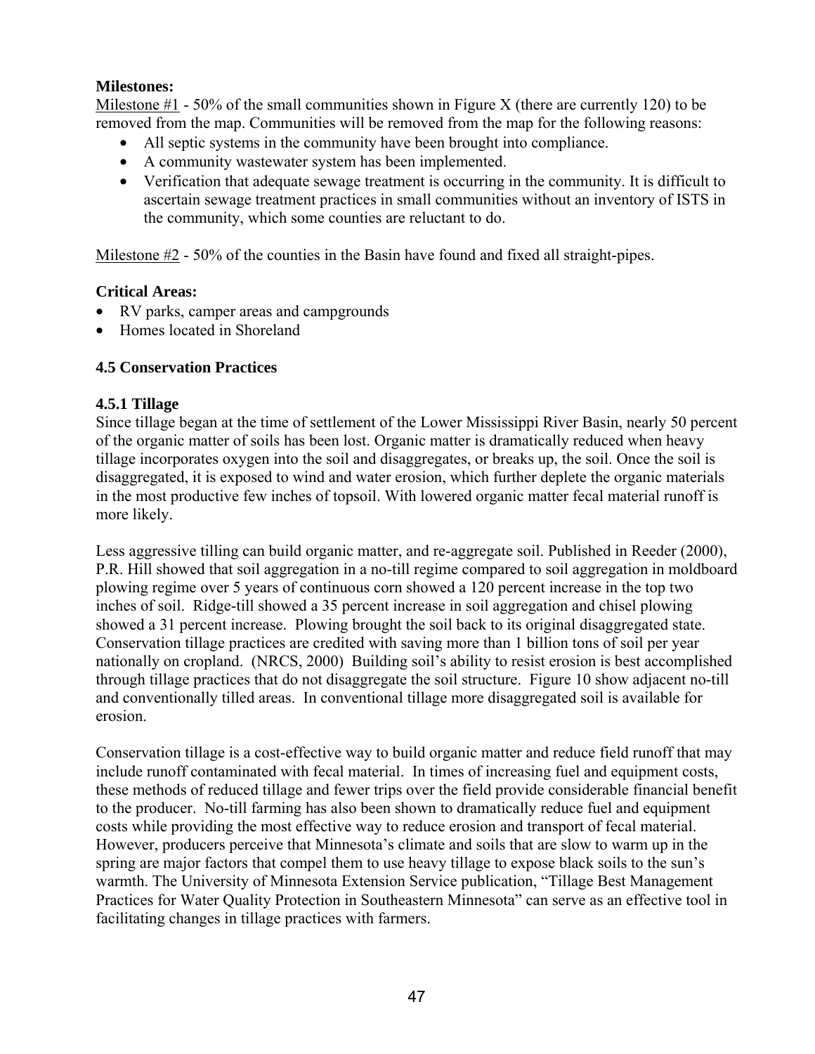**Milestones:**

Milestone #1 - 50% of the small communities shown in Figure X (there are currently 120) to be removed from the map. Communities will be removed from the map for the following reasons:

- All septic systems in the community have been brought into compliance.
- A community wastewater system has been implemented.
- Verification that adequate sewage treatment is occurring in the community. It is difficult to ascertain sewage treatment practices in small communities without an inventory of ISTS in the community, which some counties are reluctant to do.

Milestone #2 - 50% of the counties in the Basin have found and fixed all straight-pipes.

**Critical Areas:**

- RV parks, camper areas and campgrounds
- Homes located in Shoreland

### 4.5 Conservation Practices

#### 4.5.1 Tillage

Since tillage began at the time of settlement of the Lower Mississippi River Basin, nearly 50 percent of the organic matter of soils has been lost. Organic matter is dramatically reduced when heavy tillage incorporates oxygen into the soil and disaggregates, or breaks up, the soil. Once the soil is disaggregated, it is exposed to wind and water erosion, which further deplete the organic materials in the most productive few inches of topsoil. With lowered organic matter fecal material runoff is more likely.

Less aggressive tilling can build organic matter, and re-aggregate soil. Published in Reeder (2000), P.R. Hill showed that soil aggregation in a no-till regime compared to soil aggregation in moldboard plowing regime over 5 years of continuous corn showed a 120 percent increase in the top two inches of soil. Ridge-till showed a 35 percent increase in soil aggregation and chisel plowing showed a 31 percent increase. Plowing brought the soil back to its original disaggregated state. Conservation tillage practices are credited with saving more than 1 billion tons of soil per year nationally on cropland. (NRCS, 2000) Building soil's ability to resist erosion is best accomplished through tillage practices that do not disaggregate the soil structure. Figure 10 show adjacent no-till and conventionally tilled areas. In conventional tillage more disaggregated soil is available for erosion.

Conservation tillage is a cost-effective way to build organic matter and reduce field runoff that may include runoff contaminated with fecal material. In times of increasing fuel and equipment costs, these methods of reduced tillage and fewer trips over the field provide considerable financial benefit to the producer. No-till farming has also been shown to dramatically reduce fuel and equipment costs while providing the most effective way to reduce erosion and transport of fecal material. However, producers perceive that Minnesota's climate and soils that are slow to warm up in the spring are major factors that compel them to use heavy tillage to expose black soils to the sun's warmth. The University of Minnesota Extension Service publication, "Tillage Best Management Practices for Water Quality Protection in Southeastern Minnesota" can serve as an effective tool in facilitating changes in tillage practices with farmers.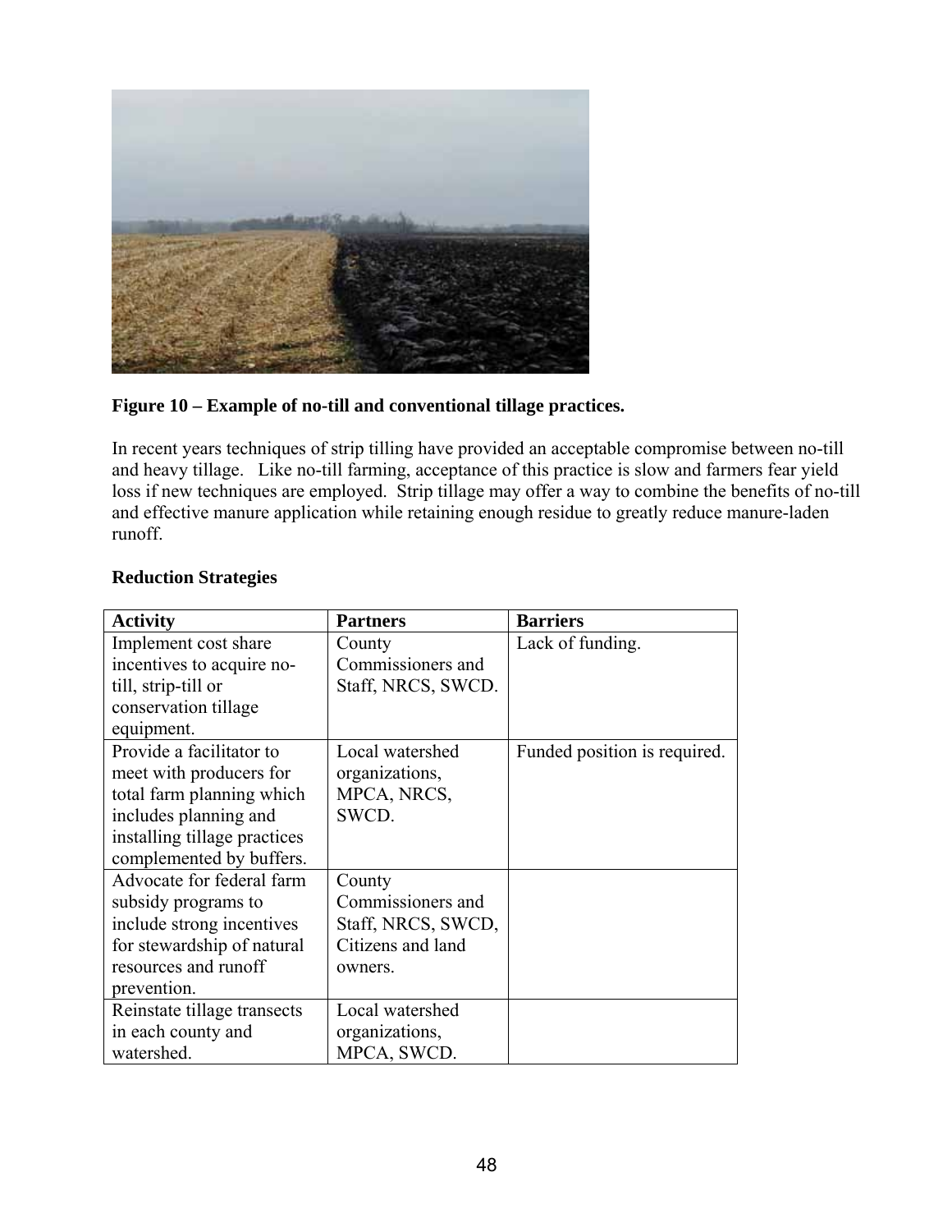**Figure 10 – Example of no-till and conventional tillage practices.**

In recent years techniques of strip tilling have provided an acceptable compromise between no-till and heavy tillage. Like no-till farming, acceptance of this practice is slow and farmers fear yield loss if new techniques are employed. Strip tillage may offer a way to combine the benefits of no-till and effective manure application while retaining enough residue to greatly reduce manure-laden runoff.

**Reduction Strategies**

| Activity | Partners | Barriers |
|---|---|---|
| Implement cost share incentives to acquire no-till, strip-till or conservation tillage equipment. | County Commissioners and Staff, NRCS, SWCD. | Lack of funding. |
| Provide a facilitator to meet with producers for total farm planning which includes planning and installing tillage practices complemented by buffers. | Local watershed organizations, MPCA, NRCS, SWCD. | Funded position is required. |
| Advocate for federal farm subsidy programs to include strong incentives for stewardship of natural resources and runoff prevention. | County Commissioners and Staff, NRCS, SWCD, Citizens and land owners. | |
| Reinstate tillage transects in each county and watershed. | Local watershed organizations, MPCA, SWCD. | |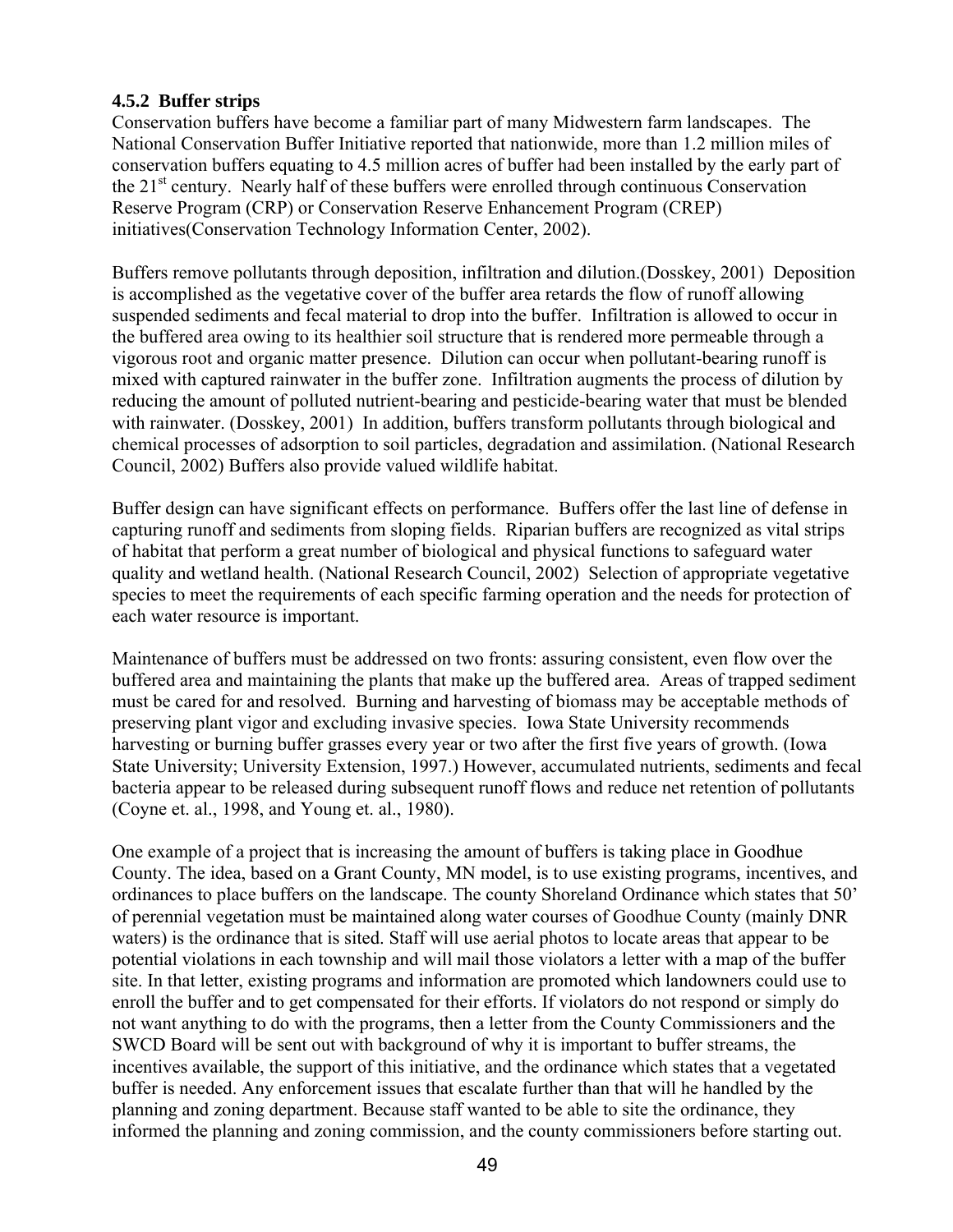### 4.5.2 Buffer strips

Conservation buffers have become a familiar part of many Midwestern farm landscapes. The National Conservation Buffer Initiative reported that nationwide, more than 1.2 million miles of conservation buffers equating to 4.5 million acres of buffer had been installed by the early part of the 21st century. Nearly half of these buffers were enrolled through continuous Conservation Reserve Program (CRP) or Conservation Reserve Enhancement Program (CREP) initiatives(Conservation Technology Information Center, 2002).

Buffers remove pollutants through deposition, infiltration and dilution.(Dosskey, 2001) Deposition is accomplished as the vegetative cover of the buffer area retards the flow of runoff allowing suspended sediments and fecal material to drop into the buffer. Infiltration is allowed to occur in the buffered area owing to its healthier soil structure that is rendered more permeable through a vigorous root and organic matter presence. Dilution can occur when pollutant-bearing runoff is mixed with captured rainwater in the buffer zone. Infiltration augments the process of dilution by reducing the amount of polluted nutrient-bearing and pesticide-bearing water that must be blended with rainwater. (Dosskey, 2001) In addition, buffers transform pollutants through biological and chemical processes of adsorption to soil particles, degradation and assimilation. (National Research Council, 2002) Buffers also provide valued wildlife habitat.

Buffer design can have significant effects on performance. Buffers offer the last line of defense in capturing runoff and sediments from sloping fields. Riparian buffers are recognized as vital strips of habitat that perform a great number of biological and physical functions to safeguard water quality and wetland health. (National Research Council, 2002) Selection of appropriate vegetative species to meet the requirements of each specific farming operation and the needs for protection of each water resource is important.

Maintenance of buffers must be addressed on two fronts: assuring consistent, even flow over the buffered area and maintaining the plants that make up the buffered area. Areas of trapped sediment must be cared for and resolved. Burning and harvesting of biomass may be acceptable methods of preserving plant vigor and excluding invasive species. Iowa State University recommends harvesting or burning buffer grasses every year or two after the first five years of growth. (Iowa State University; University Extension, 1997.) However, accumulated nutrients, sediments and fecal bacteria appear to be released during subsequent runoff flows and reduce net retention of pollutants (Coyne et. al., 1998, and Young et. al., 1980).

One example of a project that is increasing the amount of buffers is taking place in Goodhue County. The idea, based on a Grant County, MN model, is to use existing programs, incentives, and ordinances to place buffers on the landscape. The county Shoreland Ordinance which states that 50' of perennial vegetation must be maintained along water courses of Goodhue County (mainly DNR waters) is the ordinance that is sited. Staff will use aerial photos to locate areas that appear to be potential violations in each township and will mail those violators a letter with a map of the buffer site. In that letter, existing programs and information are promoted which landowners could use to enroll the buffer and to get compensated for their efforts. If violators do not respond or simply do not want anything to do with the programs, then a letter from the County Commissioners and the SWCD Board will be sent out with background of why it is important to buffer streams, the incentives available, the support of this initiative, and the ordinance which states that a vegetated buffer is needed. Any enforcement issues that escalate further than that will he handled by the planning and zoning department. Because staff wanted to be able to site the ordinance, they informed the planning and zoning commission, and the county commissioners before starting out.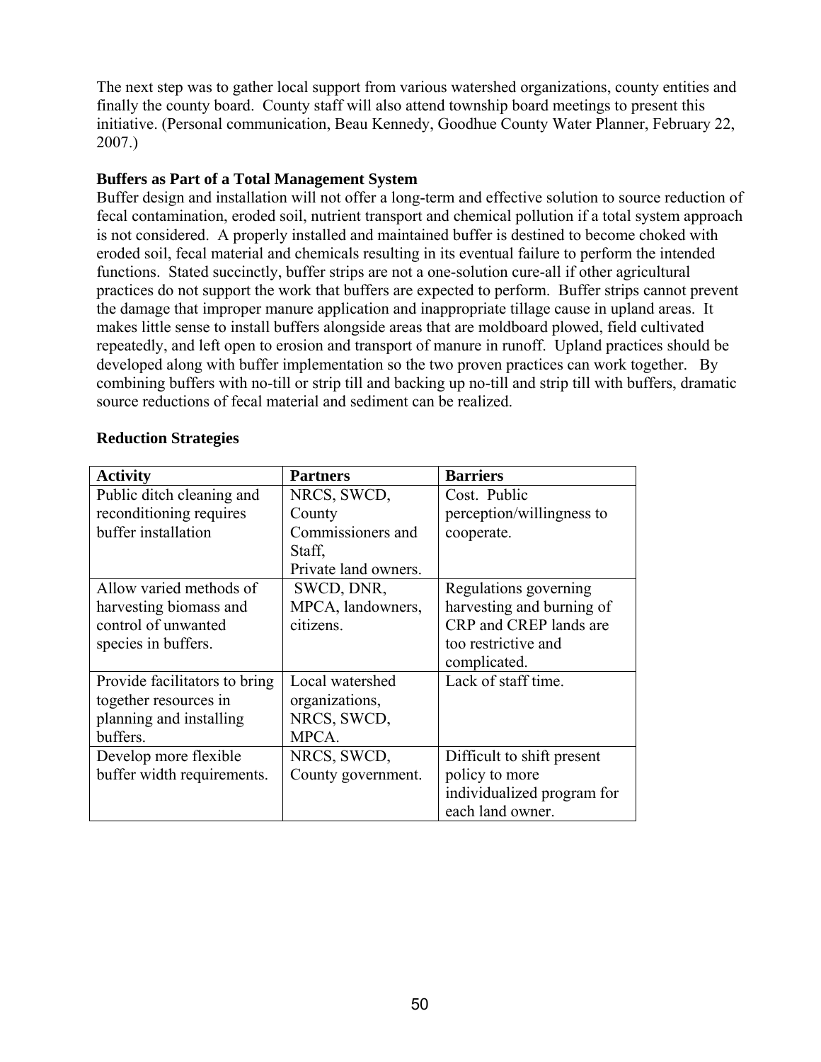The next step was to gather local support from various watershed organizations, county entities and finally the county board. County staff will also attend township board meetings to present this initiative. (Personal communication, Beau Kennedy, Goodhue County Water Planner, February 22, 2007.)

**Buffers as Part of a Total Management System**

Buffer design and installation will not offer a long-term and effective solution to source reduction of fecal contamination, eroded soil, nutrient transport and chemical pollution if a total system approach is not considered. A properly installed and maintained buffer is destined to become choked with eroded soil, fecal material and chemicals resulting in its eventual failure to perform the intended functions. Stated succinctly, buffer strips are not a one-solution cure-all if other agricultural practices do not support the work that buffers are expected to perform. Buffer strips cannot prevent the damage that improper manure application and inappropriate tillage cause in upland areas. It makes little sense to install buffers alongside areas that are moldboard plowed, field cultivated repeatedly, and left open to erosion and transport of manure in runoff. Upland practices should be developed along with buffer implementation so the two proven practices can work together. By combining buffers with no-till or strip till and backing up no-till and strip till with buffers, dramatic source reductions of fecal material and sediment can be realized.

**Reduction Strategies**

| Activity | Partners | Barriers |
|---|---|---|
| Public ditch cleaning and reconditioning requires buffer installation | NRCS, SWCD, County Commissioners and Staff, Private land owners. | Cost. Public perception/willingness to cooperate. |
| Allow varied methods of harvesting biomass and control of unwanted species in buffers. | SWCD, DNR, MPCA, landowners, citizens. | Regulations governing harvesting and burning of CRP and CREP lands are too restrictive and complicated. |
| Provide facilitators to bring together resources in planning and installing buffers. | Local watershed organizations, NRCS, SWCD, MPCA. | Lack of staff time. |
| Develop more flexible buffer width requirements. | NRCS, SWCD, County government. | Difficult to shift present policy to more individualized program for each land owner. |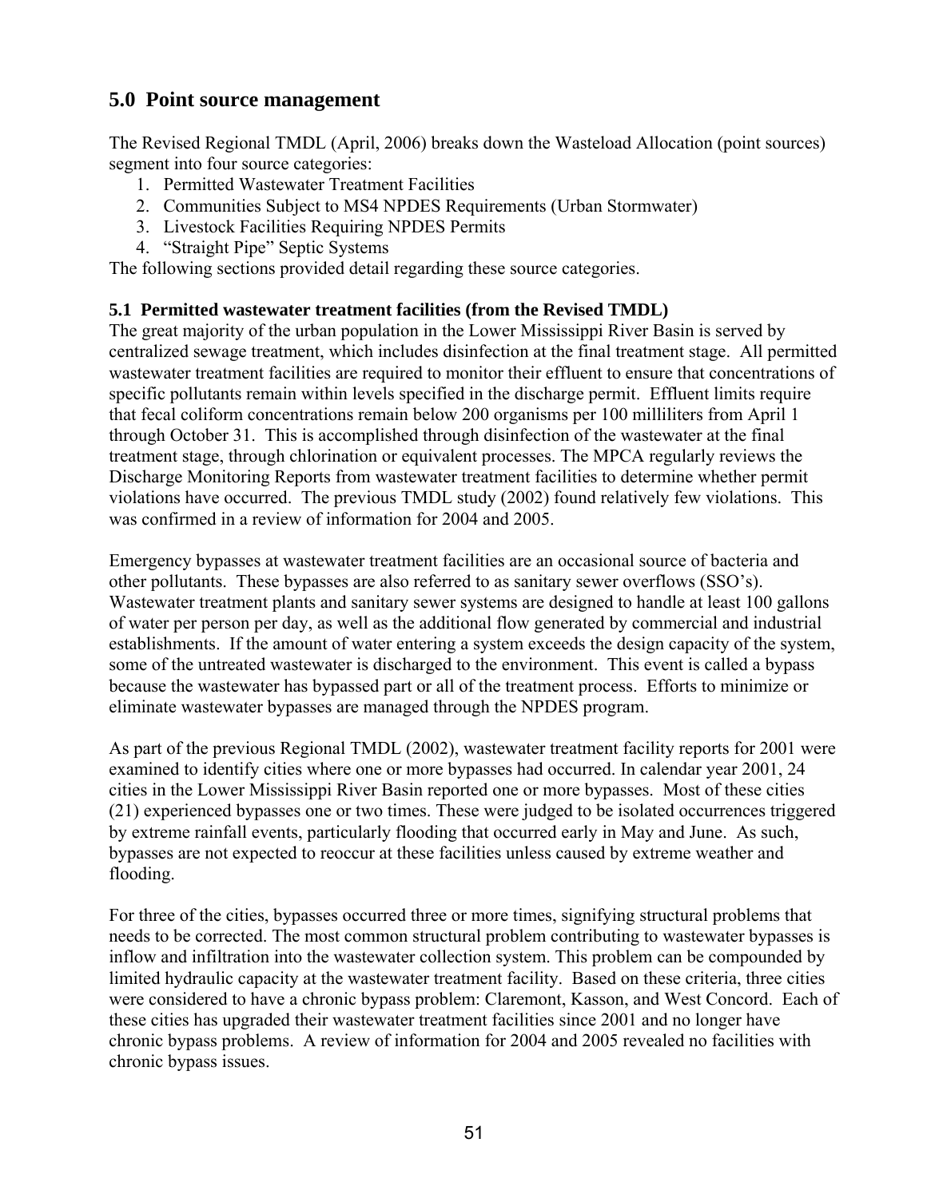## 5.0 Point source management

The Revised Regional TMDL (April, 2006) breaks down the Wasteload Allocation (point sources) segment into four source categories:

1. Permitted Wastewater Treatment Facilities
2. Communities Subject to MS4 NPDES Requirements (Urban Stormwater)
3. Livestock Facilities Requiring NPDES Permits
4. "Straight Pipe" Septic Systems

The following sections provided detail regarding these source categories.

### 5.1 Permitted wastewater treatment facilities (from the Revised TMDL)

The great majority of the urban population in the Lower Mississippi River Basin is served by centralized sewage treatment, which includes disinfection at the final treatment stage. All permitted wastewater treatment facilities are required to monitor their effluent to ensure that concentrations of specific pollutants remain within levels specified in the discharge permit. Effluent limits require that fecal coliform concentrations remain below 200 organisms per 100 milliliters from April 1 through October 31. This is accomplished through disinfection of the wastewater at the final treatment stage, through chlorination or equivalent processes. The MPCA regularly reviews the Discharge Monitoring Reports from wastewater treatment facilities to determine whether permit violations have occurred. The previous TMDL study (2002) found relatively few violations. This was confirmed in a review of information for 2004 and 2005.

Emergency bypasses at wastewater treatment facilities are an occasional source of bacteria and other pollutants. These bypasses are also referred to as sanitary sewer overflows (SSO's). Wastewater treatment plants and sanitary sewer systems are designed to handle at least 100 gallons of water per person per day, as well as the additional flow generated by commercial and industrial establishments. If the amount of water entering a system exceeds the design capacity of the system, some of the untreated wastewater is discharged to the environment. This event is called a bypass because the wastewater has bypassed part or all of the treatment process. Efforts to minimize or eliminate wastewater bypasses are managed through the NPDES program.

As part of the previous Regional TMDL (2002), wastewater treatment facility reports for 2001 were examined to identify cities where one or more bypasses had occurred. In calendar year 2001, 24 cities in the Lower Mississippi River Basin reported one or more bypasses. Most of these cities (21) experienced bypasses one or two times. These were judged to be isolated occurrences triggered by extreme rainfall events, particularly flooding that occurred early in May and June. As such, bypasses are not expected to reoccur at these facilities unless caused by extreme weather and flooding.

For three of the cities, bypasses occurred three or more times, signifying structural problems that needs to be corrected. The most common structural problem contributing to wastewater bypasses is inflow and infiltration into the wastewater collection system. This problem can be compounded by limited hydraulic capacity at the wastewater treatment facility. Based on these criteria, three cities were considered to have a chronic bypass problem: Claremont, Kasson, and West Concord. Each of these cities has upgraded their wastewater treatment facilities since 2001 and no longer have chronic bypass problems. A review of information for 2004 and 2005 revealed no facilities with chronic bypass issues.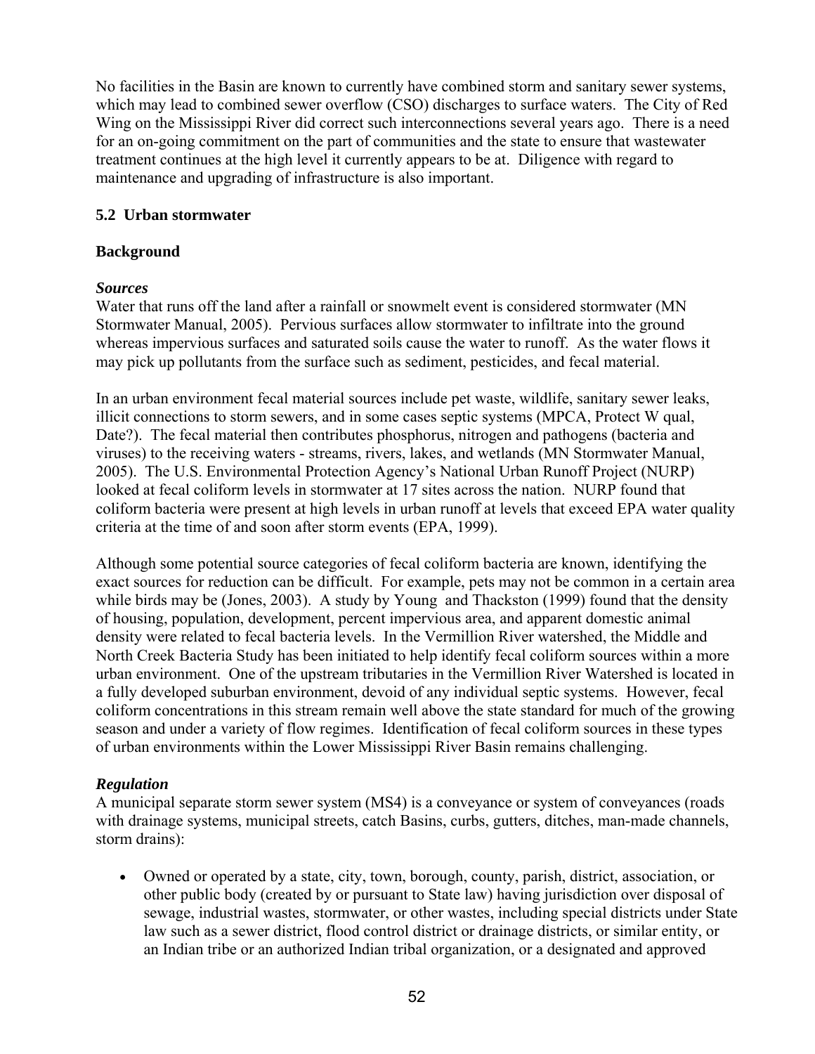No facilities in the Basin are known to currently have combined storm and sanitary sewer systems, which may lead to combined sewer overflow (CSO) discharges to surface waters. The City of Red Wing on the Mississippi River did correct such interconnections several years ago. There is a need for an on-going commitment on the part of communities and the state to ensure that wastewater treatment continues at the high level it currently appears to be at. Diligence with regard to maintenance and upgrading of infrastructure is also important.

## 5.2 Urban stormwater

### Background

#### *Sources*

Water that runs off the land after a rainfall or snowmelt event is considered stormwater (MN Stormwater Manual, 2005). Pervious surfaces allow stormwater to infiltrate into the ground whereas impervious surfaces and saturated soils cause the water to runoff. As the water flows it may pick up pollutants from the surface such as sediment, pesticides, and fecal material.

In an urban environment fecal material sources include pet waste, wildlife, sanitary sewer leaks, illicit connections to storm sewers, and in some cases septic systems (MPCA, Protect W qual, Date?). The fecal material then contributes phosphorus, nitrogen and pathogens (bacteria and viruses) to the receiving waters - streams, rivers, lakes, and wetlands (MN Stormwater Manual, 2005). The U.S. Environmental Protection Agency's National Urban Runoff Project (NURP) looked at fecal coliform levels in stormwater at 17 sites across the nation. NURP found that coliform bacteria were present at high levels in urban runoff at levels that exceed EPA water quality criteria at the time of and soon after storm events (EPA, 1999).

Although some potential source categories of fecal coliform bacteria are known, identifying the exact sources for reduction can be difficult. For example, pets may not be common in a certain area while birds may be (Jones, 2003). A study by Young and Thackston (1999) found that the density of housing, population, development, percent impervious area, and apparent domestic animal density were related to fecal bacteria levels. In the Vermillion River watershed, the Middle and North Creek Bacteria Study has been initiated to help identify fecal coliform sources within a more urban environment. One of the upstream tributaries in the Vermillion River Watershed is located in a fully developed suburban environment, devoid of any individual septic systems. However, fecal coliform concentrations in this stream remain well above the state standard for much of the growing season and under a variety of flow regimes. Identification of fecal coliform sources in these types of urban environments within the Lower Mississippi River Basin remains challenging.

#### *Regulation*

A municipal separate storm sewer system (MS4) is a conveyance or system of conveyances (roads with drainage systems, municipal streets, catch Basins, curbs, gutters, ditches, man-made channels, storm drains):

- Owned or operated by a state, city, town, borough, county, parish, district, association, or other public body (created by or pursuant to State law) having jurisdiction over disposal of sewage, industrial wastes, stormwater, or other wastes, including special districts under State law such as a sewer district, flood control district or drainage districts, or similar entity, or an Indian tribe or an authorized Indian tribal organization, or a designated and approved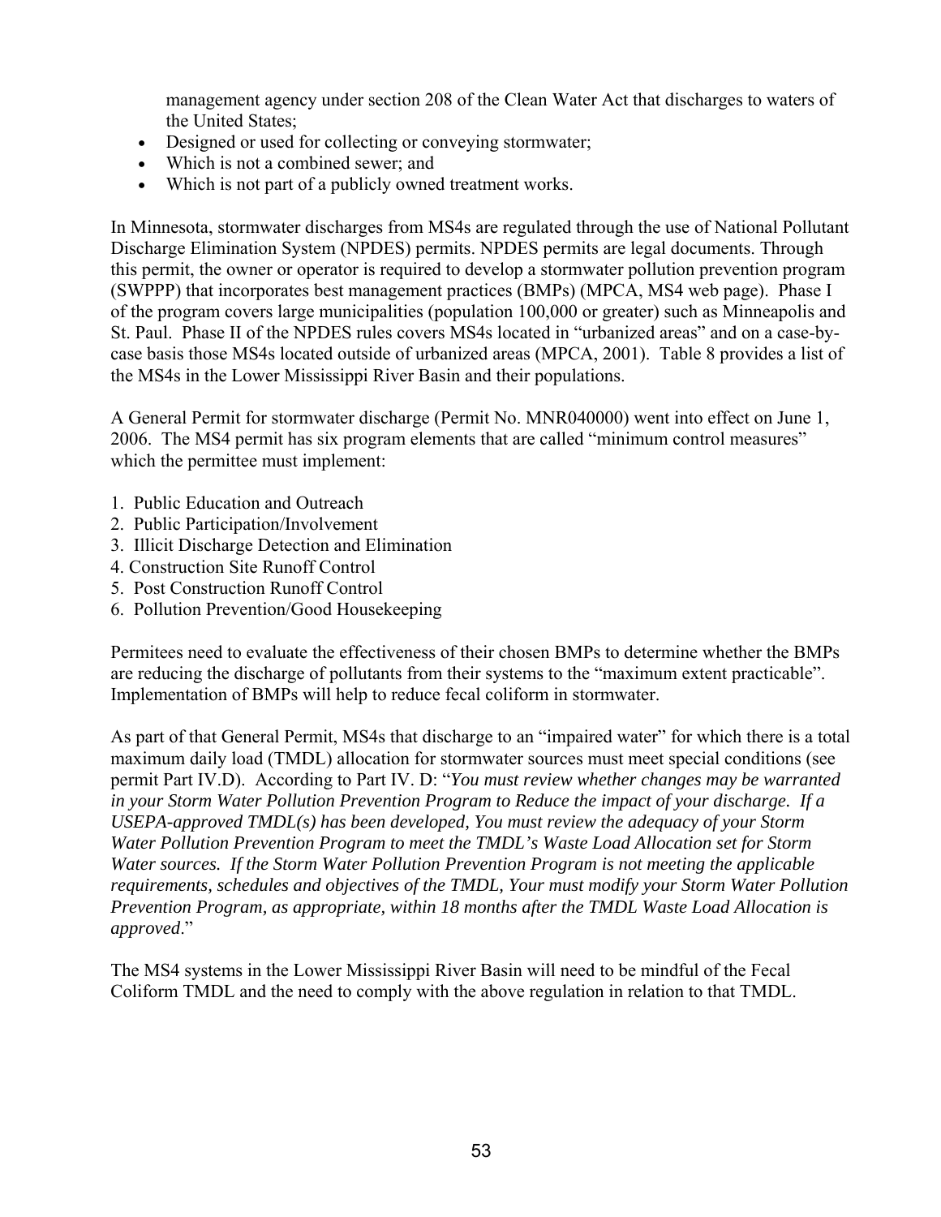management agency under section 208 of the Clean Water Act that discharges to waters of the United States;

- Designed or used for collecting or conveying stormwater;
- Which is not a combined sewer; and
- Which is not part of a publicly owned treatment works.

In Minnesota, stormwater discharges from MS4s are regulated through the use of National Pollutant Discharge Elimination System (NPDES) permits. NPDES permits are legal documents. Through this permit, the owner or operator is required to develop a stormwater pollution prevention program (SWPPP) that incorporates best management practices (BMPs) (MPCA, MS4 web page). Phase I of the program covers large municipalities (population 100,000 or greater) such as Minneapolis and St. Paul. Phase II of the NPDES rules covers MS4s located in "urbanized areas" and on a case-by-case basis those MS4s located outside of urbanized areas (MPCA, 2001). Table 8 provides a list of the MS4s in the Lower Mississippi River Basin and their populations.

A General Permit for stormwater discharge (Permit No. MNR040000) went into effect on June 1, 2006. The MS4 permit has six program elements that are called "minimum control measures" which the permittee must implement:

1. Public Education and Outreach
2. Public Participation/Involvement
3. Illicit Discharge Detection and Elimination
4. Construction Site Runoff Control
5. Post Construction Runoff Control
6. Pollution Prevention/Good Housekeeping

Permitees need to evaluate the effectiveness of their chosen BMPs to determine whether the BMPs are reducing the discharge of pollutants from their systems to the "maximum extent practicable". Implementation of BMPs will help to reduce fecal coliform in stormwater.

As part of that General Permit, MS4s that discharge to an "impaired water" for which there is a total maximum daily load (TMDL) allocation for stormwater sources must meet special conditions (see permit Part IV.D). According to Part IV. D: "*You must review whether changes may be warranted in your Storm Water Pollution Prevention Program to Reduce the impact of your discharge. If a USEPA-approved TMDL(s) has been developed, You must review the adequacy of your Storm Water Pollution Prevention Program to meet the TMDL's Waste Load Allocation set for Storm Water sources. If the Storm Water Pollution Prevention Program is not meeting the applicable requirements, schedules and objectives of the TMDL, Your must modify your Storm Water Pollution Prevention Program, as appropriate, within 18 months after the TMDL Waste Load Allocation is approved*."

The MS4 systems in the Lower Mississippi River Basin will need to be mindful of the Fecal Coliform TMDL and the need to comply with the above regulation in relation to that TMDL.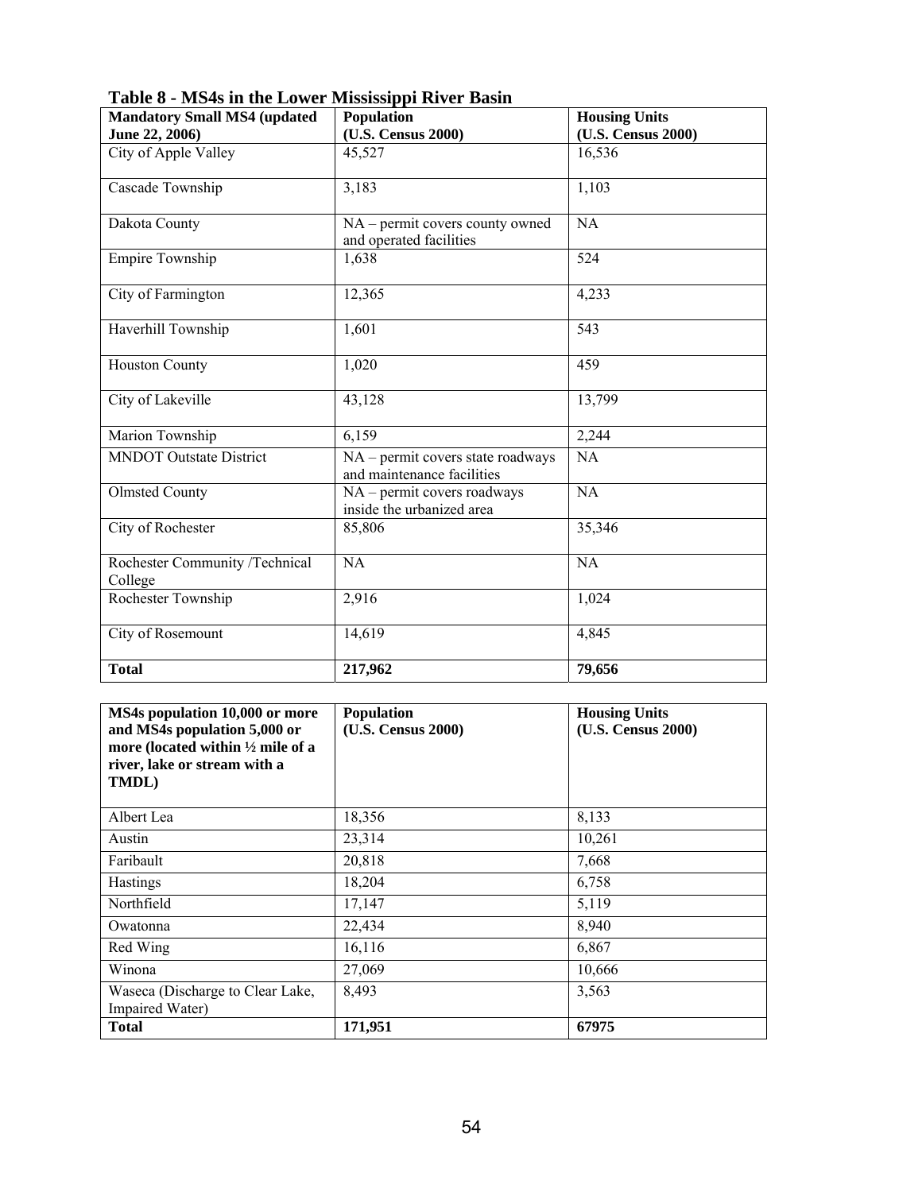**Table 8 - MS4s in the Lower Mississippi River Basin**

| Mandatory Small MS4 (updated June 22, 2006) | Population (U.S. Census 2000) | Housing Units (U.S. Census 2000) |
|---|---|---|
| City of Apple Valley | 45,527 | 16,536 |
| Cascade Township | 3,183 | 1,103 |
| Dakota County | NA – permit covers county owned and operated facilities | NA |
| Empire Township | 1,638 | 524 |
| City of Farmington | 12,365 | 4,233 |
| Haverhill Township | 1,601 | 543 |
| Houston County | 1,020 | 459 |
| City of Lakeville | 43,128 | 13,799 |
| Marion Township | 6,159 | 2,244 |
| MNDOT Outstate District | NA – permit covers state roadways and maintenance facilities | NA |
| Olmsted County | NA – permit covers roadways inside the urbanized area | NA |
| City of Rochester | 85,806 | 35,346 |
| Rochester Community /Technical College | NA | NA |
| Rochester Township | 2,916 | 1,024 |
| City of Rosemount | 14,619 | 4,845 |
| **Total** | **217,962** | **79,656** |

| MS4s population 10,000 or more and MS4s population 5,000 or more (located within ½ mile of a river, lake or stream with a TMDL) | Population (U.S. Census 2000) | Housing Units (U.S. Census 2000) |
|---|---|---|
| Albert Lea | 18,356 | 8,133 |
| Austin | 23,314 | 10,261 |
| Faribault | 20,818 | 7,668 |
| Hastings | 18,204 | 6,758 |
| Northfield | 17,147 | 5,119 |
| Owatonna | 22,434 | 8,940 |
| Red Wing | 16,116 | 6,867 |
| Winona | 27,069 | 10,666 |
| Waseca (Discharge to Clear Lake, Impaired Water) | 8,493 | 3,563 |
| **Total** | **171,951** | **67975** |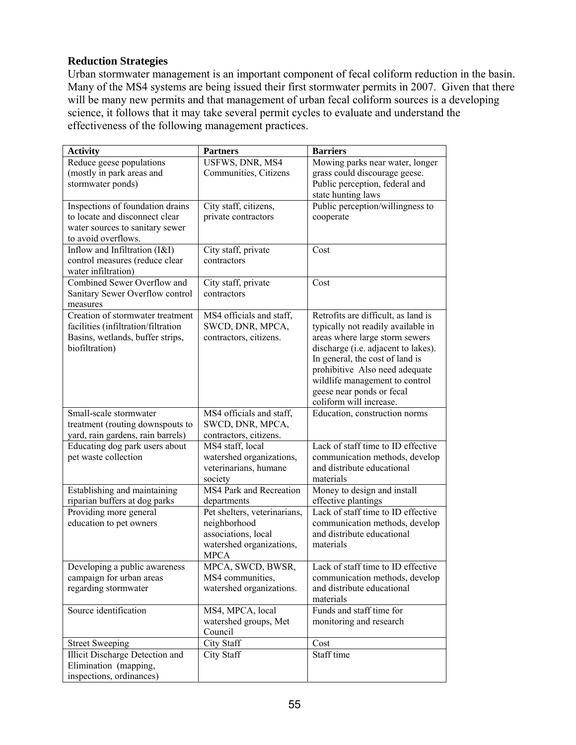**Reduction Strategies**

Urban stormwater management is an important component of fecal coliform reduction in the basin. Many of the MS4 systems are being issued their first stormwater permits in 2007. Given that there will be many new permits and that management of urban fecal coliform sources is a developing science, it follows that it may take several permit cycles to evaluate and understand the effectiveness of the following management practices.

| Activity | Partners | Barriers |
|---|---|---|
| Reduce geese populations (mostly in park areas and stormwater ponds) | USFWS, DNR, MS4 Communities, Citizens | Mowing parks near water, longer grass could discourage geese. Public perception, federal and state hunting laws |
| Inspections of foundation drains to locate and disconnect clear water sources to sanitary sewer to avoid overflows. | City staff, citizens, private contractors | Public perception/willingness to cooperate |
| Inflow and Infiltration (I&I) control measures (reduce clear water infiltration) | City staff, private contractors | Cost |
| Combined Sewer Overflow and Sanitary Sewer Overflow control measures | City staff, private contractors | Cost |
| Creation of stormwater treatment facilities (infiltration/filtration Basins, wetlands, buffer strips, biofiltration) | MS4 officials and staff, SWCD, DNR, MPCA, contractors, citizens. | Retrofits are difficult, as land is typically not readily available in areas where large storm sewers discharge (i.e. adjacent to lakes). In general, the cost of land is prohibitive Also need adequate wildlife management to control geese near ponds or fecal coliform will increase. |
| Small-scale stormwater treatment (routing downspouts to yard, rain gardens, rain barrels) | MS4 officials and staff, SWCD, DNR, MPCA, contractors, citizens. | Education, construction norms |
| Educating dog park users about pet waste collection | MS4 staff, local watershed organizations, veterinarians, humane society | Lack of staff time to ID effective communication methods, develop and distribute educational materials |
| Establishing and maintaining riparian buffers at dog parks | MS4 Park and Recreation departments | Money to design and install effective plantings |
| Providing more general education to pet owners | Pet shelters, veterinarians, neighborhood associations, local watershed organizations, MPCA | Lack of staff time to ID effective communication methods, develop and distribute educational materials |
| Developing a public awareness campaign for urban areas regarding stormwater | MPCA, SWCD, BWSR, MS4 communities, watershed organizations. | Lack of staff time to ID effective communication methods, develop and distribute educational materials |
| Source identification | MS4, MPCA, local watershed groups, Met Council | Funds and staff time for monitoring and research |
| Street Sweeping | City Staff | Cost |
| Illicit Discharge Detection and Elimination (mapping, inspections, ordinances) | City Staff | Staff time |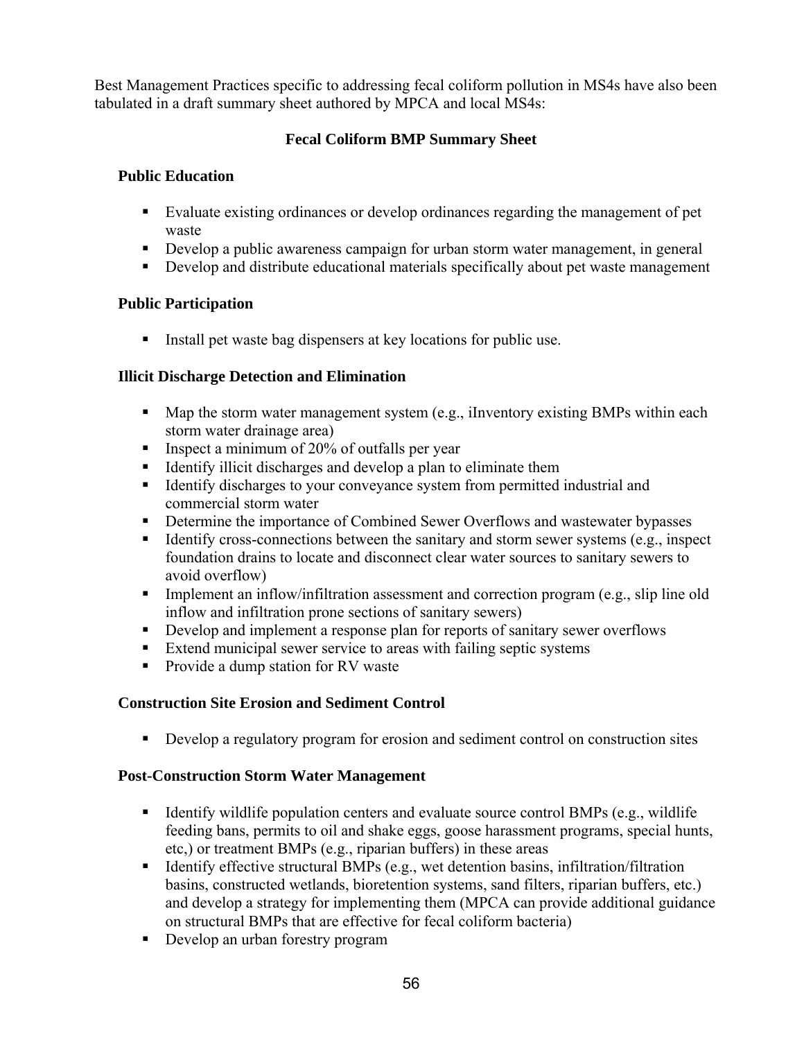Best Management Practices specific to addressing fecal coliform pollution in MS4s have also been tabulated in a draft summary sheet authored by MPCA and local MS4s:

**Fecal Coliform BMP Summary Sheet**

**Public Education**

- Evaluate existing ordinances or develop ordinances regarding the management of pet waste
- Develop a public awareness campaign for urban storm water management, in general
- Develop and distribute educational materials specifically about pet waste management

**Public Participation**

- Install pet waste bag dispensers at key locations for public use.

**Illicit Discharge Detection and Elimination**

- Map the storm water management system (e.g., iInventory existing BMPs within each storm water drainage area)
- Inspect a minimum of 20% of outfalls per year
- Identify illicit discharges and develop a plan to eliminate them
- Identify discharges to your conveyance system from permitted industrial and commercial storm water
- Determine the importance of Combined Sewer Overflows and wastewater bypasses
- Identify cross-connections between the sanitary and storm sewer systems (e.g., inspect foundation drains to locate and disconnect clear water sources to sanitary sewers to avoid overflow)
- Implement an inflow/infiltration assessment and correction program (e.g., slip line old inflow and infiltration prone sections of sanitary sewers)
- Develop and implement a response plan for reports of sanitary sewer overflows
- Extend municipal sewer service to areas with failing septic systems
- Provide a dump station for RV waste

**Construction Site Erosion and Sediment Control**

- Develop a regulatory program for erosion and sediment control on construction sites

**Post-Construction Storm Water Management**

- Identify wildlife population centers and evaluate source control BMPs (e.g., wildlife feeding bans, permits to oil and shake eggs, goose harassment programs, special hunts, etc,) or treatment BMPs (e.g., riparian buffers) in these areas
- Identify effective structural BMPs (e.g., wet detention basins, infiltration/filtration basins, constructed wetlands, bioretention systems, sand filters, riparian buffers, etc.) and develop a strategy for implementing them (MPCA can provide additional guidance on structural BMPs that are effective for fecal coliform bacteria)
- Develop an urban forestry program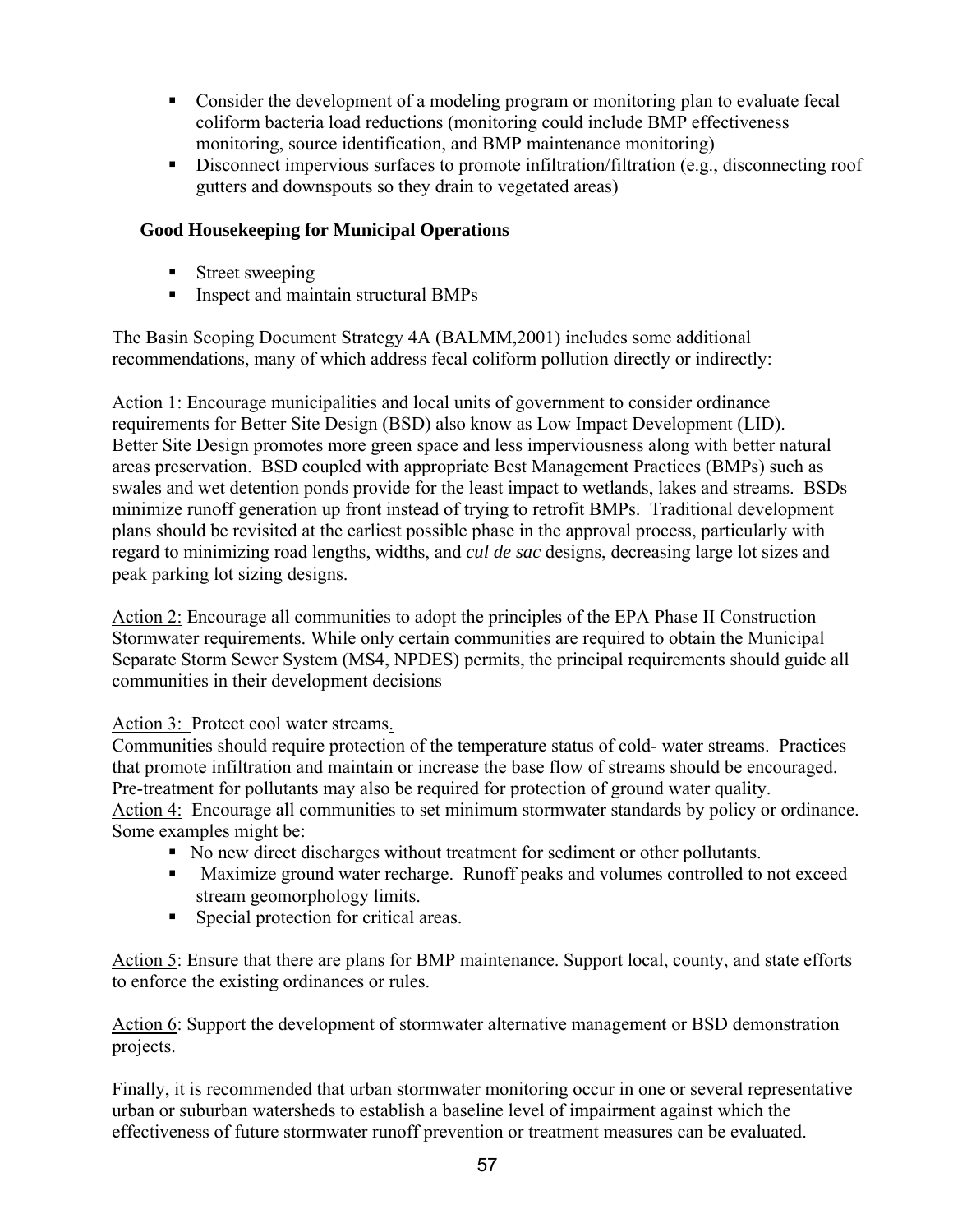- Consider the development of a modeling program or monitoring plan to evaluate fecal coliform bacteria load reductions (monitoring could include BMP effectiveness monitoring, source identification, and BMP maintenance monitoring)
- Disconnect impervious surfaces to promote infiltration/filtration (e.g., disconnecting roof gutters and downspouts so they drain to vegetated areas)

**Good Housekeeping for Municipal Operations**

- Street sweeping
- Inspect and maintain structural BMPs

The Basin Scoping Document Strategy 4A (BALMM,2001) includes some additional recommendations, many of which address fecal coliform pollution directly or indirectly:

<u>Action 1</u>: Encourage municipalities and local units of government to consider ordinance requirements for Better Site Design (BSD) also know as Low Impact Development (LID). Better Site Design promotes more green space and less imperviousness along with better natural areas preservation. BSD coupled with appropriate Best Management Practices (BMPs) such as swales and wet detention ponds provide for the least impact to wetlands, lakes and streams. BSDs minimize runoff generation up front instead of trying to retrofit BMPs. Traditional development plans should be revisited at the earliest possible phase in the approval process, particularly with regard to minimizing road lengths, widths, and *cul de sac* designs, decreasing large lot sizes and peak parking lot sizing designs.

<u>Action 2:</u> Encourage all communities to adopt the principles of the EPA Phase II Construction Stormwater requirements. While only certain communities are required to obtain the Municipal Separate Storm Sewer System (MS4, NPDES) permits, the principal requirements should guide all communities in their development decisions

<u>Action 3: Protect cool water streams.</u>
Communities should require protection of the temperature status of cold- water streams. Practices that promote infiltration and maintain or increase the base flow of streams should be encouraged. Pre-treatment for pollutants may also be required for protection of ground water quality.
<u>Action 4:</u> Encourage all communities to set minimum stormwater standards by policy or ordinance. Some examples might be:

- No new direct discharges without treatment for sediment or other pollutants.
- Maximize ground water recharge. Runoff peaks and volumes controlled to not exceed stream geomorphology limits.
- Special protection for critical areas.

<u>Action 5</u>: Ensure that there are plans for BMP maintenance. Support local, county, and state efforts to enforce the existing ordinances or rules.

<u>Action 6</u>: Support the development of stormwater alternative management or BSD demonstration projects.

Finally, it is recommended that urban stormwater monitoring occur in one or several representative urban or suburban watersheds to establish a baseline level of impairment against which the effectiveness of future stormwater runoff prevention or treatment measures can be evaluated.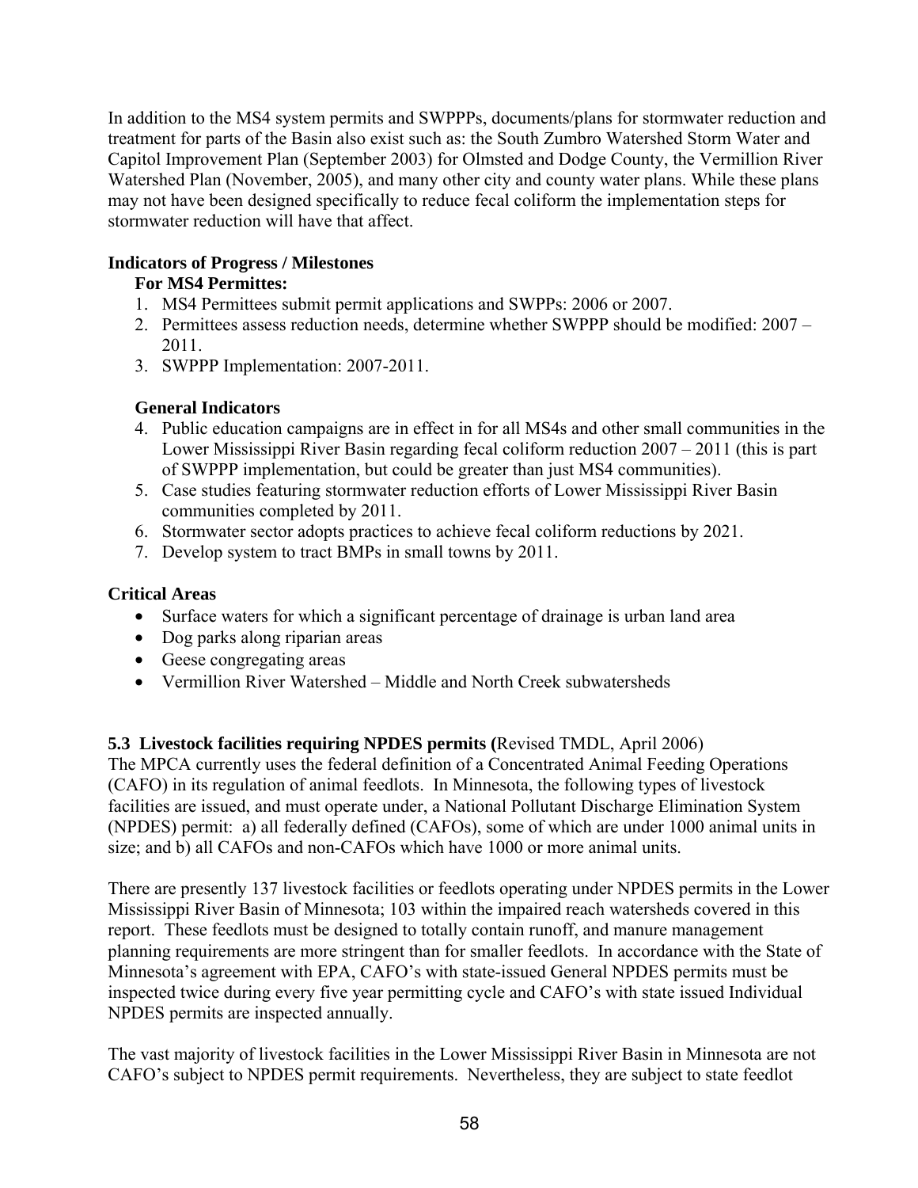In addition to the MS4 system permits and SWPPPs, documents/plans for stormwater reduction and treatment for parts of the Basin also exist such as: the South Zumbro Watershed Storm Water and Capitol Improvement Plan (September 2003) for Olmsted and Dodge County, the Vermillion River Watershed Plan (November, 2005), and many other city and county water plans. While these plans may not have been designed specifically to reduce fecal coliform the implementation steps for stormwater reduction will have that affect.

**Indicators of Progress / Milestones**

**For MS4 Permittes:**

1. MS4 Permittees submit permit applications and SWPPs: 2006 or 2007.
2. Permittees assess reduction needs, determine whether SWPPP should be modified: 2007 – 2011.
3. SWPPP Implementation: 2007-2011.

**General Indicators**

4. Public education campaigns are in effect in for all MS4s and other small communities in the Lower Mississippi River Basin regarding fecal coliform reduction 2007 – 2011 (this is part of SWPPP implementation, but could be greater than just MS4 communities).
5. Case studies featuring stormwater reduction efforts of Lower Mississippi River Basin communities completed by 2011.
6. Stormwater sector adopts practices to achieve fecal coliform reductions by 2021.
7. Develop system to tract BMPs in small towns by 2011.

**Critical Areas**

- Surface waters for which a significant percentage of drainage is urban land area
- Dog parks along riparian areas
- Geese congregating areas
- Vermillion River Watershed – Middle and North Creek subwatersheds

**5.3 Livestock facilities requiring NPDES permits (**Revised TMDL, April 2006)

The MPCA currently uses the federal definition of a Concentrated Animal Feeding Operations (CAFO) in its regulation of animal feedlots. In Minnesota, the following types of livestock facilities are issued, and must operate under, a National Pollutant Discharge Elimination System (NPDES) permit: a) all federally defined (CAFOs), some of which are under 1000 animal units in size; and b) all CAFOs and non-CAFOs which have 1000 or more animal units.

There are presently 137 livestock facilities or feedlots operating under NPDES permits in the Lower Mississippi River Basin of Minnesota; 103 within the impaired reach watersheds covered in this report. These feedlots must be designed to totally contain runoff, and manure management planning requirements are more stringent than for smaller feedlots. In accordance with the State of Minnesota's agreement with EPA, CAFO's with state-issued General NPDES permits must be inspected twice during every five year permitting cycle and CAFO's with state issued Individual NPDES permits are inspected annually.

The vast majority of livestock facilities in the Lower Mississippi River Basin in Minnesota are not CAFO's subject to NPDES permit requirements. Nevertheless, they are subject to state feedlot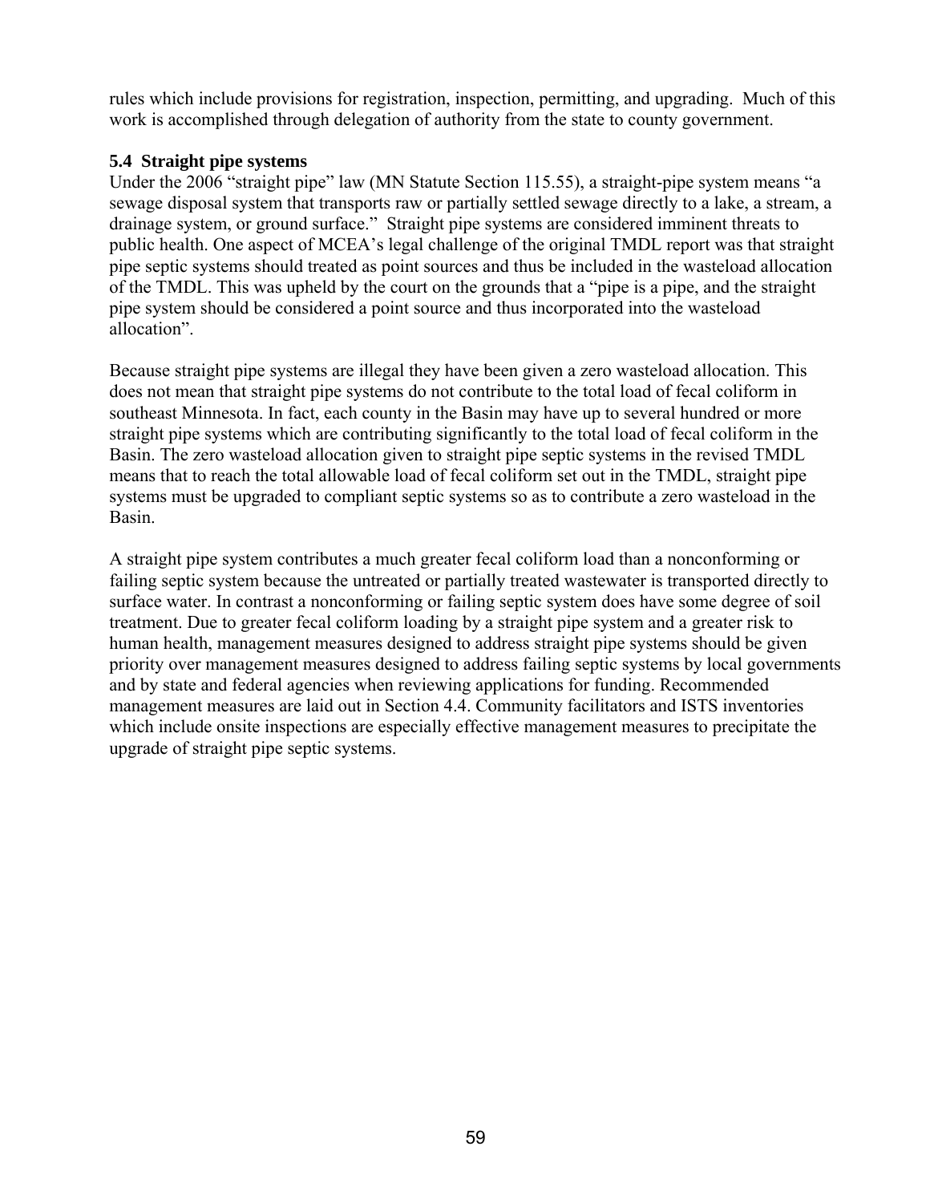rules which include provisions for registration, inspection, permitting, and upgrading. Much of this work is accomplished through delegation of authority from the state to county government.

### 5.4 Straight pipe systems

Under the 2006 "straight pipe" law (MN Statute Section 115.55), a straight-pipe system means "a sewage disposal system that transports raw or partially settled sewage directly to a lake, a stream, a drainage system, or ground surface." Straight pipe systems are considered imminent threats to public health. One aspect of MCEA's legal challenge of the original TMDL report was that straight pipe septic systems should treated as point sources and thus be included in the wasteload allocation of the TMDL. This was upheld by the court on the grounds that a "pipe is a pipe, and the straight pipe system should be considered a point source and thus incorporated into the wasteload allocation".

Because straight pipe systems are illegal they have been given a zero wasteload allocation. This does not mean that straight pipe systems do not contribute to the total load of fecal coliform in southeast Minnesota. In fact, each county in the Basin may have up to several hundred or more straight pipe systems which are contributing significantly to the total load of fecal coliform in the Basin. The zero wasteload allocation given to straight pipe septic systems in the revised TMDL means that to reach the total allowable load of fecal coliform set out in the TMDL, straight pipe systems must be upgraded to compliant septic systems so as to contribute a zero wasteload in the Basin.

A straight pipe system contributes a much greater fecal coliform load than a nonconforming or failing septic system because the untreated or partially treated wastewater is transported directly to surface water. In contrast a nonconforming or failing septic system does have some degree of soil treatment. Due to greater fecal coliform loading by a straight pipe system and a greater risk to human health, management measures designed to address straight pipe systems should be given priority over management measures designed to address failing septic systems by local governments and by state and federal agencies when reviewing applications for funding. Recommended management measures are laid out in Section 4.4. Community facilitators and ISTS inventories which include onsite inspections are especially effective management measures to precipitate the upgrade of straight pipe septic systems.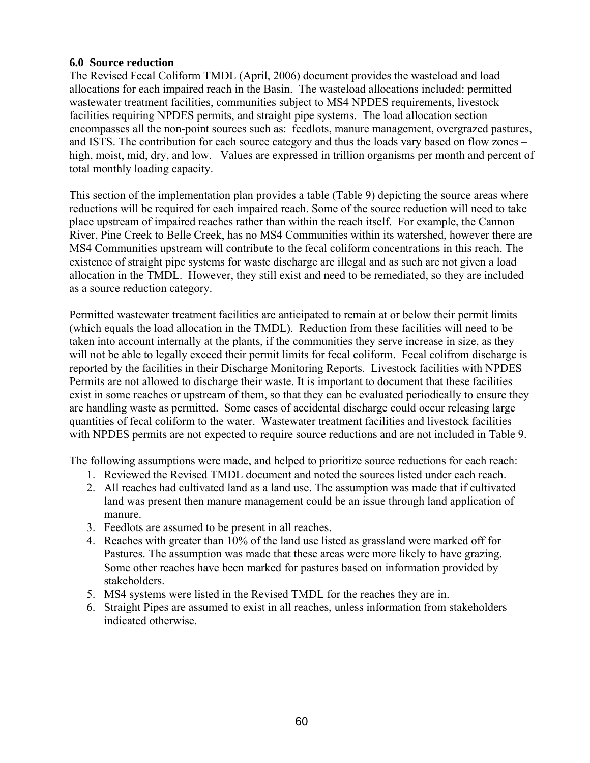### 6.0 Source reduction

The Revised Fecal Coliform TMDL (April, 2006) document provides the wasteload and load allocations for each impaired reach in the Basin. The wasteload allocations included: permitted wastewater treatment facilities, communities subject to MS4 NPDES requirements, livestock facilities requiring NPDES permits, and straight pipe systems. The load allocation section encompasses all the non-point sources such as: feedlots, manure management, overgrazed pastures, and ISTS. The contribution for each source category and thus the loads vary based on flow zones – high, moist, mid, dry, and low. Values are expressed in trillion organisms per month and percent of total monthly loading capacity.

This section of the implementation plan provides a table (Table 9) depicting the source areas where reductions will be required for each impaired reach. Some of the source reduction will need to take place upstream of impaired reaches rather than within the reach itself. For example, the Cannon River, Pine Creek to Belle Creek, has no MS4 Communities within its watershed, however there are MS4 Communities upstream will contribute to the fecal coliform concentrations in this reach. The existence of straight pipe systems for waste discharge are illegal and as such are not given a load allocation in the TMDL. However, they still exist and need to be remediated, so they are included as a source reduction category.

Permitted wastewater treatment facilities are anticipated to remain at or below their permit limits (which equals the load allocation in the TMDL). Reduction from these facilities will need to be taken into account internally at the plants, if the communities they serve increase in size, as they will not be able to legally exceed their permit limits for fecal coliform. Fecal colifrom discharge is reported by the facilities in their Discharge Monitoring Reports. Livestock facilities with NPDES Permits are not allowed to discharge their waste. It is important to document that these facilities exist in some reaches or upstream of them, so that they can be evaluated periodically to ensure they are handling waste as permitted. Some cases of accidental discharge could occur releasing large quantities of fecal coliform to the water. Wastewater treatment facilities and livestock facilities with NPDES permits are not expected to require source reductions and are not included in Table 9.

The following assumptions were made, and helped to prioritize source reductions for each reach:

1. Reviewed the Revised TMDL document and noted the sources listed under each reach.
2. All reaches had cultivated land as a land use. The assumption was made that if cultivated land was present then manure management could be an issue through land application of manure.
3. Feedlots are assumed to be present in all reaches.
4. Reaches with greater than 10% of the land use listed as grassland were marked off for Pastures. The assumption was made that these areas were more likely to have grazing. Some other reaches have been marked for pastures based on information provided by stakeholders.
5. MS4 systems were listed in the Revised TMDL for the reaches they are in.
6. Straight Pipes are assumed to exist in all reaches, unless information from stakeholders indicated otherwise.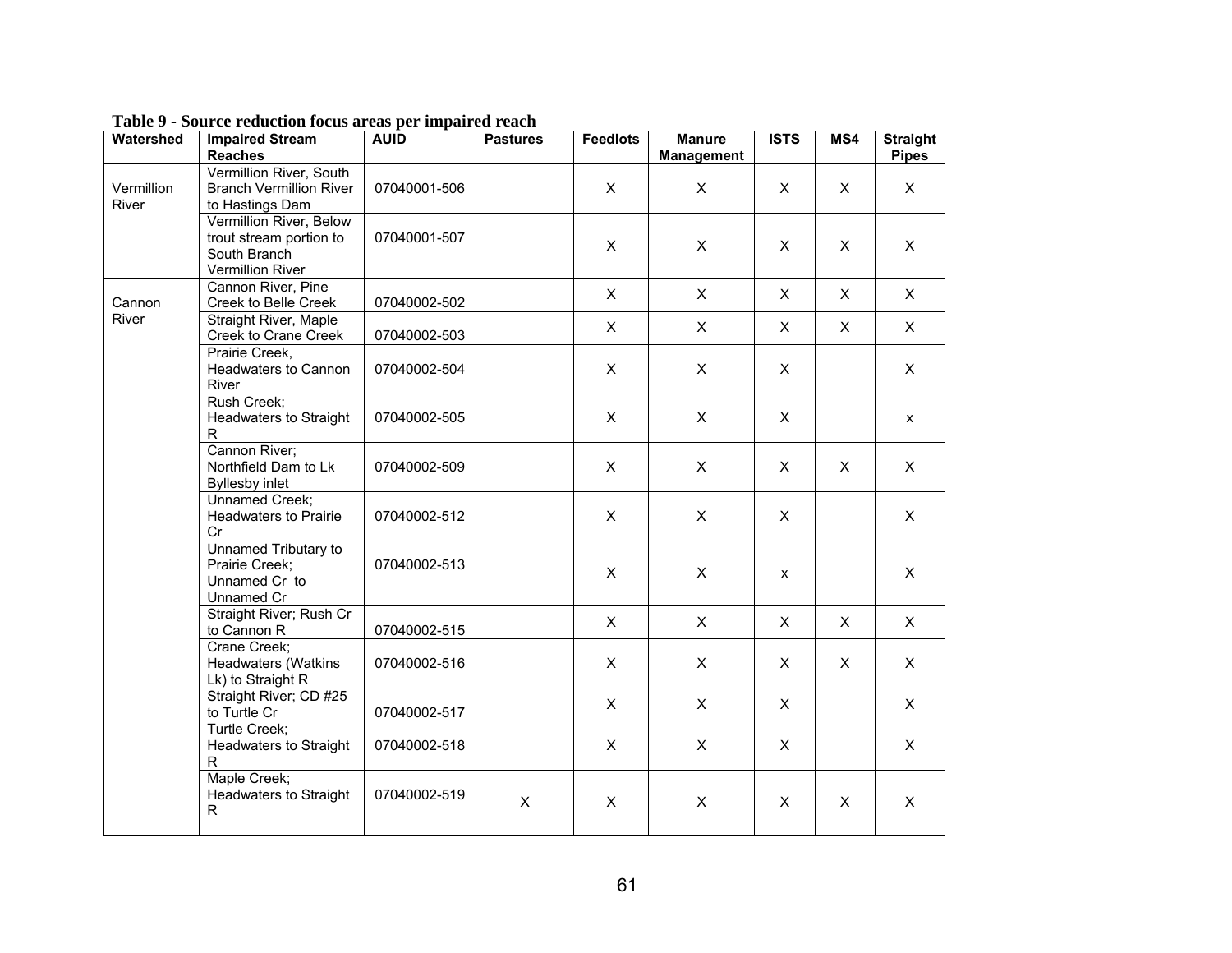**Table 9 - Source reduction focus areas per impaired reach**

| Watershed | Impaired Stream Reaches | AUID | Pastures | Feedlots | Manure Management | ISTS | MS4 | Straight Pipes |
|---|---|---|---|---|---|---|---|---|
| Vermillion River | Vermillion River, South Branch Vermillion River to Hastings Dam | 07040001-506 | | X | X | X | X | X |
| | Vermillion River, Below trout stream portion to South Branch Vermillion River | 07040001-507 | | X | X | X | X | X |
| Cannon River | Cannon River, Pine Creek to Belle Creek | 07040002-502 | | X | X | X | X | X |
| | Straight River, Maple Creek to Crane Creek | 07040002-503 | | X | X | X | X | X |
| | Prairie Creek, Headwaters to Cannon River | 07040002-504 | | X | X | X | | X |
| | Rush Creek; Headwaters to Straight R | 07040002-505 | | X | X | X | | x |
| | Cannon River; Northfield Dam to Lk Byllesby inlet | 07040002-509 | | X | X | X | X | X |
| | Unnamed Creek; Headwaters to Prairie Cr | 07040002-512 | | X | X | X | | X |
| | Unnamed Tributary to Prairie Creek; Unnamed Cr to Unnamed Cr | 07040002-513 | | X | X | x | | X |
| | Straight River; Rush Cr to Cannon R | 07040002-515 | | X | X | X | X | X |
| | Crane Creek; Headwaters (Watkins Lk) to Straight R | 07040002-516 | | X | X | X | X | X |
| | Straight River; CD #25 to Turtle Cr | 07040002-517 | | X | X | X | | X |
| | Turtle Creek; Headwaters to Straight R | 07040002-518 | | X | X | X | | X |
| | Maple Creek; Headwaters to Straight R | 07040002-519 | X | X | X | X | X | X |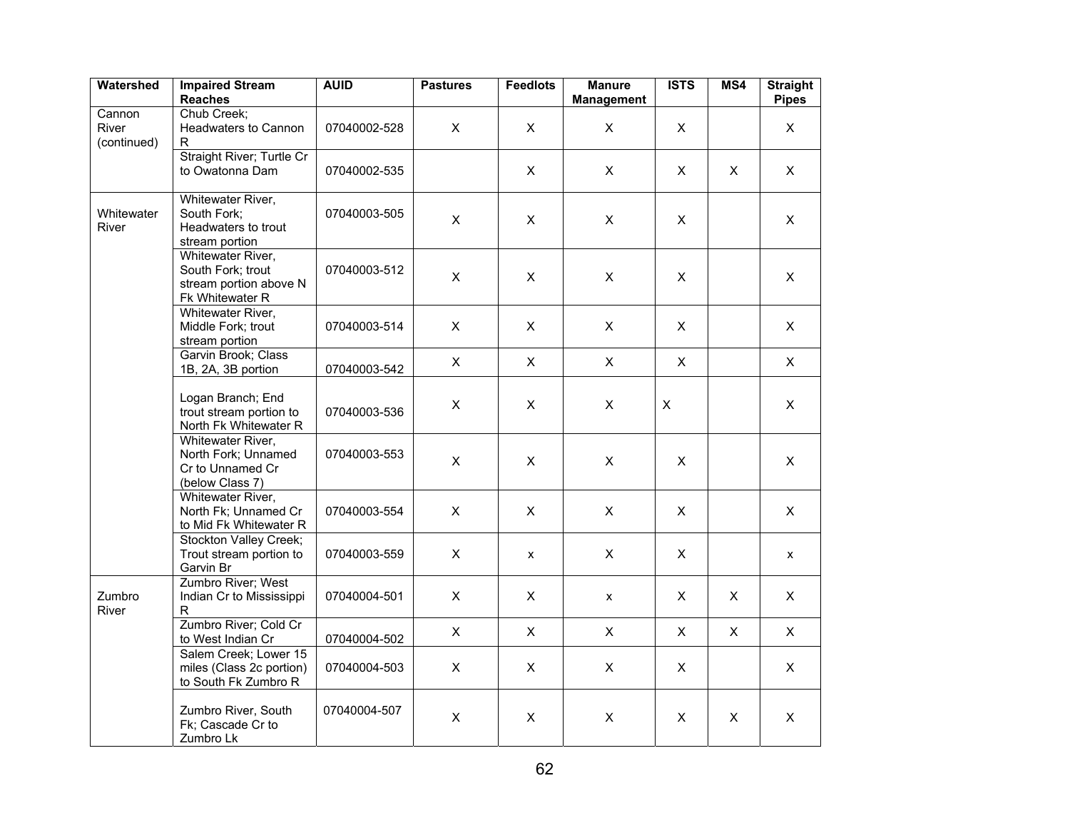| Watershed | Impaired Stream Reaches | AUID | Pastures | Feedlots | Manure Management | ISTS | MS4 | Straight Pipes |
|---|---|---|---|---|---|---|---|---|
| Cannon River (continued) | Chub Creek; Headwaters to Cannon R | 07040002-528 | X | X | X | X | | X |
| | Straight River; Turtle Cr to Owatonna Dam | 07040002-535 | | X | X | X | X | X |
| Whitewater River | Whitewater River, South Fork; Headwaters to trout stream portion | 07040003-505 | X | X | X | X | | X |
| | Whitewater River, South Fork; trout stream portion above N Fk Whitewater R | 07040003-512 | X | X | X | X | | X |
| | Whitewater River, Middle Fork; trout stream portion | 07040003-514 | X | X | X | X | | X |
| | Garvin Brook; Class 1B, 2A, 3B portion | 07040003-542 | X | X | X | X | | X |
| | Logan Branch; End trout stream portion to North Fk Whitewater R | 07040003-536 | X | X | X | X | | X |
| | Whitewater River, North Fork; Unnamed Cr to Unnamed Cr (below Class 7) | 07040003-553 | X | X | X | X | | X |
| | Whitewater River, North Fk; Unnamed Cr to Mid Fk Whitewater R | 07040003-554 | X | X | X | X | | X |
| | Stockton Valley Creek; Trout stream portion to Garvin Br | 07040003-559 | X | x | X | X | | x |
| Zumbro River | Zumbro River; West Indian Cr to Mississippi R | 07040004-501 | X | X | x | X | X | X |
| | Zumbro River; Cold Cr to West Indian Cr | 07040004-502 | X | X | X | X | X | X |
| | Salem Creek; Lower 15 miles (Class 2c portion) to South Fk Zumbro R | 07040004-503 | X | X | X | X | | X |
| | Zumbro River, South Fk; Cascade Cr to Zumbro Lk | 07040004-507 | X | X | X | X | X | X |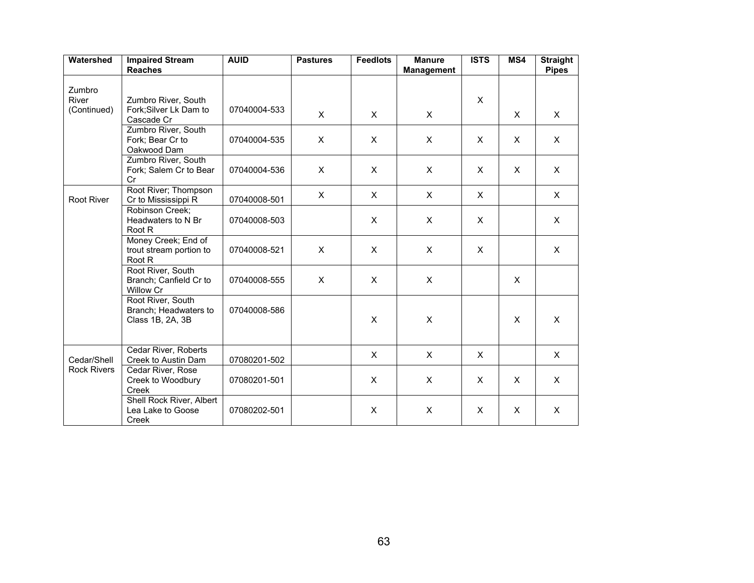| Watershed | Impaired Stream Reaches | AUID | Pastures | Feedlots | Manure Management | ISTS | MS4 | Straight Pipes |
|---|---|---|---|---|---|---|---|---|
| Zumbro River (Continued) | Zumbro River, South Fork;Silver Lk Dam to Cascade Cr | 07040004-533 | X | X | X | X | X | X |
| | Zumbro River, South Fork; Bear Cr to Oakwood Dam | 07040004-535 | X | X | X | X | X | X |
| | Zumbro River, South Fork; Salem Cr to Bear Cr | 07040004-536 | X | X | X | X | X | X |
| Root River | Root River; Thompson Cr to Mississippi R | 07040008-501 | X | X | X | X | | X |
| | Robinson Creek; Headwaters to N Br Root R | 07040008-503 | | X | X | X | | X |
| | Money Creek; End of trout stream portion to Root R | 07040008-521 | X | X | X | X | | X |
| | Root River, South Branch; Canfield Cr to Willow Cr | 07040008-555 | X | X | X | | X | |
| | Root River, South Branch; Headwaters to Class 1B, 2A, 3B | 07040008-586 | | X | X | | X | X |
| Cedar/Shell Rock Rivers | Cedar River, Roberts Creek to Austin Dam | 07080201-502 | | X | X | X | | X |
| | Cedar River, Rose Creek to Woodbury Creek | 07080201-501 | | X | X | X | X | X |
| | Shell Rock River, Albert Lea Lake to Goose Creek | 07080202-501 | | X | X | X | X | X |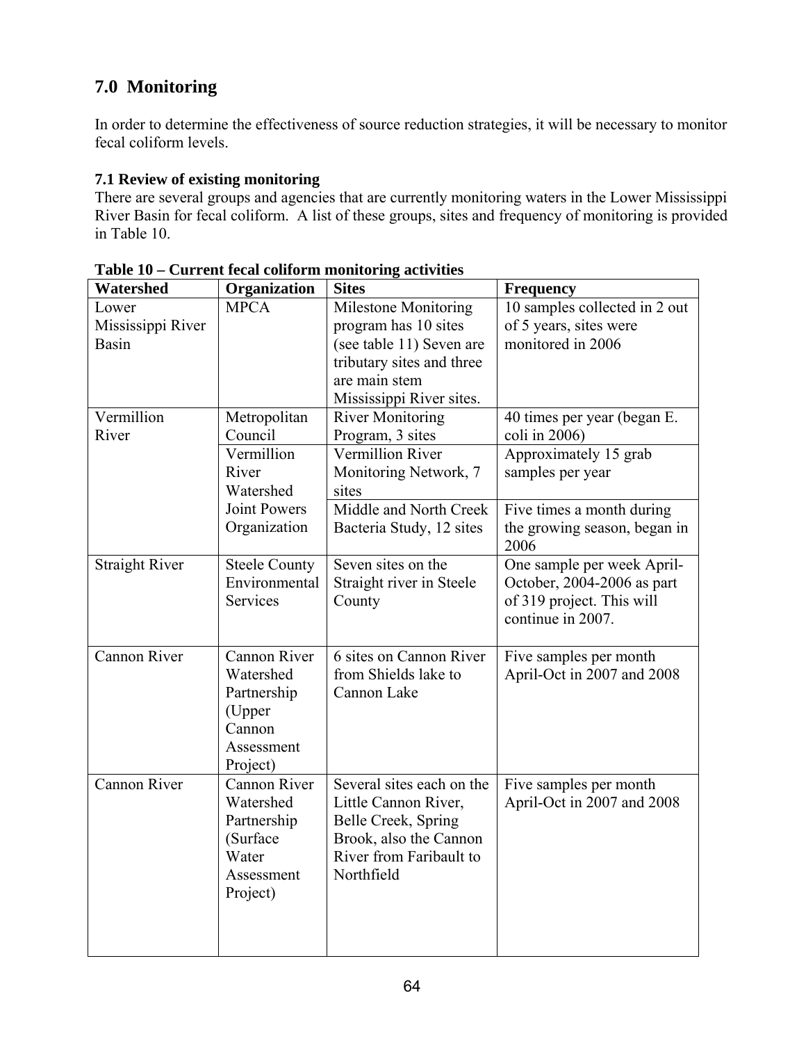## 7.0 Monitoring

In order to determine the effectiveness of source reduction strategies, it will be necessary to monitor fecal coliform levels.

### 7.1 Review of existing monitoring

There are several groups and agencies that are currently monitoring waters in the Lower Mississippi River Basin for fecal coliform. A list of these groups, sites and frequency of monitoring is provided in Table 10.

**Table 10 – Current fecal coliform monitoring activities**

| Watershed | Organization | Sites | Frequency |
|---|---|---|---|
| Lower Mississippi River Basin | MPCA | Milestone Monitoring program has 10 sites (see table 11) Seven are tributary sites and three are main stem Mississippi River sites. | 10 samples collected in 2 out of 5 years, sites were monitored in 2006 |
| Vermillion River | Metropolitan Council | River Monitoring Program, 3 sites | 40 times per year (began E. coli in 2006) |
| | Vermillion River Watershed Joint Powers Organization | Vermillion River Monitoring Network, 7 sites | Approximately 15 grab samples per year |
| | | Middle and North Creek Bacteria Study, 12 sites | Five times a month during the growing season, began in 2006 |
| Straight River | Steele County Environmental Services | Seven sites on the Straight river in Steele County | One sample per week April-October, 2004-2006 as part of 319 project. This will continue in 2007. |
| Cannon River | Cannon River Watershed Partnership (Upper Cannon Assessment Project) | 6 sites on Cannon River from Shields lake to Cannon Lake | Five samples per month April-Oct in 2007 and 2008 |
| Cannon River | Cannon River Watershed Partnership (Surface Water Assessment Project) | Several sites each on the Little Cannon River, Belle Creek, Spring Brook, also the Cannon River from Faribault to Northfield | Five samples per month April-Oct in 2007 and 2008 |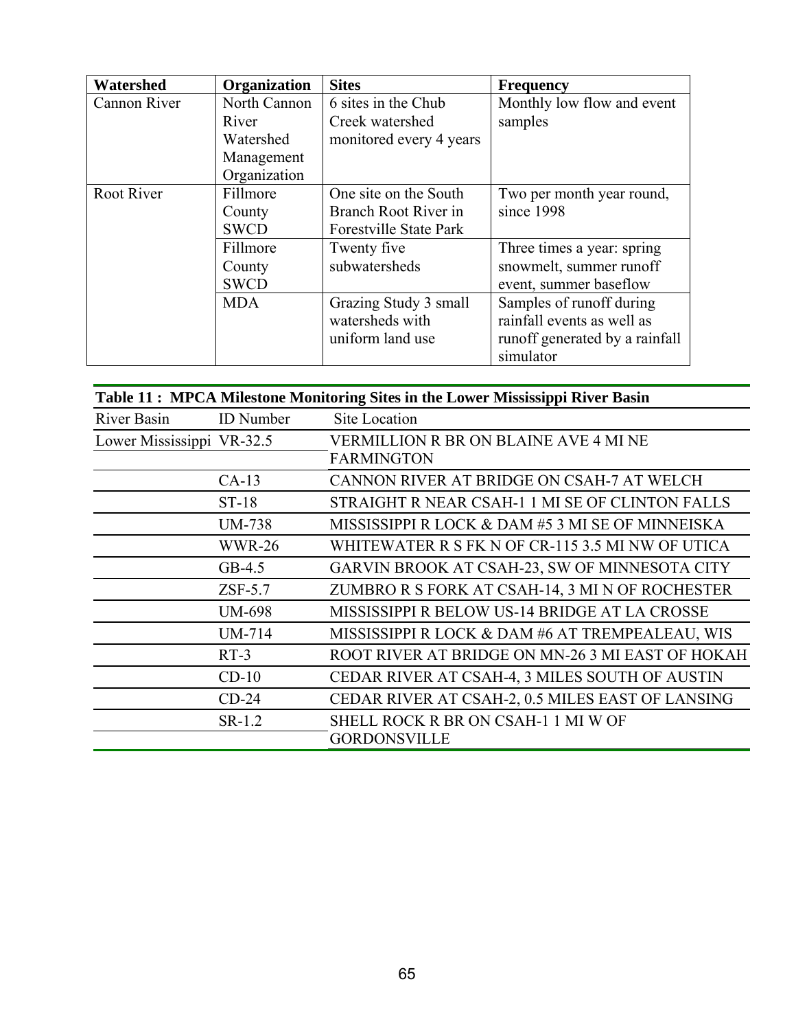| Watershed | Organization | Sites | Frequency |
| --- | --- | --- | --- |
| Cannon River | North Cannon River Watershed Management Organization | 6 sites in the Chub Creek watershed monitored every 4 years | Monthly low flow and event samples |
| Root River | Fillmore County SWCD | One site on the South Branch Root River in Forestville State Park | Two per month year round, since 1998 |
| | Fillmore County SWCD | Twenty five subwatersheds | Three times a year: spring snowmelt, summer runoff event, summer baseflow |
| | MDA | Grazing Study 3 small watersheds with uniform land use | Samples of runoff during rainfall events as well as runoff generated by a rainfall simulator |

**Table 11 : MPCA Milestone Monitoring Sites in the Lower Mississippi River Basin**

| River Basin | ID Number | Site Location |
| --- | --- | --- |
| Lower Mississippi | VR-32.5 | VERMILLION R BR ON BLAINE AVE 4 MI NE FARMINGTON |
| | CA-13 | CANNON RIVER AT BRIDGE ON CSAH-7 AT WELCH |
| | ST-18 | STRAIGHT R NEAR CSAH-1 1 MI SE OF CLINTON FALLS |
| | UM-738 | MISSISSIPPI R LOCK & DAM #5 3 MI SE OF MINNEISKA |
| | WWR-26 | WHITEWATER R S FK N OF CR-115 3.5 MI NW OF UTICA |
| | GB-4.5 | GARVIN BROOK AT CSAH-23, SW OF MINNESOTA CITY |
| | ZSF-5.7 | ZUMBRO R S FORK AT CSAH-14, 3 MI N OF ROCHESTER |
| | UM-698 | MISSISSIPPI R BELOW US-14 BRIDGE AT LA CROSSE |
| | UM-714 | MISSISSIPPI R LOCK & DAM #6 AT TREMPEALEAU, WIS |
| | RT-3 | ROOT RIVER AT BRIDGE ON MN-26 3 MI EAST OF HOKAH |
| | CD-10 | CEDAR RIVER AT CSAH-4, 3 MILES SOUTH OF AUSTIN |
| | CD-24 | CEDAR RIVER AT CSAH-2, 0.5 MILES EAST OF LANSING |
| | SR-1.2 | SHELL ROCK R BR ON CSAH-1 1 MI W OF GORDONSVILLE |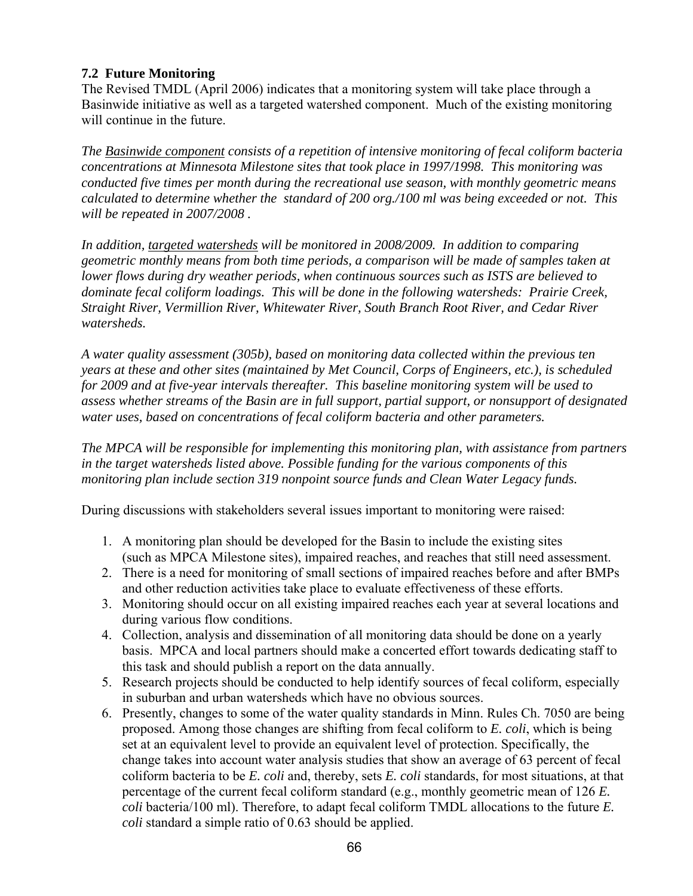### 7.2 Future Monitoring

The Revised TMDL (April 2006) indicates that a monitoring system will take place through a Basinwide initiative as well as a targeted watershed component. Much of the existing monitoring will continue in the future.

*The Basinwide component consists of a repetition of intensive monitoring of fecal coliform bacteria concentrations at Minnesota Milestone sites that took place in 1997/1998. This monitoring was conducted five times per month during the recreational use season, with monthly geometric means calculated to determine whether the standard of 200 org./100 ml was being exceeded or not. This will be repeated in 2007/2008 .*

*In addition, targeted watersheds will be monitored in 2008/2009. In addition to comparing geometric monthly means from both time periods, a comparison will be made of samples taken at lower flows during dry weather periods, when continuous sources such as ISTS are believed to dominate fecal coliform loadings. This will be done in the following watersheds: Prairie Creek, Straight River, Vermillion River, Whitewater River, South Branch Root River, and Cedar River watersheds.*

*A water quality assessment (305b), based on monitoring data collected within the previous ten years at these and other sites (maintained by Met Council, Corps of Engineers, etc.), is scheduled for 2009 and at five-year intervals thereafter. This baseline monitoring system will be used to assess whether streams of the Basin are in full support, partial support, or nonsupport of designated water uses, based on concentrations of fecal coliform bacteria and other parameters.*

*The MPCA will be responsible for implementing this monitoring plan, with assistance from partners in the target watersheds listed above. Possible funding for the various components of this monitoring plan include section 319 nonpoint source funds and Clean Water Legacy funds.*

During discussions with stakeholders several issues important to monitoring were raised:

1. A monitoring plan should be developed for the Basin to include the existing sites (such as MPCA Milestone sites), impaired reaches, and reaches that still need assessment.
2. There is a need for monitoring of small sections of impaired reaches before and after BMPs and other reduction activities take place to evaluate effectiveness of these efforts.
3. Monitoring should occur on all existing impaired reaches each year at several locations and during various flow conditions.
4. Collection, analysis and dissemination of all monitoring data should be done on a yearly basis. MPCA and local partners should make a concerted effort towards dedicating staff to this task and should publish a report on the data annually.
5. Research projects should be conducted to help identify sources of fecal coliform, especially in suburban and urban watersheds which have no obvious sources.
6. Presently, changes to some of the water quality standards in Minn. Rules Ch. 7050 are being proposed. Among those changes are shifting from fecal coliform to *E. coli*, which is being set at an equivalent level to provide an equivalent level of protection. Specifically, the change takes into account water analysis studies that show an average of 63 percent of fecal coliform bacteria to be *E. coli* and, thereby, sets *E. coli* standards, for most situations, at that percentage of the current fecal coliform standard (e.g., monthly geometric mean of 126 *E. coli* bacteria/100 ml). Therefore, to adapt fecal coliform TMDL allocations to the future *E. coli* standard a simple ratio of 0.63 should be applied.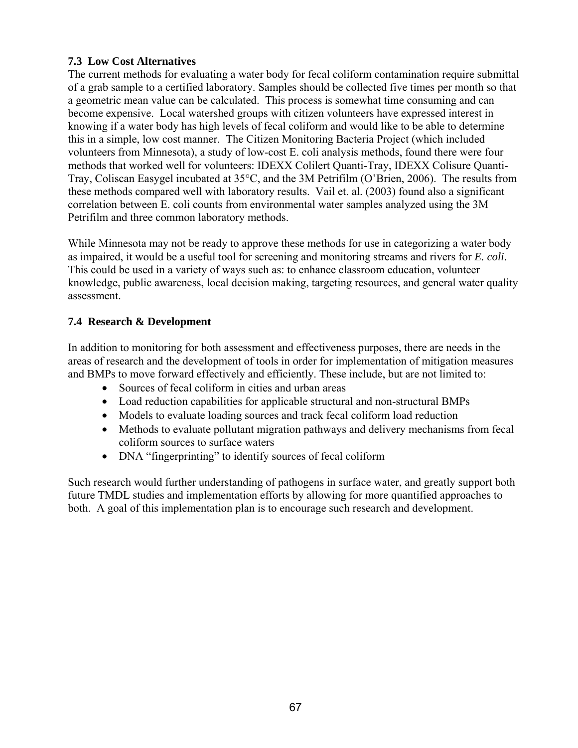### 7.3 Low Cost Alternatives

The current methods for evaluating a water body for fecal coliform contamination require submittal of a grab sample to a certified laboratory. Samples should be collected five times per month so that a geometric mean value can be calculated. This process is somewhat time consuming and can become expensive. Local watershed groups with citizen volunteers have expressed interest in knowing if a water body has high levels of fecal coliform and would like to be able to determine this in a simple, low cost manner. The Citizen Monitoring Bacteria Project (which included volunteers from Minnesota), a study of low-cost E. coli analysis methods, found there were four methods that worked well for volunteers: IDEXX Colilert Quanti-Tray, IDEXX Colisure Quanti-Tray, Coliscan Easygel incubated at 35°C, and the 3M Petrifilm (O'Brien, 2006). The results from these methods compared well with laboratory results. Vail et. al. (2003) found also a significant correlation between E. coli counts from environmental water samples analyzed using the 3M Petrifilm and three common laboratory methods.

While Minnesota may not be ready to approve these methods for use in categorizing a water body as impaired, it would be a useful tool for screening and monitoring streams and rivers for *E. coli*. This could be used in a variety of ways such as: to enhance classroom education, volunteer knowledge, public awareness, local decision making, targeting resources, and general water quality assessment.

### 7.4 Research & Development

In addition to monitoring for both assessment and effectiveness purposes, there are needs in the areas of research and the development of tools in order for implementation of mitigation measures and BMPs to move forward effectively and efficiently. These include, but are not limited to:

- Sources of fecal coliform in cities and urban areas
- Load reduction capabilities for applicable structural and non-structural BMPs
- Models to evaluate loading sources and track fecal coliform load reduction
- Methods to evaluate pollutant migration pathways and delivery mechanisms from fecal coliform sources to surface waters
- DNA "fingerprinting" to identify sources of fecal coliform

Such research would further understanding of pathogens in surface water, and greatly support both future TMDL studies and implementation efforts by allowing for more quantified approaches to both. A goal of this implementation plan is to encourage such research and development.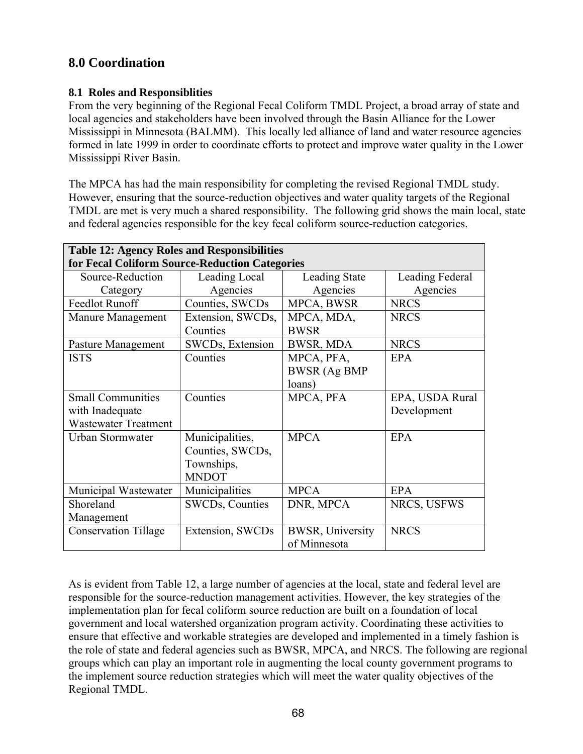## 8.0 Coordination

### 8.1 Roles and Responsiblities

From the very beginning of the Regional Fecal Coliform TMDL Project, a broad array of state and local agencies and stakeholders have been involved through the Basin Alliance for the Lower Mississippi in Minnesota (BALMM). This locally led alliance of land and water resource agencies formed in late 1999 in order to coordinate efforts to protect and improve water quality in the Lower Mississippi River Basin.

The MPCA has had the main responsibility for completing the revised Regional TMDL study. However, ensuring that the source-reduction objectives and water quality targets of the Regional TMDL are met is very much a shared responsibility. The following grid shows the main local, state and federal agencies responsible for the key fecal coliform source-reduction categories.

**Table 12: Agency Roles and Responsibilities for Fecal Coliform Source-Reduction Categories**

| Source-Reduction Category | Leading Local Agencies | Leading State Agencies | Leading Federal Agencies |
|---|---|---|---|
| Feedlot Runoff | Counties, SWCDs | MPCA, BWSR | NRCS |
| Manure Management | Extension, SWCDs, Counties | MPCA, MDA, BWSR | NRCS |
| Pasture Management | SWCDs, Extension | BWSR, MDA | NRCS |
| ISTS | Counties | MPCA, PFA, BWSR (Ag BMP loans) | EPA |
| Small Communities with Inadequate Wastewater Treatment | Counties | MPCA, PFA | EPA, USDA Rural Development |
| Urban Stormwater | Municipalities, Counties, SWCDs, Townships, MNDOT | MPCA | EPA |
| Municipal Wastewater | Municipalities | MPCA | EPA |
| Shoreland Management | SWCDs, Counties | DNR, MPCA | NRCS, USFWS |
| Conservation Tillage | Extension, SWCDs | BWSR, University of Minnesota | NRCS |

As is evident from Table 12, a large number of agencies at the local, state and federal level are responsible for the source-reduction management activities. However, the key strategies of the implementation plan for fecal coliform source reduction are built on a foundation of local government and local watershed organization program activity. Coordinating these activities to ensure that effective and workable strategies are developed and implemented in a timely fashion is the role of state and federal agencies such as BWSR, MPCA, and NRCS. The following are regional groups which can play an important role in augmenting the local county government programs to the implement source reduction strategies which will meet the water quality objectives of the Regional TMDL.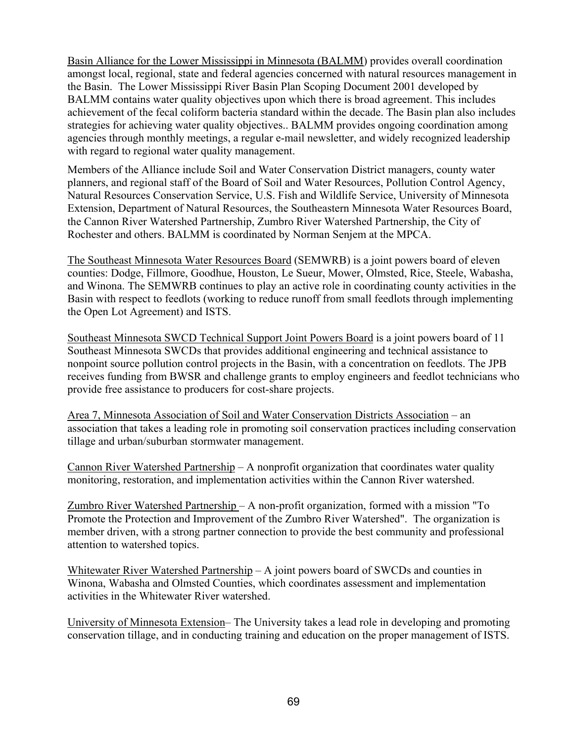Basin Alliance for the Lower Mississippi in Minnesota (BALMM) provides overall coordination amongst local, regional, state and federal agencies concerned with natural resources management in the Basin. The Lower Mississippi River Basin Plan Scoping Document 2001 developed by BALMM contains water quality objectives upon which there is broad agreement. This includes achievement of the fecal coliform bacteria standard within the decade. The Basin plan also includes strategies for achieving water quality objectives.. BALMM provides ongoing coordination among agencies through monthly meetings, a regular e-mail newsletter, and widely recognized leadership with regard to regional water quality management.

Members of the Alliance include Soil and Water Conservation District managers, county water planners, and regional staff of the Board of Soil and Water Resources, Pollution Control Agency, Natural Resources Conservation Service, U.S. Fish and Wildlife Service, University of Minnesota Extension, Department of Natural Resources, the Southeastern Minnesota Water Resources Board, the Cannon River Watershed Partnership, Zumbro River Watershed Partnership, the City of Rochester and others. BALMM is coordinated by Norman Senjem at the MPCA.

The Southeast Minnesota Water Resources Board (SEMWRB) is a joint powers board of eleven counties: Dodge, Fillmore, Goodhue, Houston, Le Sueur, Mower, Olmsted, Rice, Steele, Wabasha, and Winona. The SEMWRB continues to play an active role in coordinating county activities in the Basin with respect to feedlots (working to reduce runoff from small feedlots through implementing the Open Lot Agreement) and ISTS.

Southeast Minnesota SWCD Technical Support Joint Powers Board is a joint powers board of 11 Southeast Minnesota SWCDs that provides additional engineering and technical assistance to nonpoint source pollution control projects in the Basin, with a concentration on feedlots. The JPB receives funding from BWSR and challenge grants to employ engineers and feedlot technicians who provide free assistance to producers for cost-share projects.

Area 7, Minnesota Association of Soil and Water Conservation Districts Association – an association that takes a leading role in promoting soil conservation practices including conservation tillage and urban/suburban stormwater management.

Cannon River Watershed Partnership – A nonprofit organization that coordinates water quality monitoring, restoration, and implementation activities within the Cannon River watershed.

Zumbro River Watershed Partnership – A non-profit organization, formed with a mission "To Promote the Protection and Improvement of the Zumbro River Watershed". The organization is member driven, with a strong partner connection to provide the best community and professional attention to watershed topics.

Whitewater River Watershed Partnership – A joint powers board of SWCDs and counties in Winona, Wabasha and Olmsted Counties, which coordinates assessment and implementation activities in the Whitewater River watershed.

University of Minnesota Extension– The University takes a lead role in developing and promoting conservation tillage, and in conducting training and education on the proper management of ISTS.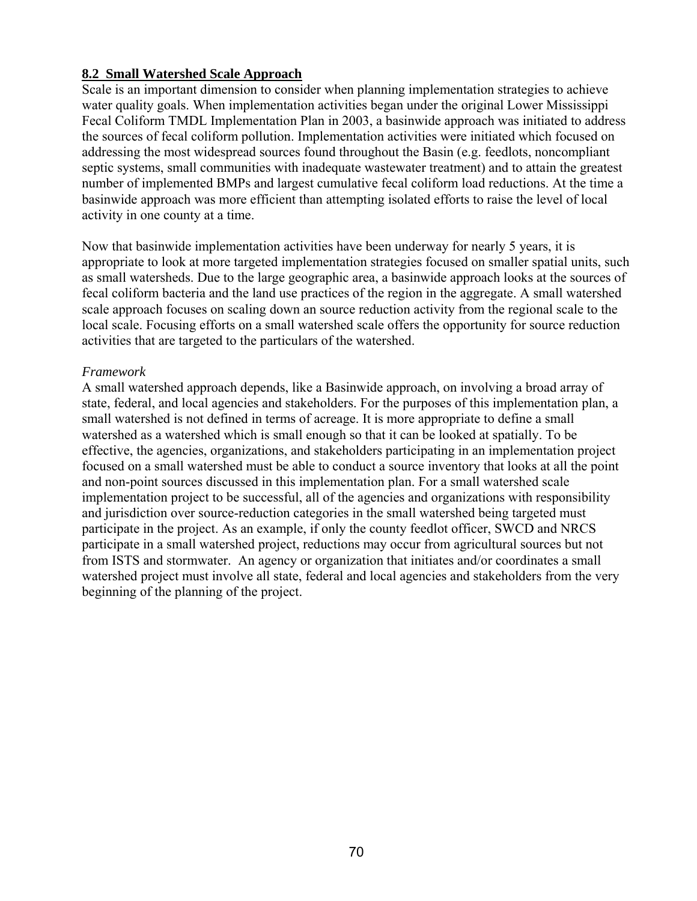## 8.2 Small Watershed Scale Approach

Scale is an important dimension to consider when planning implementation strategies to achieve water quality goals. When implementation activities began under the original Lower Mississippi Fecal Coliform TMDL Implementation Plan in 2003, a basinwide approach was initiated to address the sources of fecal coliform pollution. Implementation activities were initiated which focused on addressing the most widespread sources found throughout the Basin (e.g. feedlots, noncompliant septic systems, small communities with inadequate wastewater treatment) and to attain the greatest number of implemented BMPs and largest cumulative fecal coliform load reductions. At the time a basinwide approach was more efficient than attempting isolated efforts to raise the level of local activity in one county at a time.

Now that basinwide implementation activities have been underway for nearly 5 years, it is appropriate to look at more targeted implementation strategies focused on smaller spatial units, such as small watersheds. Due to the large geographic area, a basinwide approach looks at the sources of fecal coliform bacteria and the land use practices of the region in the aggregate. A small watershed scale approach focuses on scaling down an source reduction activity from the regional scale to the local scale. Focusing efforts on a small watershed scale offers the opportunity for source reduction activities that are targeted to the particulars of the watershed.

*Framework*

A small watershed approach depends, like a Basinwide approach, on involving a broad array of state, federal, and local agencies and stakeholders. For the purposes of this implementation plan, a small watershed is not defined in terms of acreage. It is more appropriate to define a small watershed as a watershed which is small enough so that it can be looked at spatially. To be effective, the agencies, organizations, and stakeholders participating in an implementation project focused on a small watershed must be able to conduct a source inventory that looks at all the point and non-point sources discussed in this implementation plan. For a small watershed scale implementation project to be successful, all of the agencies and organizations with responsibility and jurisdiction over source-reduction categories in the small watershed being targeted must participate in the project. As an example, if only the county feedlot officer, SWCD and NRCS participate in a small watershed project, reductions may occur from agricultural sources but not from ISTS and stormwater. An agency or organization that initiates and/or coordinates a small watershed project must involve all state, federal and local agencies and stakeholders from the very beginning of the planning of the project.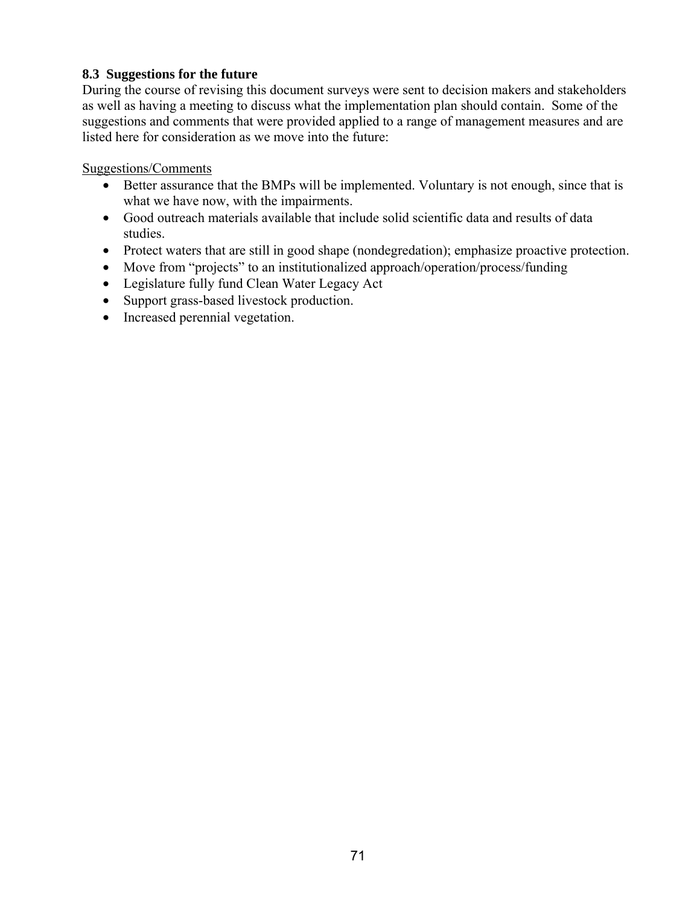### 8.3 Suggestions for the future

During the course of revising this document surveys were sent to decision makers and stakeholders as well as having a meeting to discuss what the implementation plan should contain. Some of the suggestions and comments that were provided applied to a range of management measures and are listed here for consideration as we move into the future:

<u>Suggestions/Comments</u>

- Better assurance that the BMPs will be implemented. Voluntary is not enough, since that is what we have now, with the impairments.
- Good outreach materials available that include solid scientific data and results of data studies.
- Protect waters that are still in good shape (nondegredation); emphasize proactive protection.
- Move from "projects" to an institutionalized approach/operation/process/funding
- Legislature fully fund Clean Water Legacy Act
- Support grass-based livestock production.
- Increased perennial vegetation.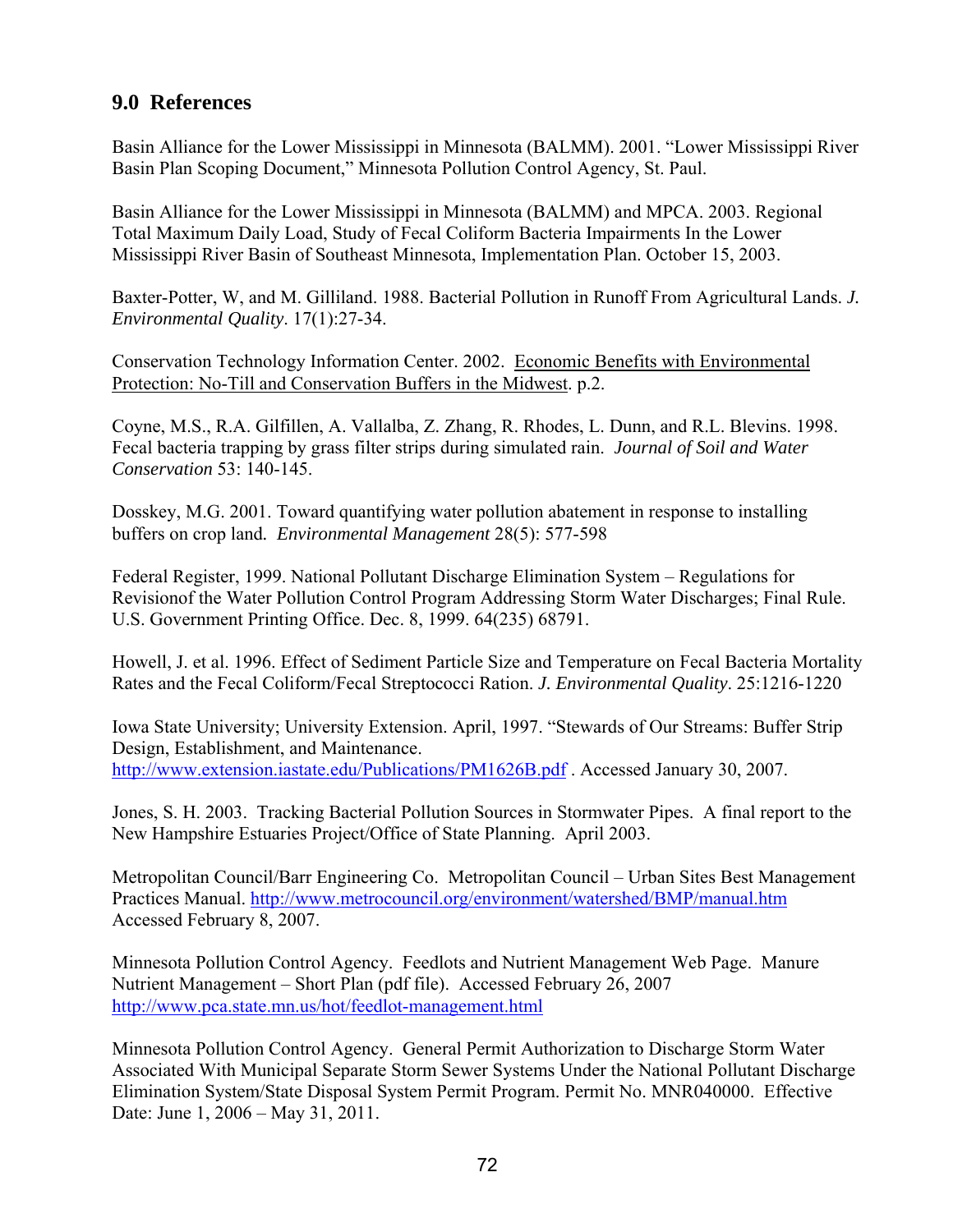## 9.0 References

Basin Alliance for the Lower Mississippi in Minnesota (BALMM). 2001. "Lower Mississippi River Basin Plan Scoping Document," Minnesota Pollution Control Agency, St. Paul.

Basin Alliance for the Lower Mississippi in Minnesota (BALMM) and MPCA. 2003. Regional Total Maximum Daily Load, Study of Fecal Coliform Bacteria Impairments In the Lower Mississippi River Basin of Southeast Minnesota, Implementation Plan. October 15, 2003.

Baxter-Potter, W, and M. Gilliland. 1988. Bacterial Pollution in Runoff From Agricultural Lands. *J. Environmental Quality*. 17(1):27-34.

Conservation Technology Information Center. 2002. Economic Benefits with Environmental Protection: No-Till and Conservation Buffers in the Midwest. p.2.

Coyne, M.S., R.A. Gilfillen, A. Vallalba, Z. Zhang, R. Rhodes, L. Dunn, and R.L. Blevins. 1998. Fecal bacteria trapping by grass filter strips during simulated rain. *Journal of Soil and Water Conservation* 53: 140-145.

Dosskey, M.G. 2001. Toward quantifying water pollution abatement in response to installing buffers on crop land. *Environmental Management* 28(5): 577-598

Federal Register, 1999. National Pollutant Discharge Elimination System – Regulations for Revisionof the Water Pollution Control Program Addressing Storm Water Discharges; Final Rule. U.S. Government Printing Office. Dec. 8, 1999. 64(235) 68791.

Howell, J. et al. 1996. Effect of Sediment Particle Size and Temperature on Fecal Bacteria Mortality Rates and the Fecal Coliform/Fecal Streptococci Ration. *J. Environmental Quality*. 25:1216-1220

Iowa State University; University Extension. April, 1997. "Stewards of Our Streams: Buffer Strip Design, Establishment, and Maintenance. http://www.extension.iastate.edu/Publications/PM1626B.pdf . Accessed January 30, 2007.

Jones, S. H. 2003. Tracking Bacterial Pollution Sources in Stormwater Pipes. A final report to the New Hampshire Estuaries Project/Office of State Planning. April 2003.

Metropolitan Council/Barr Engineering Co. Metropolitan Council – Urban Sites Best Management Practices Manual. http://www.metrocouncil.org/environment/watershed/BMP/manual.htm Accessed February 8, 2007.

Minnesota Pollution Control Agency. Feedlots and Nutrient Management Web Page. Manure Nutrient Management – Short Plan (pdf file). Accessed February 26, 2007 http://www.pca.state.mn.us/hot/feedlot-management.html

Minnesota Pollution Control Agency. General Permit Authorization to Discharge Storm Water Associated With Municipal Separate Storm Sewer Systems Under the National Pollutant Discharge Elimination System/State Disposal System Permit Program. Permit No. MNR040000. Effective Date: June 1, 2006 – May 31, 2011.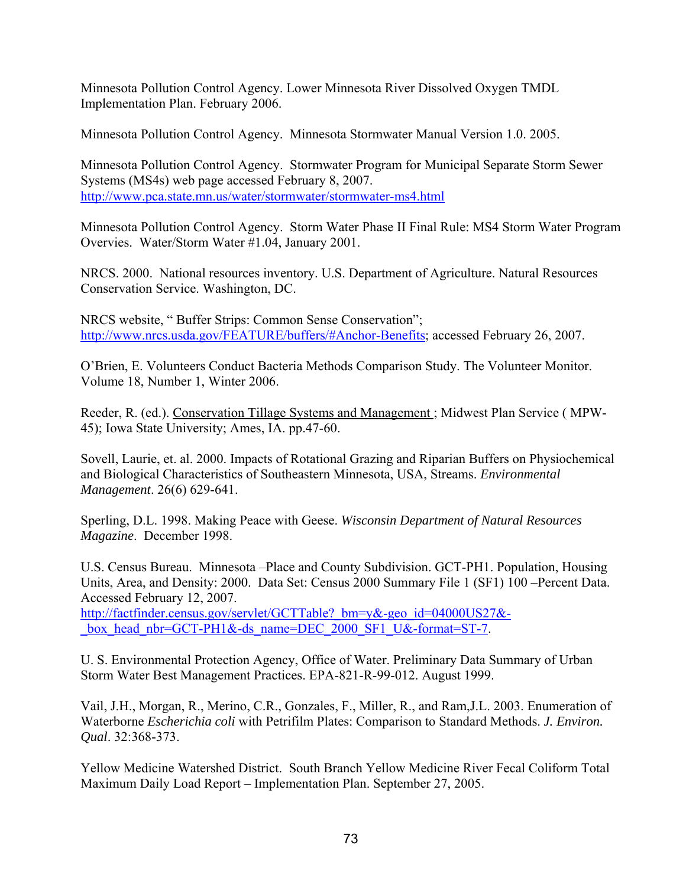Minnesota Pollution Control Agency. Lower Minnesota River Dissolved Oxygen TMDL Implementation Plan. February 2006.

Minnesota Pollution Control Agency. Minnesota Stormwater Manual Version 1.0. 2005.

Minnesota Pollution Control Agency. Stormwater Program for Municipal Separate Storm Sewer Systems (MS4s) web page accessed February 8, 2007. http://www.pca.state.mn.us/water/stormwater/stormwater-ms4.html

Minnesota Pollution Control Agency. Storm Water Phase II Final Rule: MS4 Storm Water Program Overvies. Water/Storm Water #1.04, January 2001.

NRCS. 2000. National resources inventory. U.S. Department of Agriculture. Natural Resources Conservation Service. Washington, DC.

NRCS website, " Buffer Strips: Common Sense Conservation"; http://www.nrcs.usda.gov/FEATURE/buffers/#Anchor-Benefits; accessed February 26, 2007.

O'Brien, E. Volunteers Conduct Bacteria Methods Comparison Study. The Volunteer Monitor. Volume 18, Number 1, Winter 2006.

Reeder, R. (ed.). Conservation Tillage Systems and Management ; Midwest Plan Service ( MPW-45); Iowa State University; Ames, IA. pp.47-60.

Sovell, Laurie, et. al. 2000. Impacts of Rotational Grazing and Riparian Buffers on Physiochemical and Biological Characteristics of Southeastern Minnesota, USA, Streams. *Environmental Management*. 26(6) 629-641.

Sperling, D.L. 1998. Making Peace with Geese. *Wisconsin Department of Natural Resources Magazine*. December 1998.

U.S. Census Bureau. Minnesota –Place and County Subdivision. GCT-PH1. Population, Housing Units, Area, and Density: 2000. Data Set: Census 2000 Summary File 1 (SF1) 100 –Percent Data. Accessed February 12, 2007. http://factfinder.census.gov/servlet/GCTTable?_bm=y&-geo_id=04000US27&-_box_head_nbr=GCT-PH1&-ds_name=DEC_2000_SF1_U&-format=ST-7.

U. S. Environmental Protection Agency, Office of Water. Preliminary Data Summary of Urban Storm Water Best Management Practices. EPA-821-R-99-012. August 1999.

Vail, J.H., Morgan, R., Merino, C.R., Gonzales, F., Miller, R., and Ram,J.L. 2003. Enumeration of Waterborne *Escherichia coli* with Petrifilm Plates: Comparison to Standard Methods. *J. Environ. Qual*. 32:368-373.

Yellow Medicine Watershed District. South Branch Yellow Medicine River Fecal Coliform Total Maximum Daily Load Report – Implementation Plan. September 27, 2005.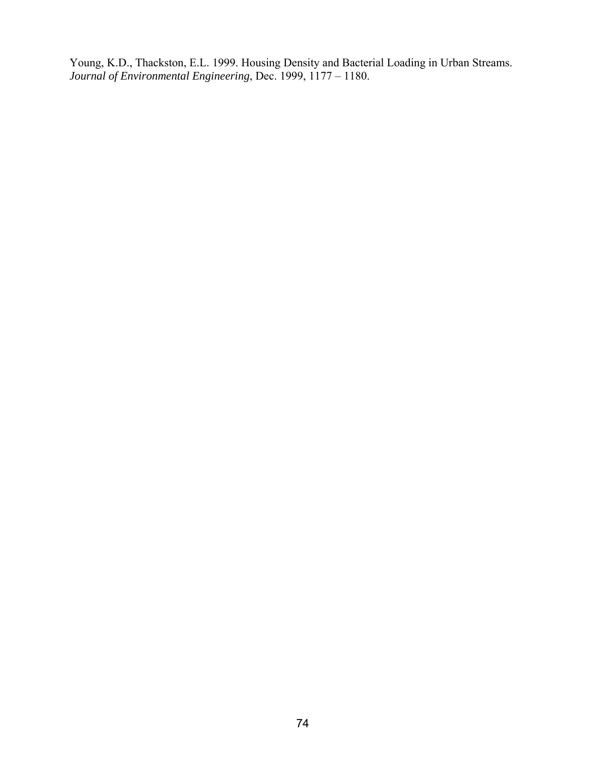Young, K.D., Thackston, E.L. 1999. Housing Density and Bacterial Loading in Urban Streams. *Journal of Environmental Engineering*, Dec. 1999, 1177 – 1180.